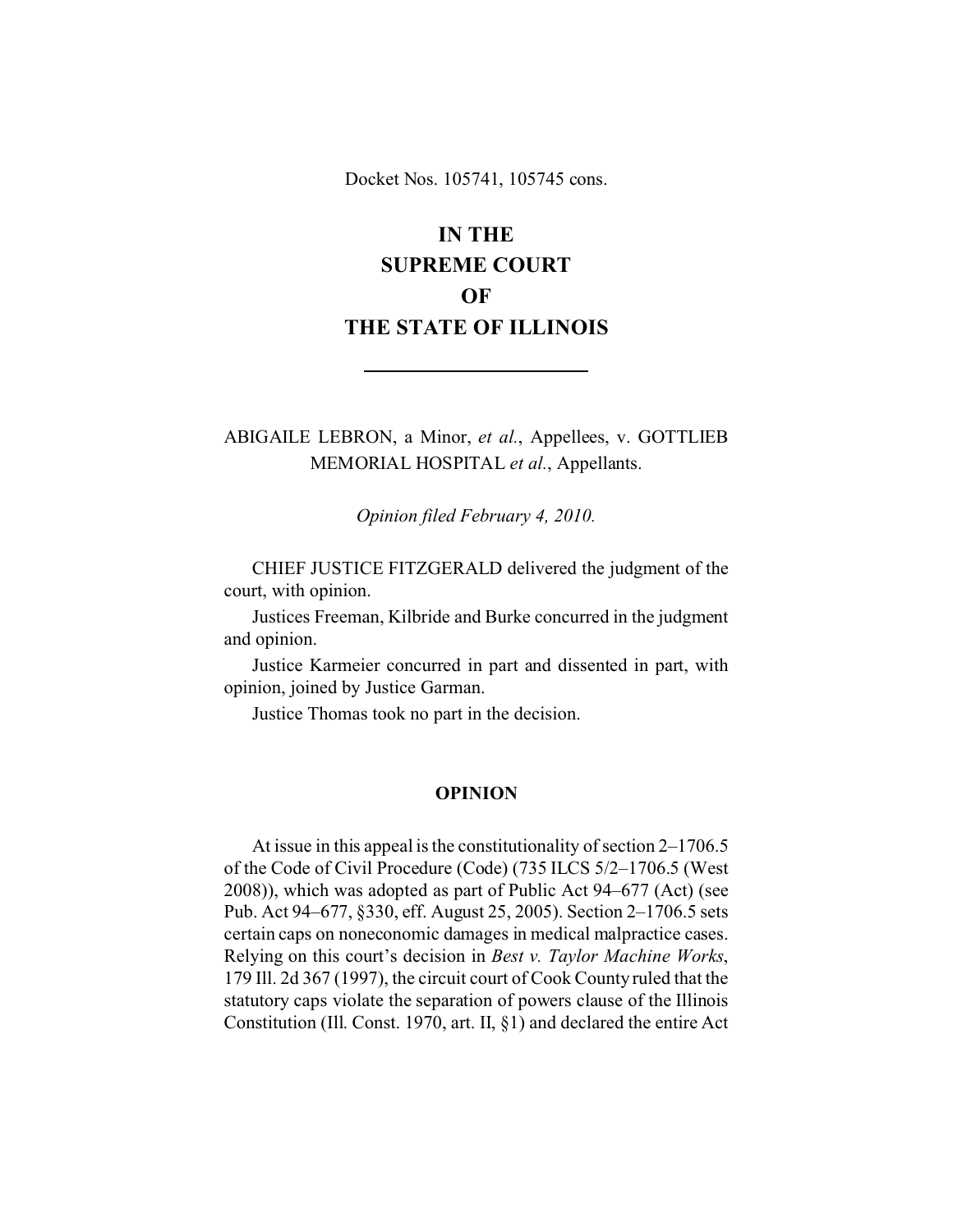Docket Nos. 105741, 105745 cons.

# IN THE SUPREME COURT OF THE STATE OF ILLINOIS

---

ABIGAILE LEBRON, a Minor, *et al.*, Appellees, v. GOTTLIEB MEMORIAL HOSPITAL *et al.*, Appellants.

*Opinion filed February 4, 2010.*

CHIEF JUSTICE FITZGERALD delivered the judgment of the court, with opinion.

Justices Freeman, Kilbride and Burke concurred in the judgment and opinion.

Justice Karmeier concurred in part and dissented in part, with opinion, joined by Justice Garman.

Justice Thomas took no part in the decision.

## OPINION

At issue in this appeal is the constitutionality of section 2–1706.5 of the Code of Civil Procedure (Code) (735 ILCS 5/2–1706.5 (West 2008)), which was adopted as part of Public Act 94–677 (Act) (see Pub. Act 94–677, §330, eff. August 25, 2005). Section 2–1706.5 sets certain caps on noneconomic damages in medical malpractice cases. Relying on this court's decision in *Best v. Taylor Machine Works*, 179 Ill. 2d 367 (1997), the circuit court of Cook County ruled that the statutory caps violate the separation of powers clause of the Illinois Constitution (Ill. Const. 1970, art. II, §1) and declared the entire Act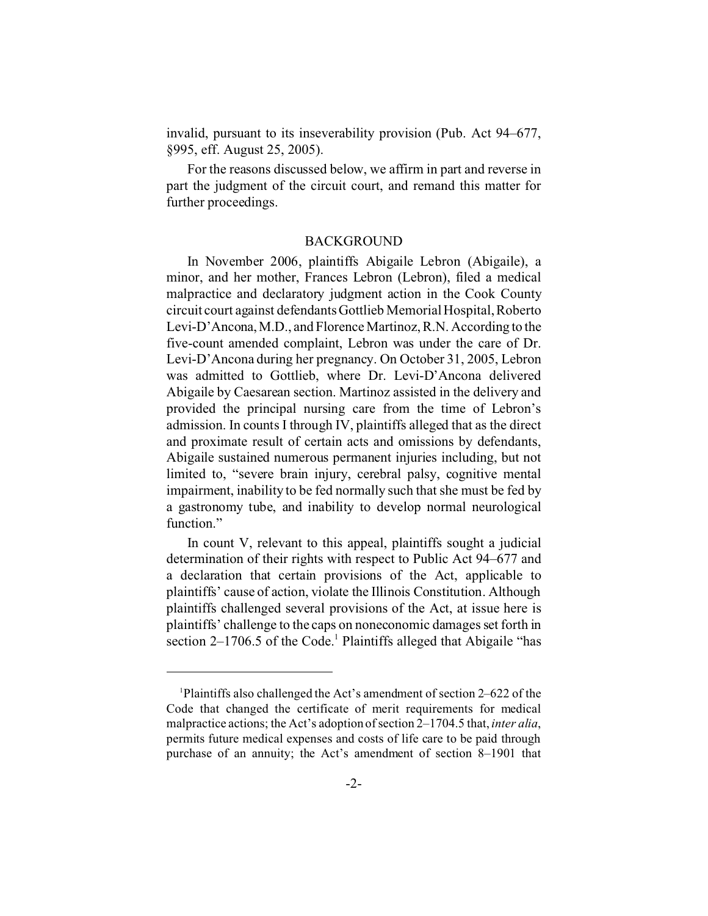invalid, pursuant to its inseverability provision (Pub. Act 94–677, §995, eff. August 25, 2005).

For the reasons discussed below, we affirm in part and reverse in part the judgment of the circuit court, and remand this matter for further proceedings.

## BACKGROUND

In November 2006, plaintiffs Abigaile Lebron (Abigaile), a minor, and her mother, Frances Lebron (Lebron), filed a medical malpractice and declaratory judgment action in the Cook County circuit court against defendants Gottlieb Memorial Hospital, Roberto Levi-D'Ancona, M.D., and Florence Martinoz, R.N. According to the five-count amended complaint, Lebron was under the care of Dr. Levi-D'Ancona during her pregnancy. On October 31, 2005, Lebron was admitted to Gottlieb, where Dr. Levi-D'Ancona delivered Abigaile by Caesarean section. Martinoz assisted in the delivery and provided the principal nursing care from the time of Lebron's admission. In counts I through IV, plaintiffs alleged that as the direct and proximate result of certain acts and omissions by defendants, Abigaile sustained numerous permanent injuries including, but not limited to, "severe brain injury, cerebral palsy, cognitive mental impairment, inability to be fed normally such that she must be fed by a gastronomy tube, and inability to develop normal neurological function."

In count V, relevant to this appeal, plaintiffs sought a judicial determination of their rights with respect to Public Act 94–677 and a declaration that certain provisions of the Act, applicable to plaintiffs' cause of action, violate the Illinois Constitution. Although plaintiffs challenged several provisions of the Act, at issue here is plaintiffs' challenge to the caps on noneconomic damages set forth in section 2–1706.5 of the Code.[1] Plaintiffs alleged that Abigaile "has

---

[1]Plaintiffs also challenged the Act's amendment of section 2–622 of the Code that changed the certificate of merit requirements for medical malpractice actions; the Act's adoption of section 2–1704.5 that, *inter alia*, permits future medical expenses and costs of life care to be paid through purchase of an annuity; the Act's amendment of section 8–1901 that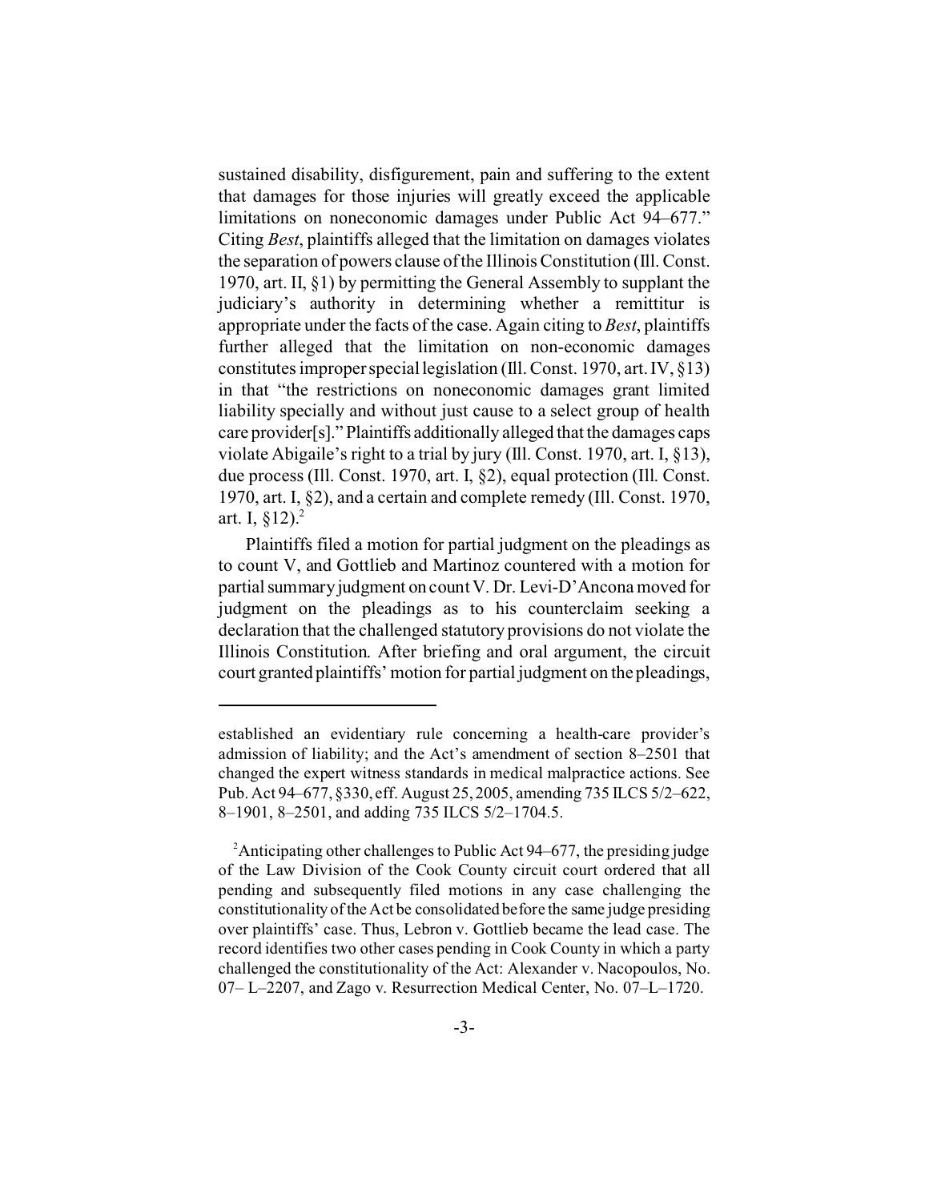sustained disability, disfigurement, pain and suffering to the extent that damages for those injuries will greatly exceed the applicable limitations on noneconomic damages under Public Act 94–677." Citing *Best*, plaintiffs alleged that the limitation on damages violates the separation of powers clause of the Illinois Constitution (Ill. Const. 1970, art. II, §1) by permitting the General Assembly to supplant the judiciary's authority in determining whether a remittitur is appropriate under the facts of the case. Again citing to *Best*, plaintiffs further alleged that the limitation on non-economic damages constitutes improper special legislation (Ill. Const. 1970, art. IV, §13) in that "the restrictions on noneconomic damages grant limited liability specially and without just cause to a select group of health care provider[s]." Plaintiffs additionally alleged that the damages caps violate Abigaile's right to a trial by jury (Ill. Const. 1970, art. I, §13), due process (Ill. Const. 1970, art. I, §2), equal protection (Ill. Const. 1970, art. I, §2), and a certain and complete remedy (Ill. Const. 1970, art. I, §12).[2]

Plaintiffs filed a motion for partial judgment on the pleadings as to count V, and Gottlieb and Martinoz countered with a motion for partial summary judgment on count V. Dr. Levi-D'Ancona moved for judgment on the pleadings as to his counterclaim seeking a declaration that the challenged statutory provisions do not violate the Illinois Constitution. After briefing and oral argument, the circuit court granted plaintiffs' motion for partial judgment on the pleadings,

---

established an evidentiary rule concerning a health-care provider's admission of liability; and the Act's amendment of section 8–2501 that changed the expert witness standards in medical malpractice actions. See Pub. Act 94–677, §330, eff. August 25, 2005, amending 735 ILCS 5/2–622, 8–1901, 8–2501, and adding 735 ILCS 5/2–1704.5.

[2] Anticipating other challenges to Public Act 94–677, the presiding judge of the Law Division of the Cook County circuit court ordered that all pending and subsequently filed motions in any case challenging the constitutionality of the Act be consolidated before the same judge presiding over plaintiffs' case. Thus, Lebron v. Gottlieb became the lead case. The record identifies two other cases pending in Cook County in which a party challenged the constitutionality of the Act: Alexander v. Nacopoulos, No. 07– L–2207, and Zago v. Resurrection Medical Center, No. 07–L–1720.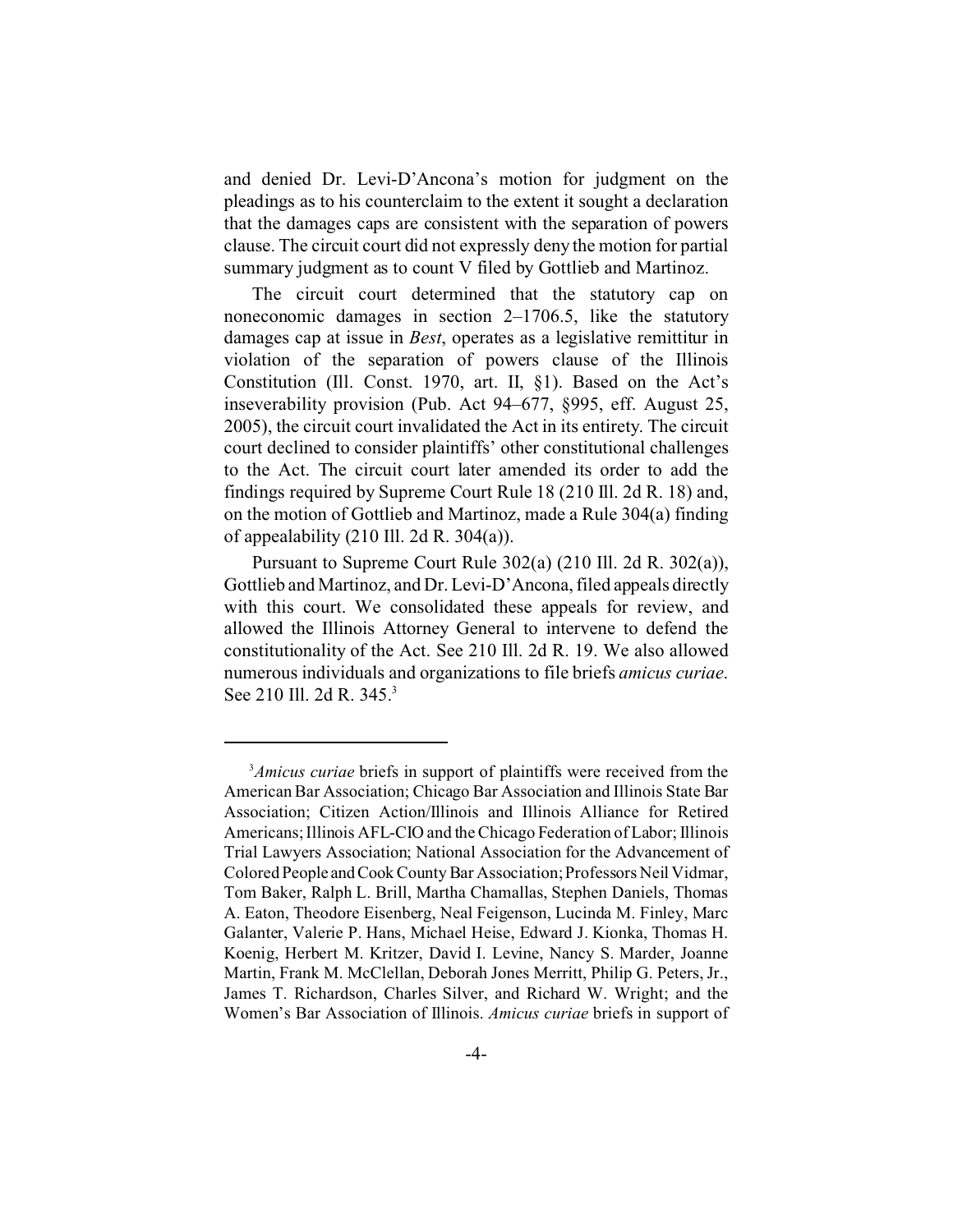and denied Dr. Levi-D'Ancona's motion for judgment on the pleadings as to his counterclaim to the extent it sought a declaration that the damages caps are consistent with the separation of powers clause. The circuit court did not expressly deny the motion for partial summary judgment as to count V filed by Gottlieb and Martinoz.

The circuit court determined that the statutory cap on noneconomic damages in section 2–1706.5, like the statutory damages cap at issue in *Best*, operates as a legislative remittitur in violation of the separation of powers clause of the Illinois Constitution (Ill. Const. 1970, art. II, §1). Based on the Act's inseverability provision (Pub. Act 94–677, §995, eff. August 25, 2005), the circuit court invalidated the Act in its entirety. The circuit court declined to consider plaintiffs' other constitutional challenges to the Act. The circuit court later amended its order to add the findings required by Supreme Court Rule 18 (210 Ill. 2d R. 18) and, on the motion of Gottlieb and Martinoz, made a Rule 304(a) finding of appealability (210 Ill. 2d R. 304(a)).

Pursuant to Supreme Court Rule 302(a) (210 Ill. 2d R. 302(a)), Gottlieb and Martinoz, and Dr. Levi-D'Ancona, filed appeals directly with this court. We consolidated these appeals for review, and allowed the Illinois Attorney General to intervene to defend the constitutionality of the Act. See 210 Ill. 2d R. 19. We also allowed numerous individuals and organizations to file briefs *amicus curiae*. See 210 Ill. 2d R. 345.[3]

---

[3]*Amicus curiae* briefs in support of plaintiffs were received from the American Bar Association; Chicago Bar Association and Illinois State Bar Association; Citizen Action/Illinois and Illinois Alliance for Retired Americans; Illinois AFL-CIO and the Chicago Federation of Labor; Illinois Trial Lawyers Association; National Association for the Advancement of Colored People and Cook County Bar Association; Professors Neil Vidmar, Tom Baker, Ralph L. Brill, Martha Chamallas, Stephen Daniels, Thomas A. Eaton, Theodore Eisenberg, Neal Feigenson, Lucinda M. Finley, Marc Galanter, Valerie P. Hans, Michael Heise, Edward J. Kionka, Thomas H. Koenig, Herbert M. Kritzer, David I. Levine, Nancy S. Marder, Joanne Martin, Frank M. McClellan, Deborah Jones Merritt, Philip G. Peters, Jr., James T. Richardson, Charles Silver, and Richard W. Wright; and the Women's Bar Association of Illinois. *Amicus curiae* briefs in support of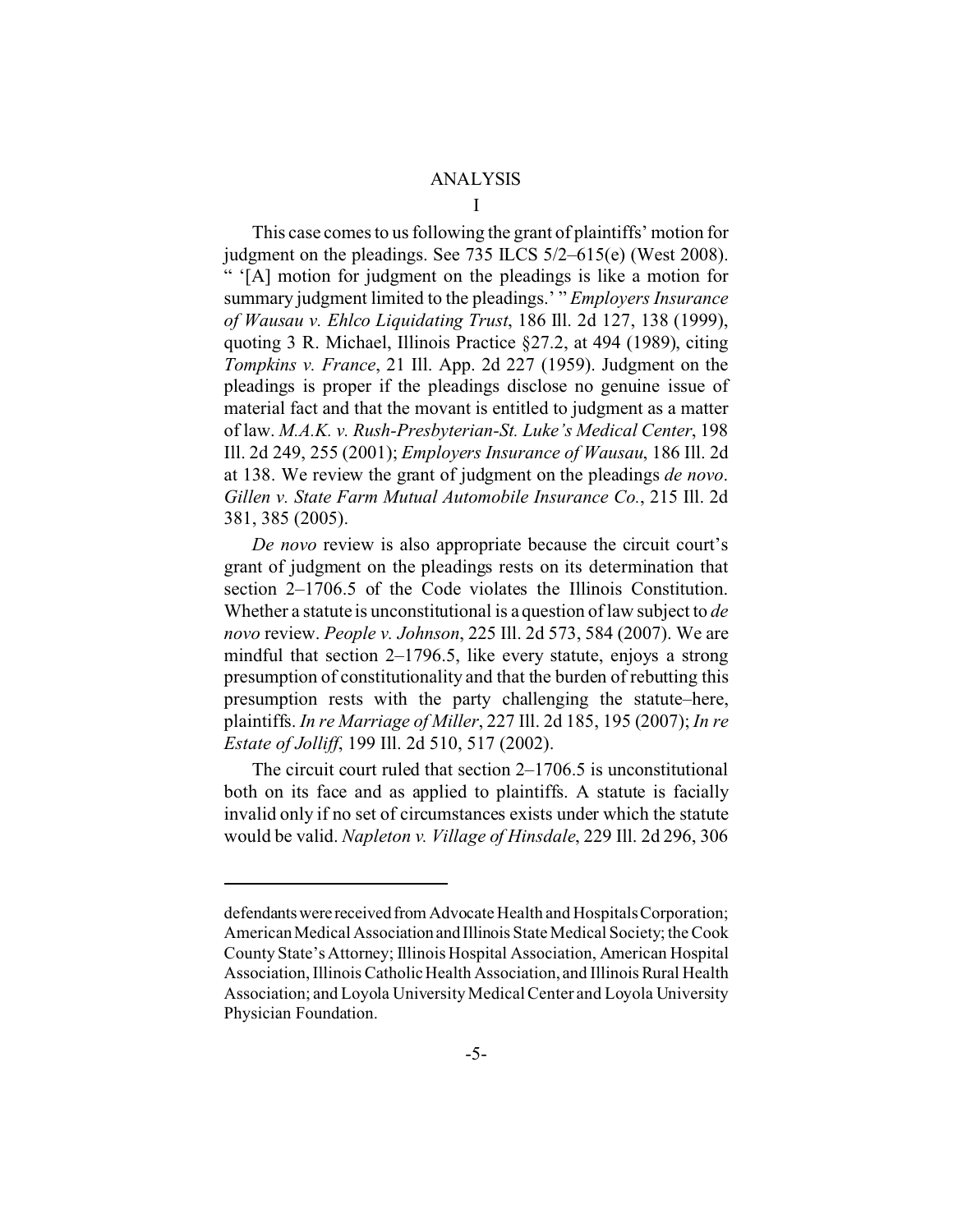## ANALYSIS

### I

This case comes to us following the grant of plaintiffs' motion for judgment on the pleadings. See 735 ILCS 5/2–615(e) (West 2008). " '[A] motion for judgment on the pleadings is like a motion for summary judgment limited to the pleadings.' " *Employers Insurance of Wausau v. Ehlco Liquidating Trust*, 186 Ill. 2d 127, 138 (1999), quoting 3 R. Michael, Illinois Practice §27.2, at 494 (1989), citing *Tompkins v. France*, 21 Ill. App. 2d 227 (1959). Judgment on the pleadings is proper if the pleadings disclose no genuine issue of material fact and that the movant is entitled to judgment as a matter of law. *M.A.K. v. Rush-Presbyterian-St. Luke's Medical Center*, 198 Ill. 2d 249, 255 (2001); *Employers Insurance of Wausau*, 186 Ill. 2d at 138. We review the grant of judgment on the pleadings *de novo*. *Gillen v. State Farm Mutual Automobile Insurance Co.*, 215 Ill. 2d 381, 385 (2005).

*De novo* review is also appropriate because the circuit court's grant of judgment on the pleadings rests on its determination that section 2–1706.5 of the Code violates the Illinois Constitution. Whether a statute is unconstitutional is a question of law subject to *de novo* review. *People v. Johnson*, 225 Ill. 2d 573, 584 (2007). We are mindful that section 2–1796.5, like every statute, enjoys a strong presumption of constitutionality and that the burden of rebutting this presumption rests with the party challenging the statute–here, plaintiffs. *In re Marriage of Miller*, 227 Ill. 2d 185, 195 (2007); *In re Estate of Jolliff*, 199 Ill. 2d 510, 517 (2002).

The circuit court ruled that section 2–1706.5 is unconstitutional both on its face and as applied to plaintiffs. A statute is facially invalid only if no set of circumstances exists under which the statute would be valid. *Napleton v. Village of Hinsdale*, 229 Ill. 2d 296, 306

---

defendants were received from Advocate Health and Hospitals Corporation; American Medical Association and Illinois State Medical Society; the Cook County State's Attorney; Illinois Hospital Association, American Hospital Association, Illinois Catholic Health Association, and Illinois Rural Health Association; and Loyola University Medical Center and Loyola University Physician Foundation.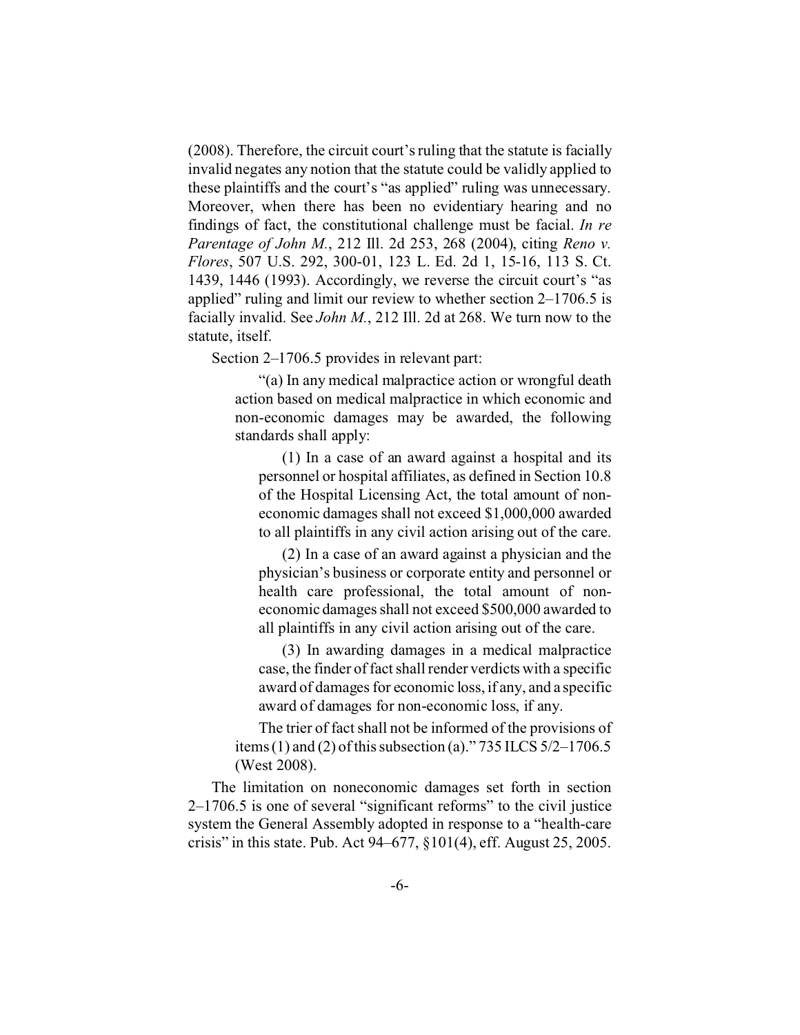(2008). Therefore, the circuit court's ruling that the statute is facially invalid negates any notion that the statute could be validly applied to these plaintiffs and the court's "as applied" ruling was unnecessary. Moreover, when there has been no evidentiary hearing and no findings of fact, the constitutional challenge must be facial. *In re Parentage of John M.*, 212 Ill. 2d 253, 268 (2004), citing *Reno v. Flores*, 507 U.S. 292, 300-01, 123 L. Ed. 2d 1, 15-16, 113 S. Ct. 1439, 1446 (1993). Accordingly, we reverse the circuit court's "as applied" ruling and limit our review to whether section 2–1706.5 is facially invalid. See *John M.*, 212 Ill. 2d at 268. We turn now to the statute, itself.

Section 2–1706.5 provides in relevant part:

> "(a) In any medical malpractice action or wrongful death action based on medical malpractice in which economic and non-economic damages may be awarded, the following standards shall apply:
>
> > (1) In a case of an award against a hospital and its personnel or hospital affiliates, as defined in Section 10.8 of the Hospital Licensing Act, the total amount of non-economic damages shall not exceed $1,000,000 awarded to all plaintiffs in any civil action arising out of the care.
> >
> > (2) In a case of an award against a physician and the physician's business or corporate entity and personnel or health care professional, the total amount of non-economic damages shall not exceed $500,000 awarded to all plaintiffs in any civil action arising out of the care.
> >
> > (3) In awarding damages in a medical malpractice case, the finder of fact shall render verdicts with a specific award of damages for economic loss, if any, and a specific award of damages for non-economic loss, if any.
>
> The trier of fact shall not be informed of the provisions of items (1) and (2) of this subsection (a)." 735 ILCS 5/2–1706.5 (West 2008).

The limitation on noneconomic damages set forth in section 2–1706.5 is one of several "significant reforms" to the civil justice system the General Assembly adopted in response to a "health-care crisis" in this state. Pub. Act 94–677, §101(4), eff. August 25, 2005.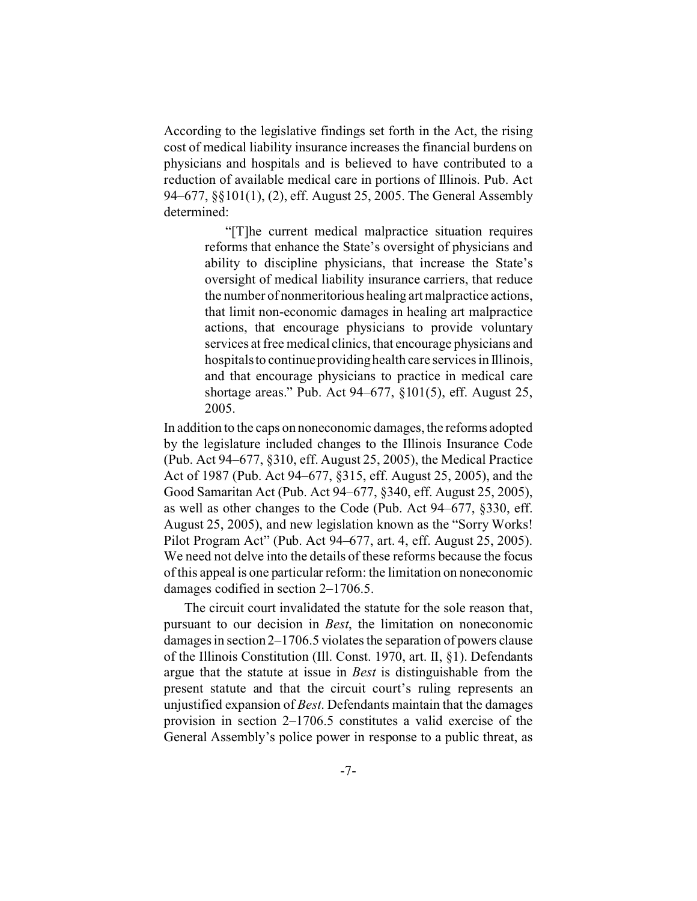According to the legislative findings set forth in the Act, the rising cost of medical liability insurance increases the financial burdens on physicians and hospitals and is believed to have contributed to a reduction of available medical care in portions of Illinois. Pub. Act 94–677, §§101(1), (2), eff. August 25, 2005. The General Assembly determined:

> "[T]he current medical malpractice situation requires reforms that enhance the State's oversight of physicians and ability to discipline physicians, that increase the State's oversight of medical liability insurance carriers, that reduce the number of nonmeritorious healing art malpractice actions, that limit non-economic damages in healing art malpractice actions, that encourage physicians to provide voluntary services at free medical clinics, that encourage physicians and hospitals to continue providing health care services in Illinois, and that encourage physicians to practice in medical care shortage areas." Pub. Act 94–677, §101(5), eff. August 25, 2005.

In addition to the caps on noneconomic damages, the reforms adopted by the legislature included changes to the Illinois Insurance Code (Pub. Act 94–677, §310, eff. August 25, 2005), the Medical Practice Act of 1987 (Pub. Act 94–677, §315, eff. August 25, 2005), and the Good Samaritan Act (Pub. Act 94–677, §340, eff. August 25, 2005), as well as other changes to the Code (Pub. Act 94–677, §330, eff. August 25, 2005), and new legislation known as the "Sorry Works! Pilot Program Act" (Pub. Act 94–677, art. 4, eff. August 25, 2005). We need not delve into the details of these reforms because the focus of this appeal is one particular reform: the limitation on noneconomic damages codified in section 2–1706.5.

The circuit court invalidated the statute for the sole reason that, pursuant to our decision in *Best*, the limitation on noneconomic damages in section 2–1706.5 violates the separation of powers clause of the Illinois Constitution (Ill. Const. 1970, art. II, §1). Defendants argue that the statute at issue in *Best* is distinguishable from the present statute and that the circuit court's ruling represents an unjustified expansion of *Best*. Defendants maintain that the damages provision in section 2–1706.5 constitutes a valid exercise of the General Assembly's police power in response to a public threat, as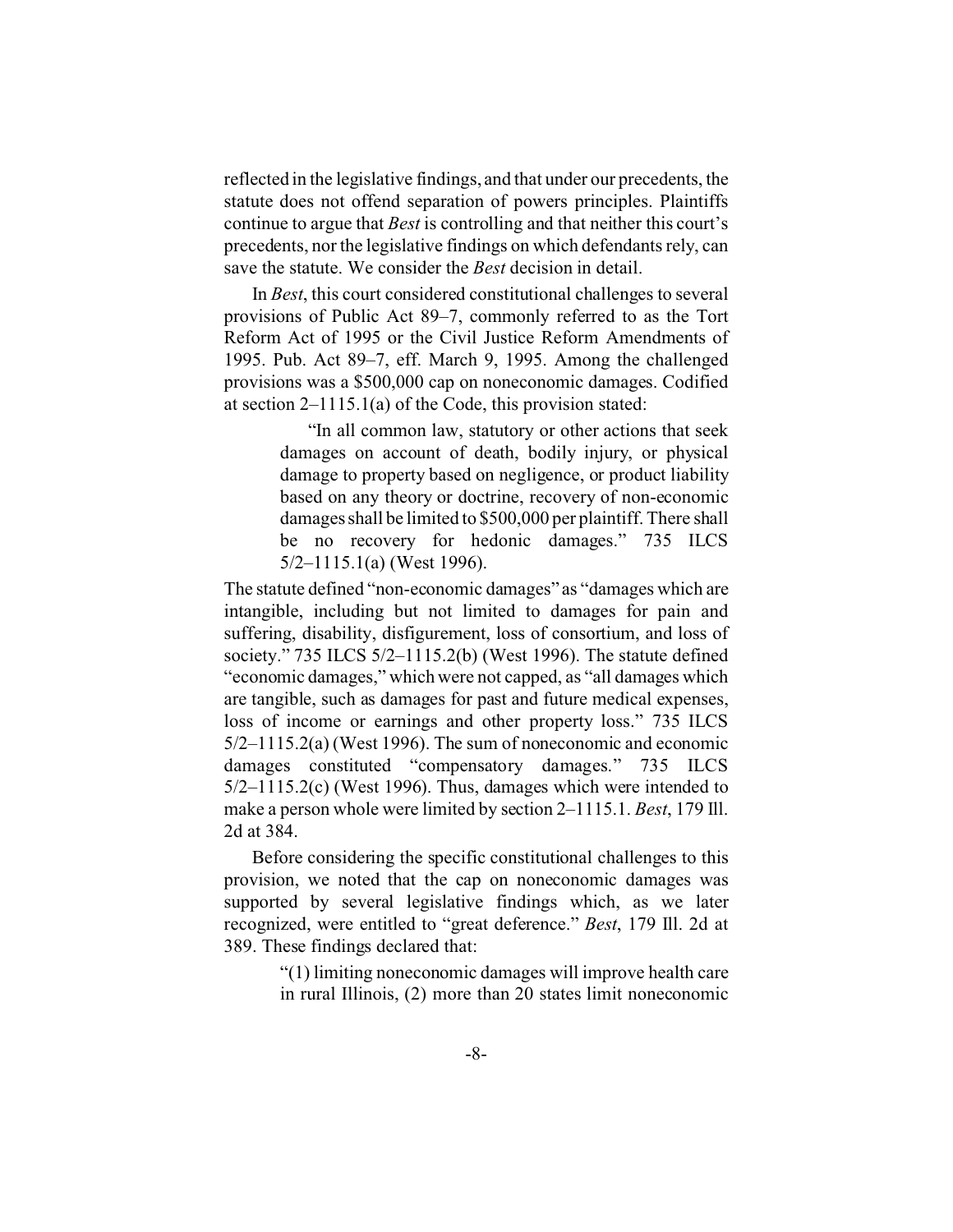reflected in the legislative findings, and that under our precedents, the statute does not offend separation of powers principles. Plaintiffs continue to argue that *Best* is controlling and that neither this court's precedents, nor the legislative findings on which defendants rely, can save the statute. We consider the *Best* decision in detail.

In *Best*, this court considered constitutional challenges to several provisions of Public Act 89–7, commonly referred to as the Tort Reform Act of 1995 or the Civil Justice Reform Amendments of 1995. Pub. Act 89–7, eff. March 9, 1995. Among the challenged provisions was a $500,000 cap on noneconomic damages. Codified at section 2–1115.1(a) of the Code, this provision stated:

> "In all common law, statutory or other actions that seek damages on account of death, bodily injury, or physical damage to property based on negligence, or product liability based on any theory or doctrine, recovery of non-economic damages shall be limited to $500,000 per plaintiff. There shall be no recovery for hedonic damages." 735 ILCS 5/2–1115.1(a) (West 1996).

The statute defined "non-economic damages" as "damages which are intangible, including but not limited to damages for pain and suffering, disability, disfigurement, loss of consortium, and loss of society." 735 ILCS 5/2–1115.2(b) (West 1996). The statute defined "economic damages," which were not capped, as "all damages which are tangible, such as damages for past and future medical expenses, loss of income or earnings and other property loss." 735 ILCS 5/2–1115.2(a) (West 1996). The sum of noneconomic and economic damages constituted "compensatory damages." 735 ILCS 5/2–1115.2(c) (West 1996). Thus, damages which were intended to make a person whole were limited by section 2–1115.1. *Best*, 179 Ill. 2d at 384.

Before considering the specific constitutional challenges to this provision, we noted that the cap on noneconomic damages was supported by several legislative findings which, as we later recognized, were entitled to "great deference." *Best*, 179 Ill. 2d at 389. These findings declared that:

> "(1) limiting noneconomic damages will improve health care in rural Illinois, (2) more than 20 states limit noneconomic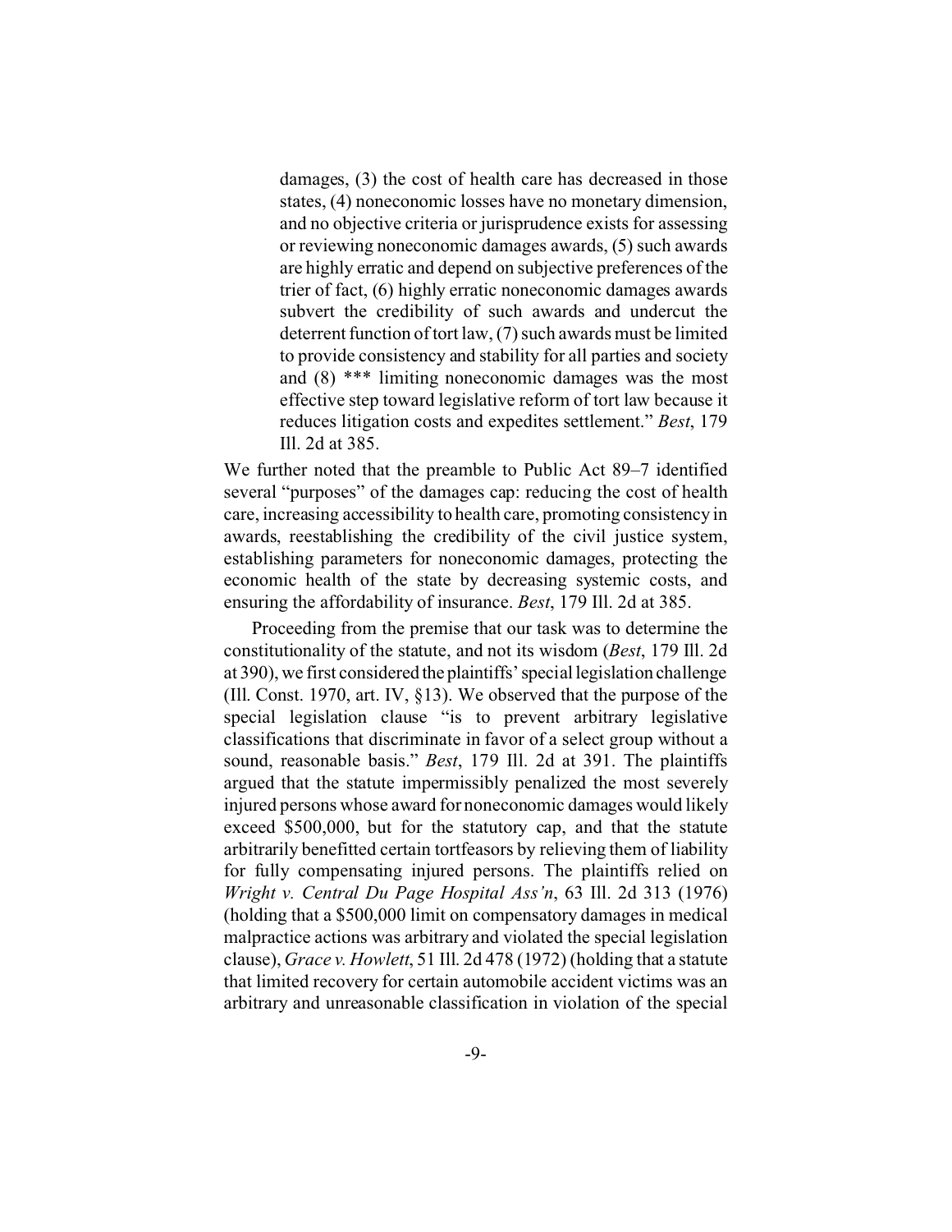> damages, (3) the cost of health care has decreased in those states, (4) noneconomic losses have no monetary dimension, and no objective criteria or jurisprudence exists for assessing or reviewing noneconomic damages awards, (5) such awards are highly erratic and depend on subjective preferences of the trier of fact, (6) highly erratic noneconomic damages awards subvert the credibility of such awards and undercut the deterrent function of tort law, (7) such awards must be limited to provide consistency and stability for all parties and society and (8) *** limiting noneconomic damages was the most effective step toward legislative reform of tort law because it reduces litigation costs and expedites settlement." *Best*, 179 Ill. 2d at 385.

We further noted that the preamble to Public Act 89–7 identified several "purposes" of the damages cap: reducing the cost of health care, increasing accessibility to health care, promoting consistency in awards, reestablishing the credibility of the civil justice system, establishing parameters for noneconomic damages, protecting the economic health of the state by decreasing systemic costs, and ensuring the affordability of insurance. *Best*, 179 Ill. 2d at 385.

Proceeding from the premise that our task was to determine the constitutionality of the statute, and not its wisdom (*Best*, 179 Ill. 2d at 390), we first considered the plaintiffs' special legislation challenge (Ill. Const. 1970, art. IV, §13). We observed that the purpose of the special legislation clause "is to prevent arbitrary legislative classifications that discriminate in favor of a select group without a sound, reasonable basis." *Best*, 179 Ill. 2d at 391. The plaintiffs argued that the statute impermissibly penalized the most severely injured persons whose award for noneconomic damages would likely exceed $500,000, but for the statutory cap, and that the statute arbitrarily benefitted certain tortfeasors by relieving them of liability for fully compensating injured persons. The plaintiffs relied on *Wright v. Central Du Page Hospital Ass'n*, 63 Ill. 2d 313 (1976) (holding that a $500,000 limit on compensatory damages in medical malpractice actions was arbitrary and violated the special legislation clause), *Grace v. Howlett*, 51 Ill. 2d 478 (1972) (holding that a statute that limited recovery for certain automobile accident victims was an arbitrary and unreasonable classification in violation of the special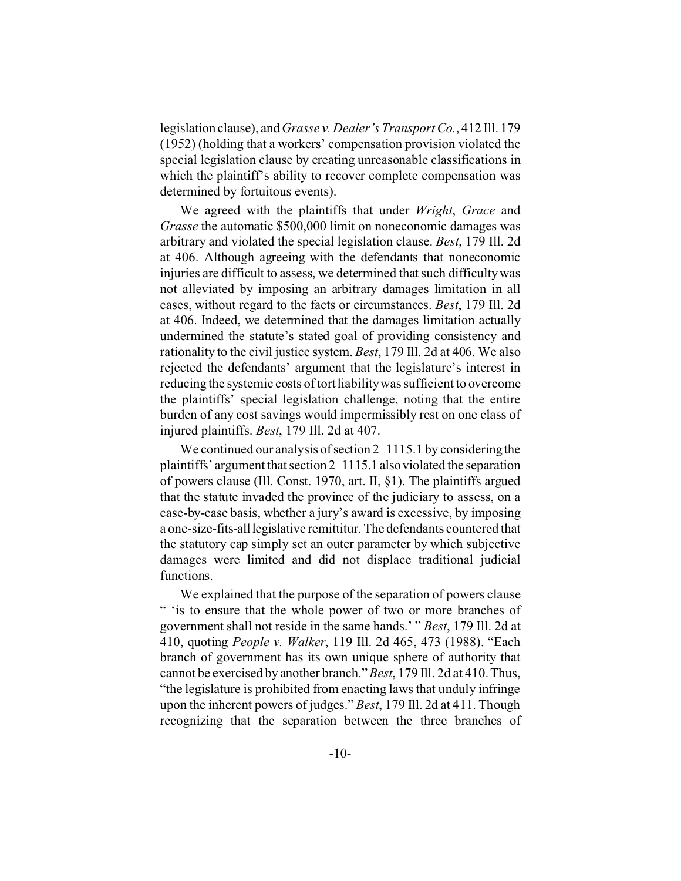legislation clause), and *Grasse v. Dealer's Transport Co.*, 412 Ill. 179 (1952) (holding that a workers' compensation provision violated the special legislation clause by creating unreasonable classifications in which the plaintiff's ability to recover complete compensation was determined by fortuitous events).

We agreed with the plaintiffs that under *Wright*, *Grace* and *Grasse* the automatic $500,000 limit on noneconomic damages was arbitrary and violated the special legislation clause. *Best*, 179 Ill. 2d at 406. Although agreeing with the defendants that noneconomic injuries are difficult to assess, we determined that such difficulty was not alleviated by imposing an arbitrary damages limitation in all cases, without regard to the facts or circumstances. *Best*, 179 Ill. 2d at 406. Indeed, we determined that the damages limitation actually undermined the statute's stated goal of providing consistency and rationality to the civil justice system. *Best*, 179 Ill. 2d at 406. We also rejected the defendants' argument that the legislature's interest in reducing the systemic costs of tort liability was sufficient to overcome the plaintiffs' special legislation challenge, noting that the entire burden of any cost savings would impermissibly rest on one class of injured plaintiffs. *Best*, 179 Ill. 2d at 407.

We continued our analysis of section 2–1115.1 by considering the plaintiffs' argument that section 2–1115.1 also violated the separation of powers clause (Ill. Const. 1970, art. II, §1). The plaintiffs argued that the statute invaded the province of the judiciary to assess, on a case-by-case basis, whether a jury's award is excessive, by imposing a one-size-fits-all legislative remittitur. The defendants countered that the statutory cap simply set an outer parameter by which subjective damages were limited and did not displace traditional judicial functions.

We explained that the purpose of the separation of powers clause " 'is to ensure that the whole power of two or more branches of government shall not reside in the same hands.' " *Best*, 179 Ill. 2d at 410, quoting *People v. Walker*, 119 Ill. 2d 465, 473 (1988). "Each branch of government has its own unique sphere of authority that cannot be exercised by another branch." *Best*, 179 Ill. 2d at 410. Thus, "the legislature is prohibited from enacting laws that unduly infringe upon the inherent powers of judges." *Best*, 179 Ill. 2d at 411. Though recognizing that the separation between the three branches of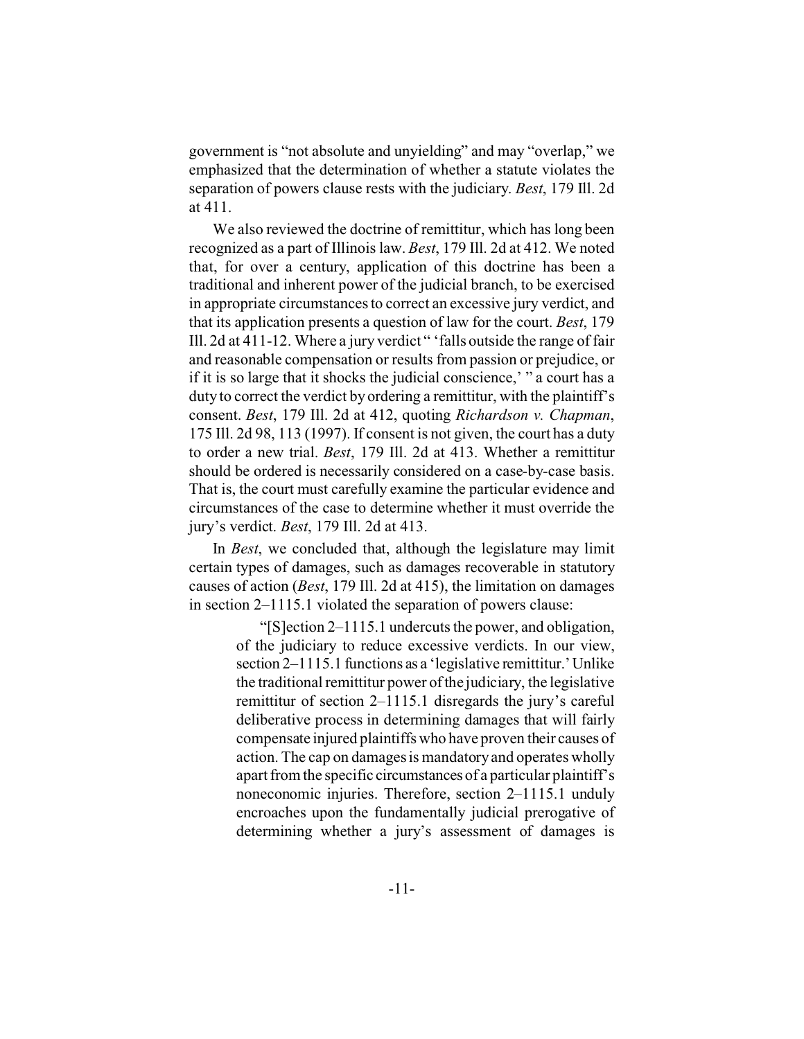government is "not absolute and unyielding" and may "overlap," we emphasized that the determination of whether a statute violates the separation of powers clause rests with the judiciary. *Best*, 179 Ill. 2d at 411.

We also reviewed the doctrine of remittitur, which has long been recognized as a part of Illinois law. *Best*, 179 Ill. 2d at 412. We noted that, for over a century, application of this doctrine has been a traditional and inherent power of the judicial branch, to be exercised in appropriate circumstances to correct an excessive jury verdict, and that its application presents a question of law for the court. *Best*, 179 Ill. 2d at 411-12. Where a jury verdict " 'falls outside the range of fair and reasonable compensation or results from passion or prejudice, or if it is so large that it shocks the judicial conscience,' " a court has a duty to correct the verdict by ordering a remittitur, with the plaintiff's consent. *Best*, 179 Ill. 2d at 412, quoting *Richardson v. Chapman*, 175 Ill. 2d 98, 113 (1997). If consent is not given, the court has a duty to order a new trial. *Best*, 179 Ill. 2d at 413. Whether a remittitur should be ordered is necessarily considered on a case-by-case basis. That is, the court must carefully examine the particular evidence and circumstances of the case to determine whether it must override the jury's verdict. *Best*, 179 Ill. 2d at 413.

In *Best*, we concluded that, although the legislature may limit certain types of damages, such as damages recoverable in statutory causes of action (*Best*, 179 Ill. 2d at 415), the limitation on damages in section 2–1115.1 violated the separation of powers clause:

> "[S]ection 2–1115.1 undercuts the power, and obligation, of the judiciary to reduce excessive verdicts. In our view, section 2–1115.1 functions as a 'legislative remittitur.' Unlike the traditional remittitur power of the judiciary, the legislative remittitur of section 2–1115.1 disregards the jury's careful deliberative process in determining damages that will fairly compensate injured plaintiffs who have proven their causes of action. The cap on damages is mandatory and operates wholly apart from the specific circumstances of a particular plaintiff's noneconomic injuries. Therefore, section 2–1115.1 unduly encroaches upon the fundamentally judicial prerogative of determining whether a jury's assessment of damages is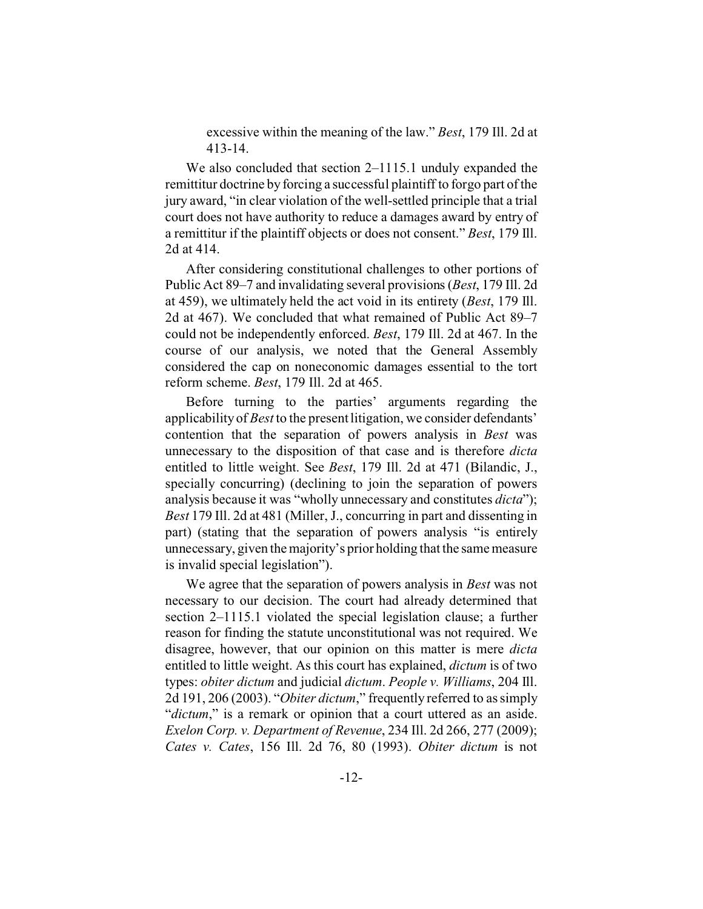> excessive within the meaning of the law." *Best*, 179 Ill. 2d at 413-14.

We also concluded that section 2–1115.1 unduly expanded the remittitur doctrine by forcing a successful plaintiff to forgo part of the jury award, "in clear violation of the well-settled principle that a trial court does not have authority to reduce a damages award by entry of a remittitur if the plaintiff objects or does not consent." *Best*, 179 Ill. 2d at 414.

After considering constitutional challenges to other portions of Public Act 89–7 and invalidating several provisions (*Best*, 179 Ill. 2d at 459), we ultimately held the act void in its entirety (*Best*, 179 Ill. 2d at 467). We concluded that what remained of Public Act 89–7 could not be independently enforced. *Best*, 179 Ill. 2d at 467. In the course of our analysis, we noted that the General Assembly considered the cap on noneconomic damages essential to the tort reform scheme. *Best*, 179 Ill. 2d at 465.

Before turning to the parties' arguments regarding the applicability of *Best* to the present litigation, we consider defendants' contention that the separation of powers analysis in *Best* was unnecessary to the disposition of that case and is therefore *dicta* entitled to little weight. See *Best*, 179 Ill. 2d at 471 (Bilandic, J., specially concurring) (declining to join the separation of powers analysis because it was "wholly unnecessary and constitutes *dicta*"); *Best* 179 Ill. 2d at 481 (Miller, J., concurring in part and dissenting in part) (stating that the separation of powers analysis "is entirely unnecessary, given the majority's prior holding that the same measure is invalid special legislation").

We agree that the separation of powers analysis in *Best* was not necessary to our decision. The court had already determined that section 2–1115.1 violated the special legislation clause; a further reason for finding the statute unconstitutional was not required. We disagree, however, that our opinion on this matter is mere *dicta* entitled to little weight. As this court has explained, *dictum* is of two types: *obiter dictum* and judicial *dictum*. *People v. Williams*, 204 Ill. 2d 191, 206 (2003). "*Obiter dictum*," frequently referred to as simply "*dictum*," is a remark or opinion that a court uttered as an aside. *Exelon Corp. v. Department of Revenue*, 234 Ill. 2d 266, 277 (2009); *Cates v. Cates*, 156 Ill. 2d 76, 80 (1993). *Obiter dictum* is not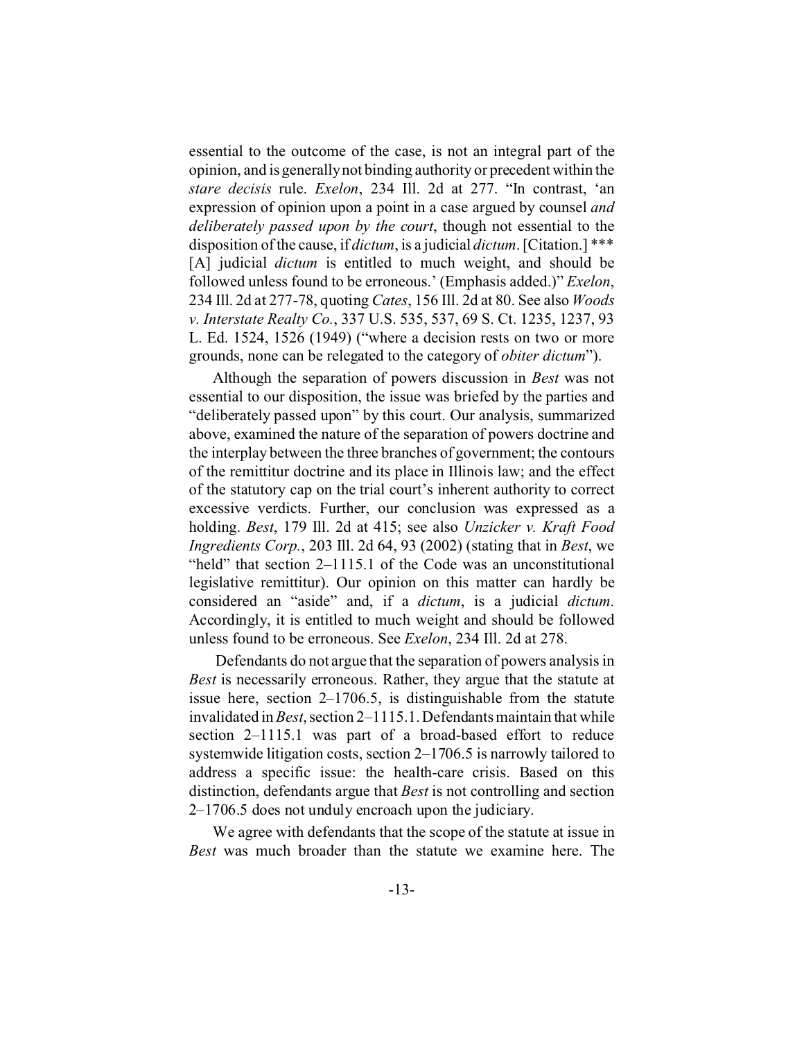essential to the outcome of the case, is not an integral part of the opinion, and is generally not binding authority or precedent within the *stare decisis* rule. *Exelon*, 234 Ill. 2d at 277. "In contrast, 'an expression of opinion upon a point in a case argued by counsel *and deliberately passed upon by the court*, though not essential to the disposition of the cause, if *dictum*, is a judicial *dictum*. [Citation.] *** [A] judicial *dictum* is entitled to much weight, and should be followed unless found to be erroneous.' (Emphasis added.)" *Exelon*, 234 Ill. 2d at 277-78, quoting *Cates*, 156 Ill. 2d at 80. See also *Woods v. Interstate Realty Co.*, 337 U.S. 535, 537, 69 S. Ct. 1235, 1237, 93 L. Ed. 1524, 1526 (1949) ("where a decision rests on two or more grounds, none can be relegated to the category of *obiter dictum*").

Although the separation of powers discussion in *Best* was not essential to our disposition, the issue was briefed by the parties and "deliberately passed upon" by this court. Our analysis, summarized above, examined the nature of the separation of powers doctrine and the interplay between the three branches of government; the contours of the remittitur doctrine and its place in Illinois law; and the effect of the statutory cap on the trial court's inherent authority to correct excessive verdicts. Further, our conclusion was expressed as a holding. *Best*, 179 Ill. 2d at 415; see also *Unzicker v. Kraft Food Ingredients Corp.*, 203 Ill. 2d 64, 93 (2002) (stating that in *Best*, we "held" that section 2–1115.1 of the Code was an unconstitutional legislative remittitur). Our opinion on this matter can hardly be considered an "aside" and, if a *dictum*, is a judicial *dictum*. Accordingly, it is entitled to much weight and should be followed unless found to be erroneous. See *Exelon*, 234 Ill. 2d at 278.

Defendants do not argue that the separation of powers analysis in *Best* is necessarily erroneous. Rather, they argue that the statute at issue here, section 2–1706.5, is distinguishable from the statute invalidated in *Best*, section 2–1115.1. Defendants maintain that while section 2–1115.1 was part of a broad-based effort to reduce systemwide litigation costs, section 2–1706.5 is narrowly tailored to address a specific issue: the health-care crisis. Based on this distinction, defendants argue that *Best* is not controlling and section 2–1706.5 does not unduly encroach upon the judiciary.

We agree with defendants that the scope of the statute at issue in *Best* was much broader than the statute we examine here. The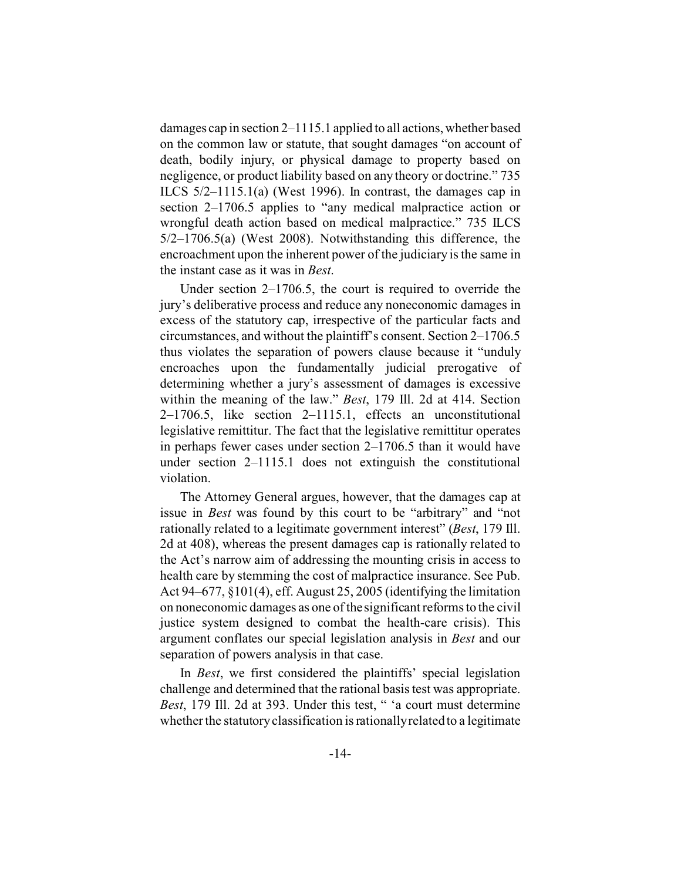damages cap in section 2–1115.1 applied to all actions, whether based on the common law or statute, that sought damages "on account of death, bodily injury, or physical damage to property based on negligence, or product liability based on any theory or doctrine." 735 ILCS 5/2–1115.1(a) (West 1996). In contrast, the damages cap in section 2–1706.5 applies to "any medical malpractice action or wrongful death action based on medical malpractice." 735 ILCS 5/2–1706.5(a) (West 2008). Notwithstanding this difference, the encroachment upon the inherent power of the judiciary is the same in the instant case as it was in *Best*.

Under section 2–1706.5, the court is required to override the jury's deliberative process and reduce any noneconomic damages in excess of the statutory cap, irrespective of the particular facts and circumstances, and without the plaintiff's consent. Section 2–1706.5 thus violates the separation of powers clause because it "unduly encroaches upon the fundamentally judicial prerogative of determining whether a jury's assessment of damages is excessive within the meaning of the law." *Best*, 179 Ill. 2d at 414. Section 2–1706.5, like section 2–1115.1, effects an unconstitutional legislative remittitur. The fact that the legislative remittitur operates in perhaps fewer cases under section 2–1706.5 than it would have under section 2–1115.1 does not extinguish the constitutional violation.

The Attorney General argues, however, that the damages cap at issue in *Best* was found by this court to be "arbitrary" and "not rationally related to a legitimate government interest" (*Best*, 179 Ill. 2d at 408), whereas the present damages cap is rationally related to the Act's narrow aim of addressing the mounting crisis in access to health care by stemming the cost of malpractice insurance. See Pub. Act 94–677, §101(4), eff. August 25, 2005 (identifying the limitation on noneconomic damages as one of the significant reforms to the civil justice system designed to combat the health-care crisis). This argument conflates our special legislation analysis in *Best* and our separation of powers analysis in that case.

In *Best*, we first considered the plaintiffs' special legislation challenge and determined that the rational basis test was appropriate. *Best*, 179 Ill. 2d at 393. Under this test, " 'a court must determine whether the statutory classification is rationally related to a legitimate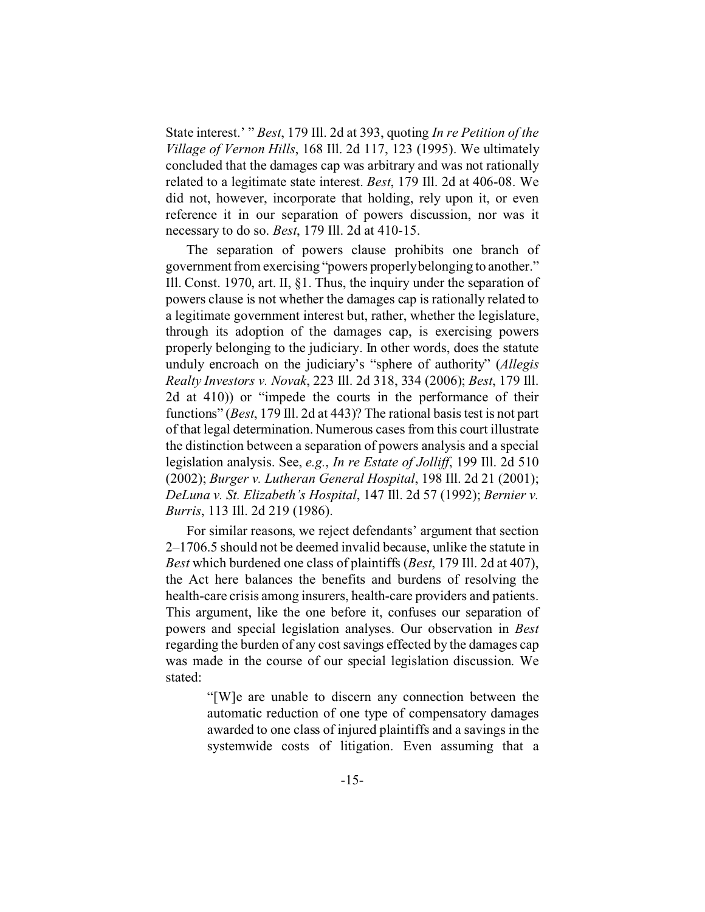State interest.' " *Best*, 179 Ill. 2d at 393, quoting *In re Petition of the Village of Vernon Hills*, 168 Ill. 2d 117, 123 (1995). We ultimately concluded that the damages cap was arbitrary and was not rationally related to a legitimate state interest. *Best*, 179 Ill. 2d at 406-08. We did not, however, incorporate that holding, rely upon it, or even reference it in our separation of powers discussion, nor was it necessary to do so. *Best*, 179 Ill. 2d at 410-15.

The separation of powers clause prohibits one branch of government from exercising "powers properly belonging to another." Ill. Const. 1970, art. II, §1. Thus, the inquiry under the separation of powers clause is not whether the damages cap is rationally related to a legitimate government interest but, rather, whether the legislature, through its adoption of the damages cap, is exercising powers properly belonging to the judiciary. In other words, does the statute unduly encroach on the judiciary's "sphere of authority" (*Allegis Realty Investors v. Novak*, 223 Ill. 2d 318, 334 (2006); *Best*, 179 Ill. 2d at 410)) or "impede the courts in the performance of their functions" (*Best*, 179 Ill. 2d at 443)? The rational basis test is not part of that legal determination. Numerous cases from this court illustrate the distinction between a separation of powers analysis and a special legislation analysis. See, *e.g.*, *In re Estate of Jolliff*, 199 Ill. 2d 510 (2002); *Burger v. Lutheran General Hospital*, 198 Ill. 2d 21 (2001); *DeLuna v. St. Elizabeth's Hospital*, 147 Ill. 2d 57 (1992); *Bernier v. Burris*, 113 Ill. 2d 219 (1986).

For similar reasons, we reject defendants' argument that section 2–1706.5 should not be deemed invalid because, unlike the statute in *Best* which burdened one class of plaintiffs (*Best*, 179 Ill. 2d at 407), the Act here balances the benefits and burdens of resolving the health-care crisis among insurers, health-care providers and patients. This argument, like the one before it, confuses our separation of powers and special legislation analyses. Our observation in *Best* regarding the burden of any cost savings effected by the damages cap was made in the course of our special legislation discussion. We stated:

> "[W]e are unable to discern any connection between the automatic reduction of one type of compensatory damages awarded to one class of injured plaintiffs and a savings in the systemwide costs of litigation. Even assuming that a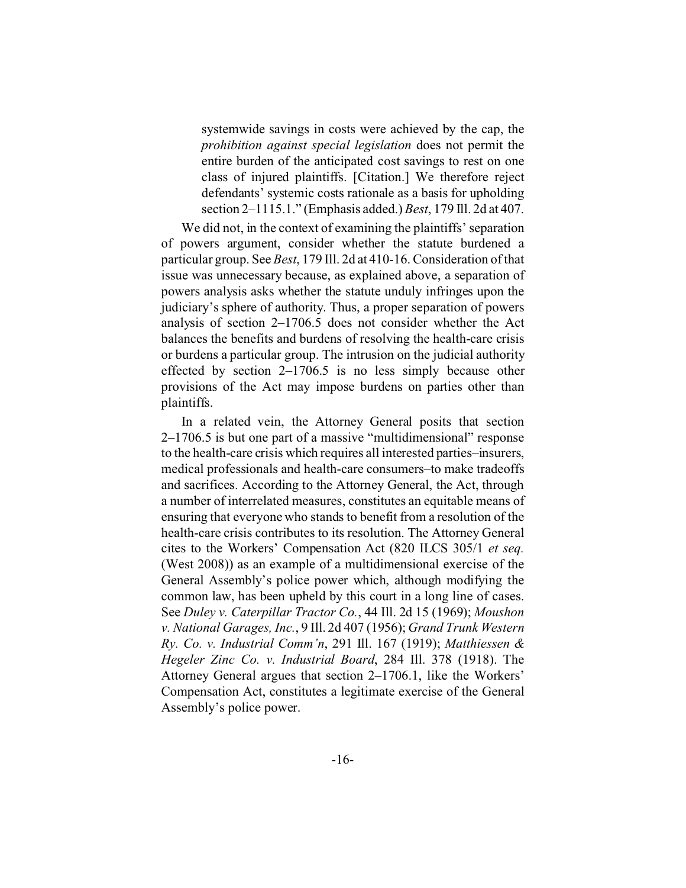> systemwide savings in costs were achieved by the cap, the *prohibition against special legislation* does not permit the entire burden of the anticipated cost savings to rest on one class of injured plaintiffs. [Citation.] We therefore reject defendants' systemic costs rationale as a basis for upholding section 2–1115.1." (Emphasis added.) *Best*, 179 Ill. 2d at 407.

We did not, in the context of examining the plaintiffs' separation of powers argument, consider whether the statute burdened a particular group. See *Best*, 179 Ill. 2d at 410-16. Consideration of that issue was unnecessary because, as explained above, a separation of powers analysis asks whether the statute unduly infringes upon the judiciary's sphere of authority. Thus, a proper separation of powers analysis of section 2–1706.5 does not consider whether the Act balances the benefits and burdens of resolving the health-care crisis or burdens a particular group. The intrusion on the judicial authority effected by section 2–1706.5 is no less simply because other provisions of the Act may impose burdens on parties other than plaintiffs.

In a related vein, the Attorney General posits that section 2–1706.5 is but one part of a massive "multidimensional" response to the health-care crisis which requires all interested parties–insurers, medical professionals and health-care consumers–to make tradeoffs and sacrifices. According to the Attorney General, the Act, through a number of interrelated measures, constitutes an equitable means of ensuring that everyone who stands to benefit from a resolution of the health-care crisis contributes to its resolution. The Attorney General cites to the Workers' Compensation Act (820 ILCS 305/1 *et seq.* (West 2008)) as an example of a multidimensional exercise of the General Assembly's police power which, although modifying the common law, has been upheld by this court in a long line of cases. See *Duley v. Caterpillar Tractor Co.*, 44 Ill. 2d 15 (1969); *Moushon v. National Garages, Inc.*, 9 Ill. 2d 407 (1956); *Grand Trunk Western Ry. Co. v. Industrial Comm'n*, 291 Ill. 167 (1919); *Matthiessen & Hegeler Zinc Co. v. Industrial Board*, 284 Ill. 378 (1918). The Attorney General argues that section 2–1706.1, like the Workers' Compensation Act, constitutes a legitimate exercise of the General Assembly's police power.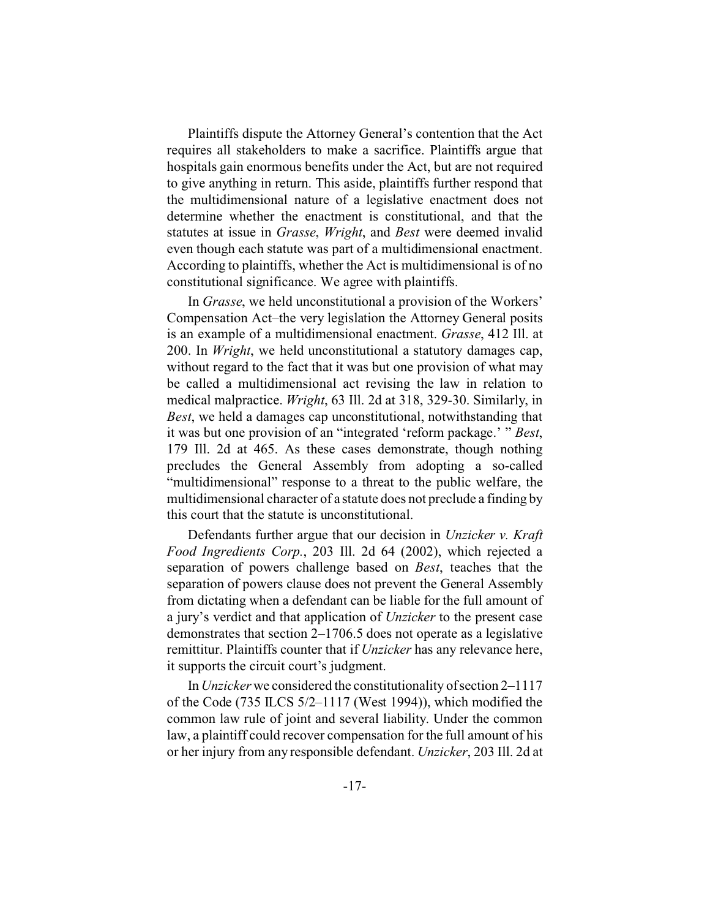Plaintiffs dispute the Attorney General's contention that the Act requires all stakeholders to make a sacrifice. Plaintiffs argue that hospitals gain enormous benefits under the Act, but are not required to give anything in return. This aside, plaintiffs further respond that the multidimensional nature of a legislative enactment does not determine whether the enactment is constitutional, and that the statutes at issue in *Grasse*, *Wright*, and *Best* were deemed invalid even though each statute was part of a multidimensional enactment. According to plaintiffs, whether the Act is multidimensional is of no constitutional significance. We agree with plaintiffs.

In *Grasse*, we held unconstitutional a provision of the Workers' Compensation Act–the very legislation the Attorney General posits is an example of a multidimensional enactment. *Grasse*, 412 Ill. at 200. In *Wright*, we held unconstitutional a statutory damages cap, without regard to the fact that it was but one provision of what may be called a multidimensional act revising the law in relation to medical malpractice. *Wright*, 63 Ill. 2d at 318, 329-30. Similarly, in *Best*, we held a damages cap unconstitutional, notwithstanding that it was but one provision of an "integrated 'reform package.' " *Best*, 179 Ill. 2d at 465. As these cases demonstrate, though nothing precludes the General Assembly from adopting a so-called "multidimensional" response to a threat to the public welfare, the multidimensional character of a statute does not preclude a finding by this court that the statute is unconstitutional.

Defendants further argue that our decision in *Unzicker v. Kraft Food Ingredients Corp.*, 203 Ill. 2d 64 (2002), which rejected a separation of powers challenge based on *Best*, teaches that the separation of powers clause does not prevent the General Assembly from dictating when a defendant can be liable for the full amount of a jury's verdict and that application of *Unzicker* to the present case demonstrates that section 2–1706.5 does not operate as a legislative remittitur. Plaintiffs counter that if *Unzicker* has any relevance here, it supports the circuit court's judgment.

In *Unzicker* we considered the constitutionality of section 2–1117 of the Code (735 ILCS 5/2–1117 (West 1994)), which modified the common law rule of joint and several liability. Under the common law, a plaintiff could recover compensation for the full amount of his or her injury from any responsible defendant. *Unzicker*, 203 Ill. 2d at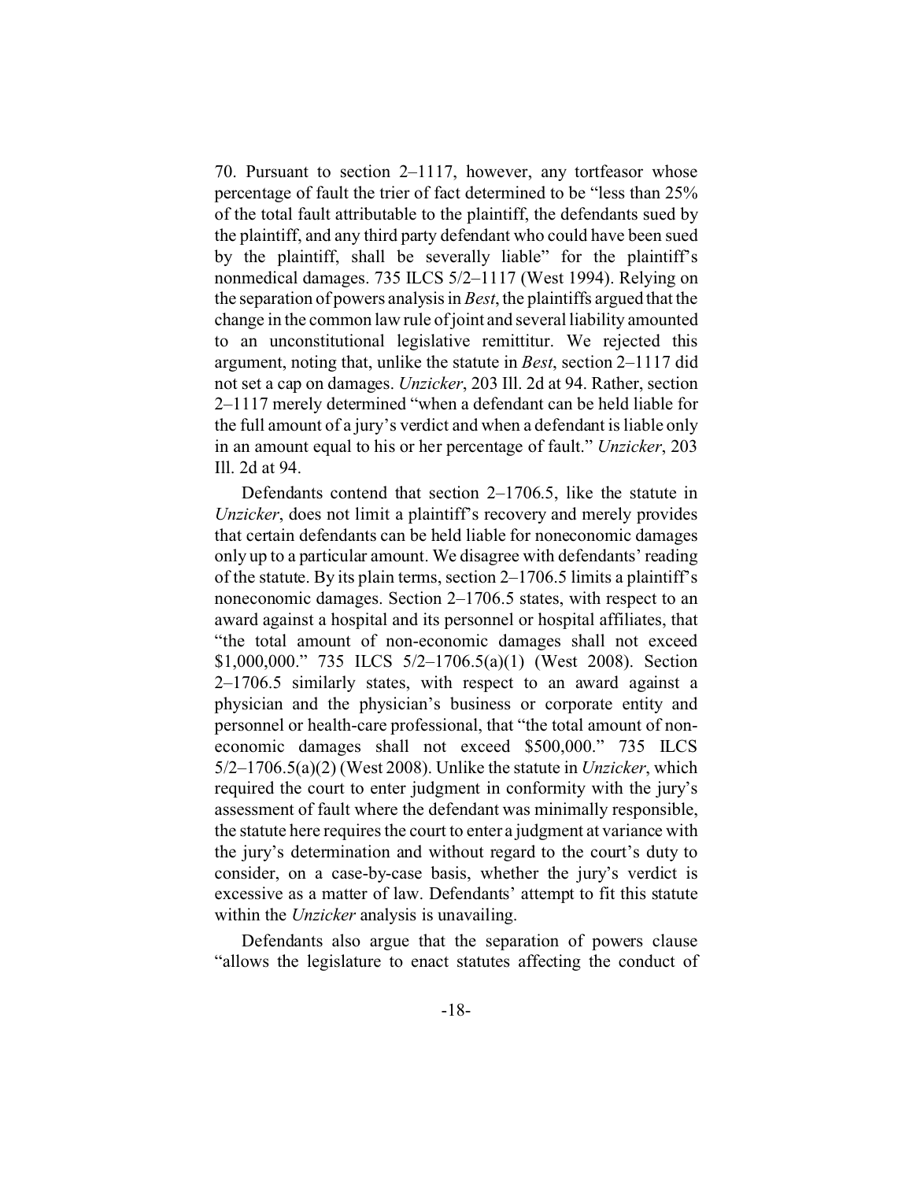70. Pursuant to section 2–1117, however, any tortfeasor whose percentage of fault the trier of fact determined to be "less than 25% of the total fault attributable to the plaintiff, the defendants sued by the plaintiff, and any third party defendant who could have been sued by the plaintiff, shall be severally liable" for the plaintiff's nonmedical damages. 735 ILCS 5/2–1117 (West 1994). Relying on the separation of powers analysis in *Best*, the plaintiffs argued that the change in the common law rule of joint and several liability amounted to an unconstitutional legislative remittitur. We rejected this argument, noting that, unlike the statute in *Best*, section 2–1117 did not set a cap on damages. *Unzicker*, 203 Ill. 2d at 94. Rather, section 2–1117 merely determined "when a defendant can be held liable for the full amount of a jury's verdict and when a defendant is liable only in an amount equal to his or her percentage of fault." *Unzicker*, 203 Ill. 2d at 94.

Defendants contend that section 2–1706.5, like the statute in *Unzicker*, does not limit a plaintiff's recovery and merely provides that certain defendants can be held liable for noneconomic damages only up to a particular amount. We disagree with defendants' reading of the statute. By its plain terms, section 2–1706.5 limits a plaintiff's noneconomic damages. Section 2–1706.5 states, with respect to an award against a hospital and its personnel or hospital affiliates, that "the total amount of non-economic damages shall not exceed $1,000,000." 735 ILCS 5/2–1706.5(a)(1) (West 2008). Section 2–1706.5 similarly states, with respect to an award against a physician and the physician's business or corporate entity and personnel or health-care professional, that "the total amount of non-economic damages shall not exceed $500,000." 735 ILCS 5/2–1706.5(a)(2) (West 2008). Unlike the statute in *Unzicker*, which required the court to enter judgment in conformity with the jury's assessment of fault where the defendant was minimally responsible, the statute here requires the court to enter a judgment at variance with the jury's determination and without regard to the court's duty to consider, on a case-by-case basis, whether the jury's verdict is excessive as a matter of law. Defendants' attempt to fit this statute within the *Unzicker* analysis is unavailing.

Defendants also argue that the separation of powers clause "allows the legislature to enact statutes affecting the conduct of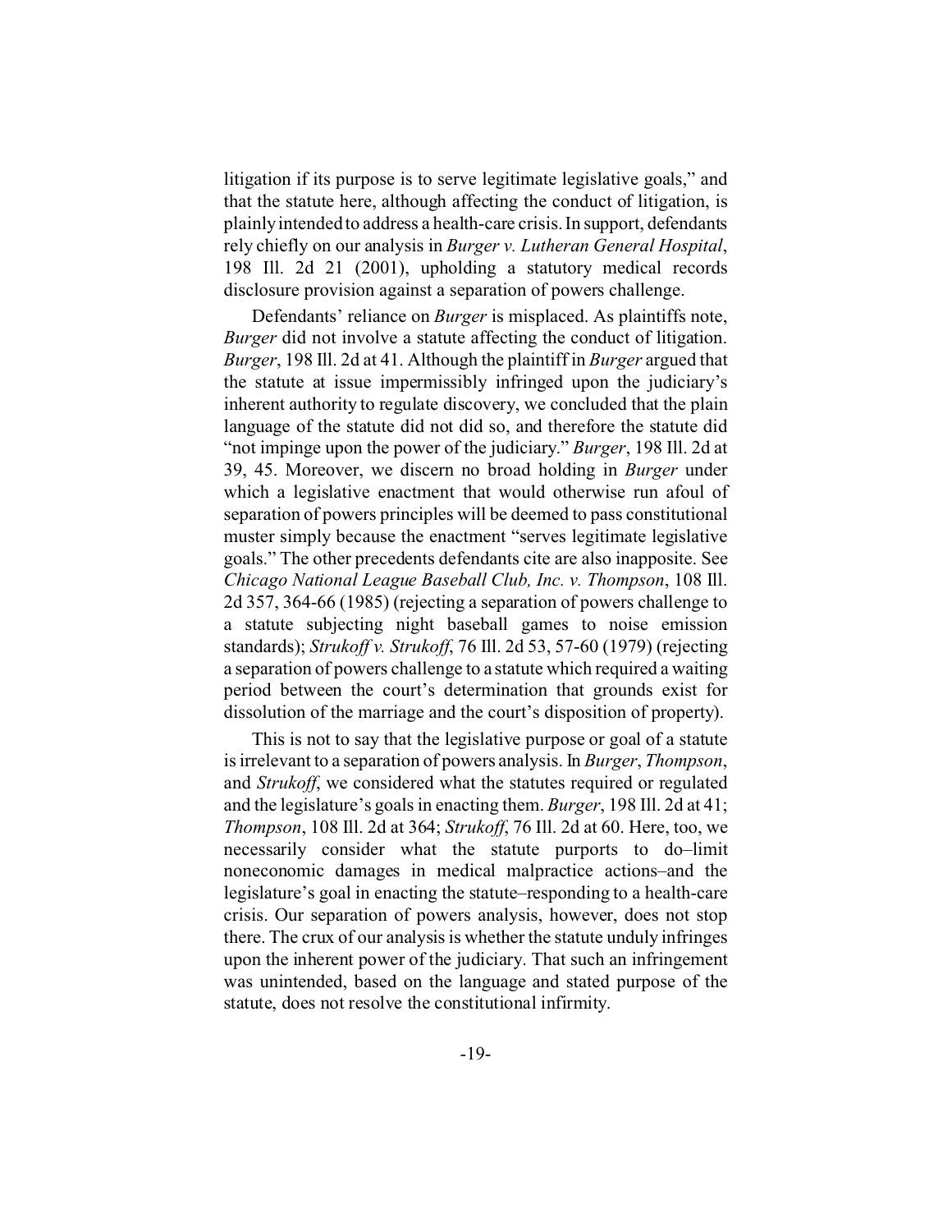litigation if its purpose is to serve legitimate legislative goals," and that the statute here, although affecting the conduct of litigation, is plainly intended to address a health-care crisis. In support, defendants rely chiefly on our analysis in *Burger v. Lutheran General Hospital*, 198 Ill. 2d 21 (2001), upholding a statutory medical records disclosure provision against a separation of powers challenge.

Defendants' reliance on *Burger* is misplaced. As plaintiffs note, *Burger* did not involve a statute affecting the conduct of litigation. *Burger*, 198 Ill. 2d at 41. Although the plaintiff in *Burger* argued that the statute at issue impermissibly infringed upon the judiciary's inherent authority to regulate discovery, we concluded that the plain language of the statute did not did so, and therefore the statute did "not impinge upon the power of the judiciary." *Burger*, 198 Ill. 2d at 39, 45. Moreover, we discern no broad holding in *Burger* under which a legislative enactment that would otherwise run afoul of separation of powers principles will be deemed to pass constitutional muster simply because the enactment "serves legitimate legislative goals." The other precedents defendants cite are also inapposite. See *Chicago National League Baseball Club, Inc. v. Thompson*, 108 Ill. 2d 357, 364-66 (1985) (rejecting a separation of powers challenge to a statute subjecting night baseball games to noise emission standards); *Strukoff v. Strukoff*, 76 Ill. 2d 53, 57-60 (1979) (rejecting a separation of powers challenge to a statute which required a waiting period between the court's determination that grounds exist for dissolution of the marriage and the court's disposition of property).

This is not to say that the legislative purpose or goal of a statute is irrelevant to a separation of powers analysis. In *Burger*, *Thompson*, and *Strukoff*, we considered what the statutes required or regulated and the legislature's goals in enacting them. *Burger*, 198 Ill. 2d at 41; *Thompson*, 108 Ill. 2d at 364; *Strukoff*, 76 Ill. 2d at 60. Here, too, we necessarily consider what the statute purports to do–limit noneconomic damages in medical malpractice actions–and the legislature's goal in enacting the statute–responding to a health-care crisis. Our separation of powers analysis, however, does not stop there. The crux of our analysis is whether the statute unduly infringes upon the inherent power of the judiciary. That such an infringement was unintended, based on the language and stated purpose of the statute, does not resolve the constitutional infirmity.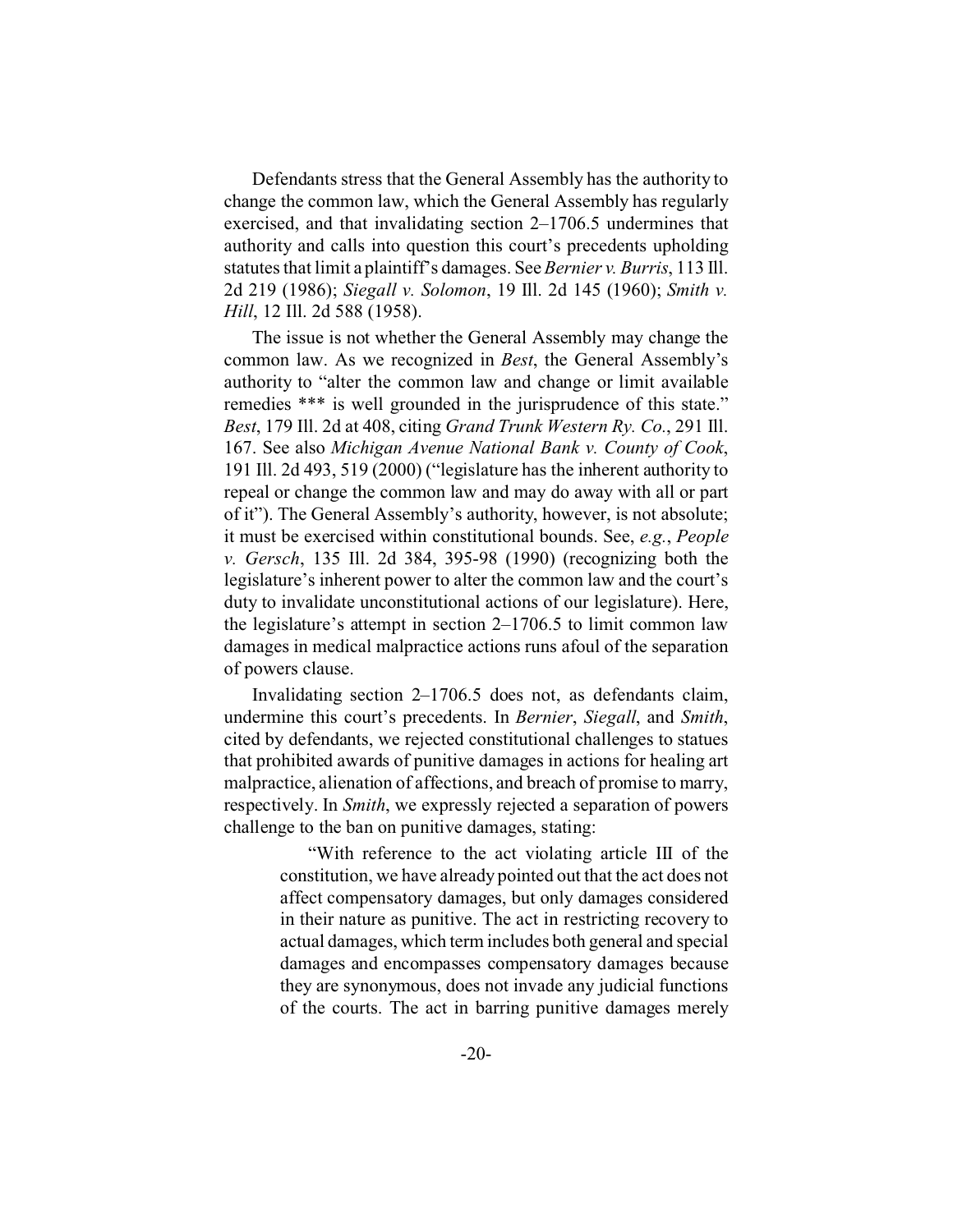Defendants stress that the General Assembly has the authority to change the common law, which the General Assembly has regularly exercised, and that invalidating section 2–1706.5 undermines that authority and calls into question this court's precedents upholding statutes that limit a plaintiff's damages. See *Bernier v. Burris*, 113 Ill. 2d 219 (1986); *Siegall v. Solomon*, 19 Ill. 2d 145 (1960); *Smith v. Hill*, 12 Ill. 2d 588 (1958).

The issue is not whether the General Assembly may change the common law. As we recognized in *Best*, the General Assembly's authority to "alter the common law and change or limit available remedies *** is well grounded in the jurisprudence of this state." *Best*, 179 Ill. 2d at 408, citing *Grand Trunk Western Ry. Co.*, 291 Ill. 167. See also *Michigan Avenue National Bank v. County of Cook*, 191 Ill. 2d 493, 519 (2000) ("legislature has the inherent authority to repeal or change the common law and may do away with all or part of it"). The General Assembly's authority, however, is not absolute; it must be exercised within constitutional bounds. See, *e.g.*, *People v. Gersch*, 135 Ill. 2d 384, 395-98 (1990) (recognizing both the legislature's inherent power to alter the common law and the court's duty to invalidate unconstitutional actions of our legislature). Here, the legislature's attempt in section 2–1706.5 to limit common law damages in medical malpractice actions runs afoul of the separation of powers clause.

Invalidating section 2–1706.5 does not, as defendants claim, undermine this court's precedents. In *Bernier*, *Siegall*, and *Smith*, cited by defendants, we rejected constitutional challenges to statues that prohibited awards of punitive damages in actions for healing art malpractice, alienation of affections, and breach of promise to marry, respectively. In *Smith*, we expressly rejected a separation of powers challenge to the ban on punitive damages, stating:

> "With reference to the act violating article III of the constitution, we have already pointed out that the act does not affect compensatory damages, but only damages considered in their nature as punitive. The act in restricting recovery to actual damages, which term includes both general and special damages and encompasses compensatory damages because they are synonymous, does not invade any judicial functions of the courts. The act in barring punitive damages merely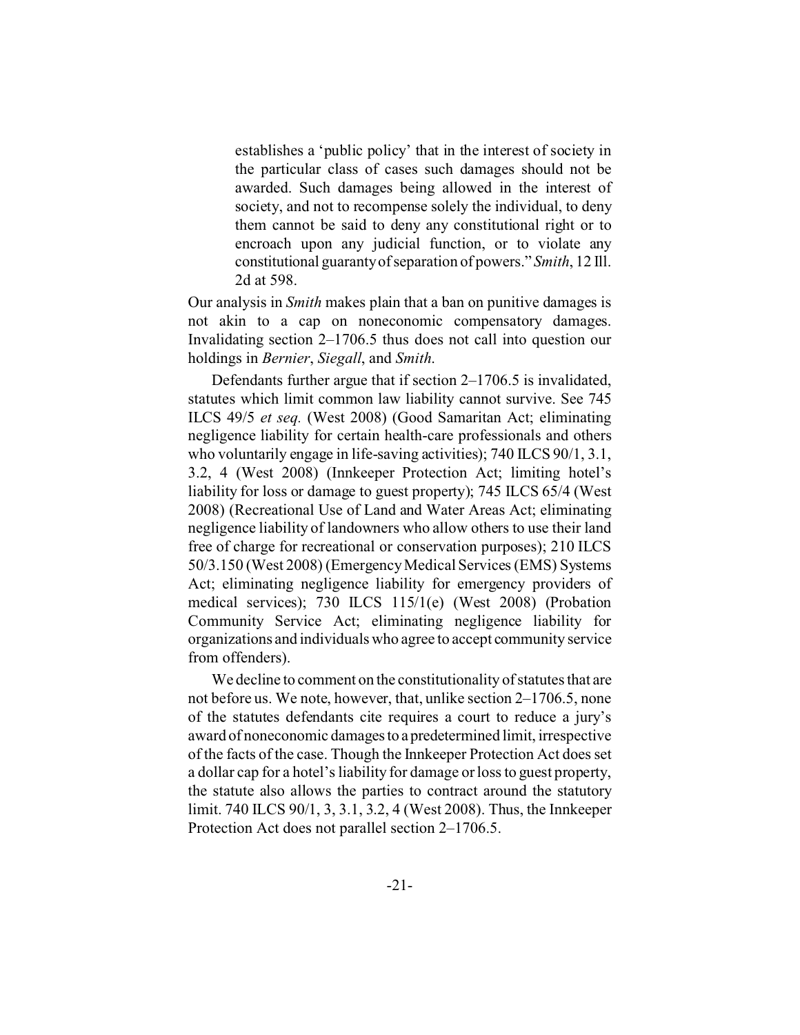> establishes a 'public policy' that in the interest of society in the particular class of cases such damages should not be awarded. Such damages being allowed in the interest of society, and not to recompense solely the individual, to deny them cannot be said to deny any constitutional right or to encroach upon any judicial function, or to violate any constitutional guaranty of separation of powers." *Smith*, 12 Ill. 2d at 598.

Our analysis in *Smith* makes plain that a ban on punitive damages is not akin to a cap on noneconomic compensatory damages. Invalidating section 2–1706.5 thus does not call into question our holdings in *Bernier*, *Siegall*, and *Smith*.

Defendants further argue that if section 2–1706.5 is invalidated, statutes which limit common law liability cannot survive. See 745 ILCS 49/5 *et seq.* (West 2008) (Good Samaritan Act; eliminating negligence liability for certain health-care professionals and others who voluntarily engage in life-saving activities); 740 ILCS 90/1, 3.1, 3.2, 4 (West 2008) (Innkeeper Protection Act; limiting hotel's liability for loss or damage to guest property); 745 ILCS 65/4 (West 2008) (Recreational Use of Land and Water Areas Act; eliminating negligence liability of landowners who allow others to use their land free of charge for recreational or conservation purposes); 210 ILCS 50/3.150 (West 2008) (Emergency Medical Services (EMS) Systems Act; eliminating negligence liability for emergency providers of medical services); 730 ILCS 115/1(e) (West 2008) (Probation Community Service Act; eliminating negligence liability for organizations and individuals who agree to accept community service from offenders).

We decline to comment on the constitutionality of statutes that are not before us. We note, however, that, unlike section 2–1706.5, none of the statutes defendants cite requires a court to reduce a jury's award of noneconomic damages to a predetermined limit, irrespective of the facts of the case. Though the Innkeeper Protection Act does set a dollar cap for a hotel's liability for damage or loss to guest property, the statute also allows the parties to contract around the statutory limit. 740 ILCS 90/1, 3, 3.1, 3.2, 4 (West 2008). Thus, the Innkeeper Protection Act does not parallel section 2–1706.5.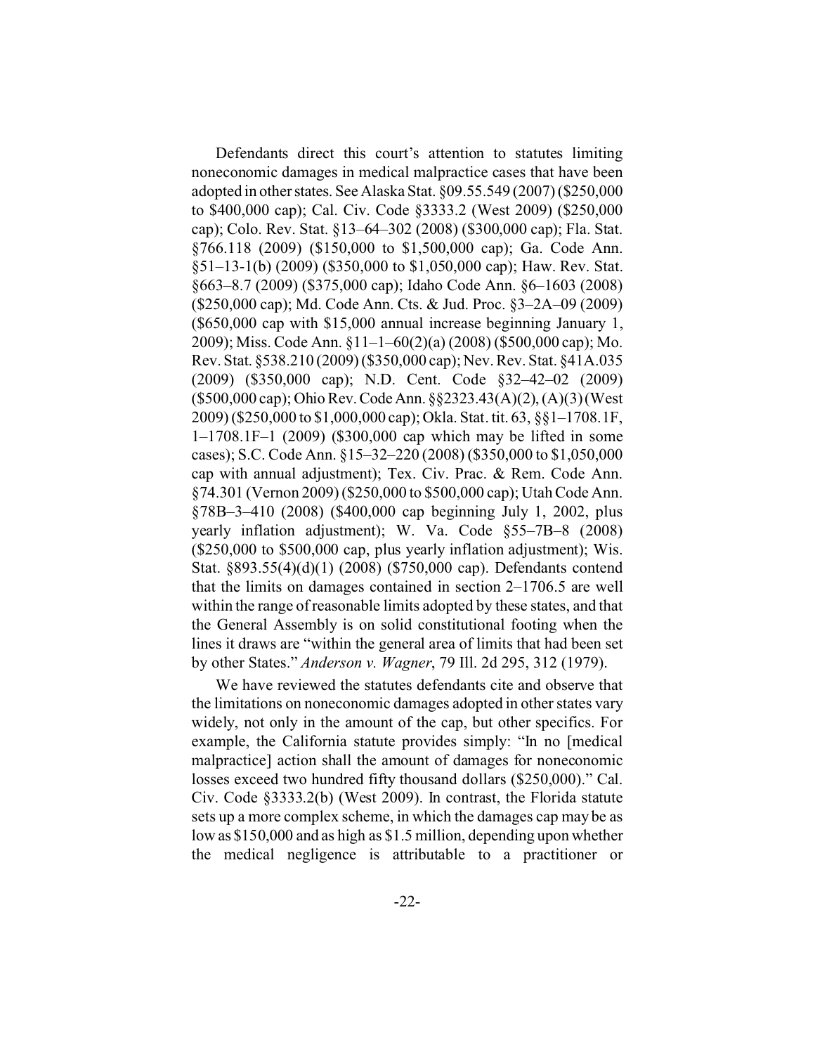Defendants direct this court's attention to statutes limiting noneconomic damages in medical malpractice cases that have been adopted in other states. See Alaska Stat. §09.55.549 (2007) ($250,000 to $400,000 cap); Cal. Civ. Code §3333.2 (West 2009) ($250,000 cap); Colo. Rev. Stat. §13–64–302 (2008) ($300,000 cap); Fla. Stat. §766.118 (2009) ($150,000 to $1,500,000 cap); Ga. Code Ann. §51–13-1(b) (2009) ($350,000 to $1,050,000 cap); Haw. Rev. Stat. §663–8.7 (2009) ($375,000 cap); Idaho Code Ann. §6–1603 (2008) ($250,000 cap); Md. Code Ann. Cts. & Jud. Proc. §3–2A–09 (2009) ($650,000 cap with $15,000 annual increase beginning January 1, 2009); Miss. Code Ann. §11–1–60(2)(a) (2008) ($500,000 cap); Mo. Rev. Stat. §538.210 (2009) ($350,000 cap); Nev. Rev. Stat. §41A.035 (2009) ($350,000 cap); N.D. Cent. Code §32–42–02 (2009) ($500,000 cap); Ohio Rev. Code Ann. §§2323.43(A)(2), (A)(3) (West 2009) ($250,000 to $1,000,000 cap); Okla. Stat. tit. 63, §§1–1708.1F, 1–1708.1F–1 (2009) ($300,000 cap which may be lifted in some cases); S.C. Code Ann. §15–32–220 (2008) ($350,000 to $1,050,000 cap with annual adjustment); Tex. Civ. Prac. & Rem. Code Ann. §74.301 (Vernon 2009) ($250,000 to $500,000 cap); Utah Code Ann. §78B–3–410 (2008) ($400,000 cap beginning July 1, 2002, plus yearly inflation adjustment); W. Va. Code §55–7B–8 (2008) ($250,000 to $500,000 cap, plus yearly inflation adjustment); Wis. Stat. §893.55(4)(d)(1) (2008) ($750,000 cap). Defendants contend that the limits on damages contained in section 2–1706.5 are well within the range of reasonable limits adopted by these states, and that the General Assembly is on solid constitutional footing when the lines it draws are "within the general area of limits that had been set by other States." *Anderson v. Wagner*, 79 Ill. 2d 295, 312 (1979).

We have reviewed the statutes defendants cite and observe that the limitations on noneconomic damages adopted in other states vary widely, not only in the amount of the cap, but other specifics. For example, the California statute provides simply: "In no [medical malpractice] action shall the amount of damages for noneconomic losses exceed two hundred fifty thousand dollars ($250,000)." Cal. Civ. Code §3333.2(b) (West 2009). In contrast, the Florida statute sets up a more complex scheme, in which the damages cap may be as low as $150,000 and as high as $1.5 million, depending upon whether the medical negligence is attributable to a practitioner or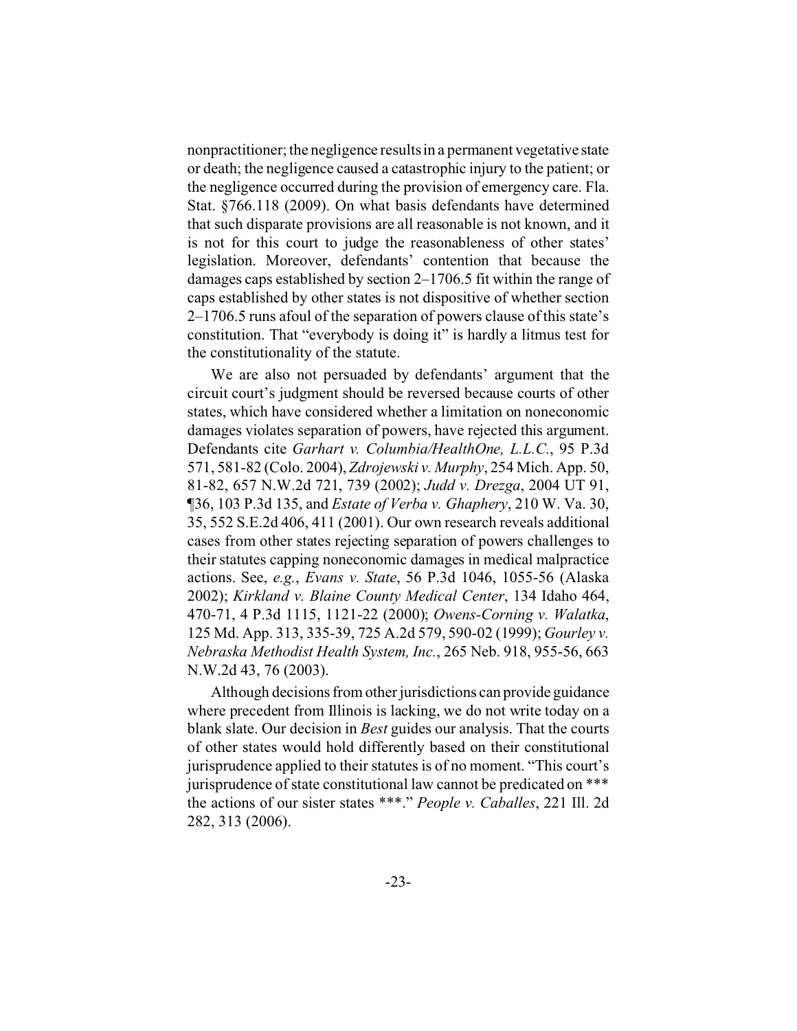nonpractitioner; the negligence results in a permanent vegetative state or death; the negligence caused a catastrophic injury to the patient; or the negligence occurred during the provision of emergency care. Fla. Stat. §766.118 (2009). On what basis defendants have determined that such disparate provisions are all reasonable is not known, and it is not for this court to judge the reasonableness of other states' legislation. Moreover, defendants' contention that because the damages caps established by section 2–1706.5 fit within the range of caps established by other states is not dispositive of whether section 2–1706.5 runs afoul of the separation of powers clause of this state's constitution. That "everybody is doing it" is hardly a litmus test for the constitutionality of the statute.

We are also not persuaded by defendants' argument that the circuit court's judgment should be reversed because courts of other states, which have considered whether a limitation on noneconomic damages violates separation of powers, have rejected this argument. Defendants cite *Garhart v. Columbia/HealthOne, L.L.C.*, 95 P.3d 571, 581-82 (Colo. 2004), *Zdrojewski v. Murphy*, 254 Mich. App. 50, 81-82, 657 N.W.2d 721, 739 (2002); *Judd v. Drezga*, 2004 UT 91, ¶36, 103 P.3d 135, and *Estate of Verba v. Ghaphery*, 210 W. Va. 30, 35, 552 S.E.2d 406, 411 (2001). Our own research reveals additional cases from other states rejecting separation of powers challenges to their statutes capping noneconomic damages in medical malpractice actions. See, *e.g.*, *Evans v. State*, 56 P.3d 1046, 1055-56 (Alaska 2002); *Kirkland v. Blaine County Medical Center*, 134 Idaho 464, 470-71, 4 P.3d 1115, 1121-22 (2000); *Owens-Corning v. Walatka*, 125 Md. App. 313, 335-39, 725 A.2d 579, 590-02 (1999); *Gourley v. Nebraska Methodist Health System, Inc.*, 265 Neb. 918, 955-56, 663 N.W.2d 43, 76 (2003).

Although decisions from other jurisdictions can provide guidance where precedent from Illinois is lacking, we do not write today on a blank slate. Our decision in *Best* guides our analysis. That the courts of other states would hold differently based on their constitutional jurisprudence applied to their statutes is of no moment. "This court's jurisprudence of state constitutional law cannot be predicated on *** the actions of our sister states ***." *People v. Caballes*, 221 Ill. 2d 282, 313 (2006).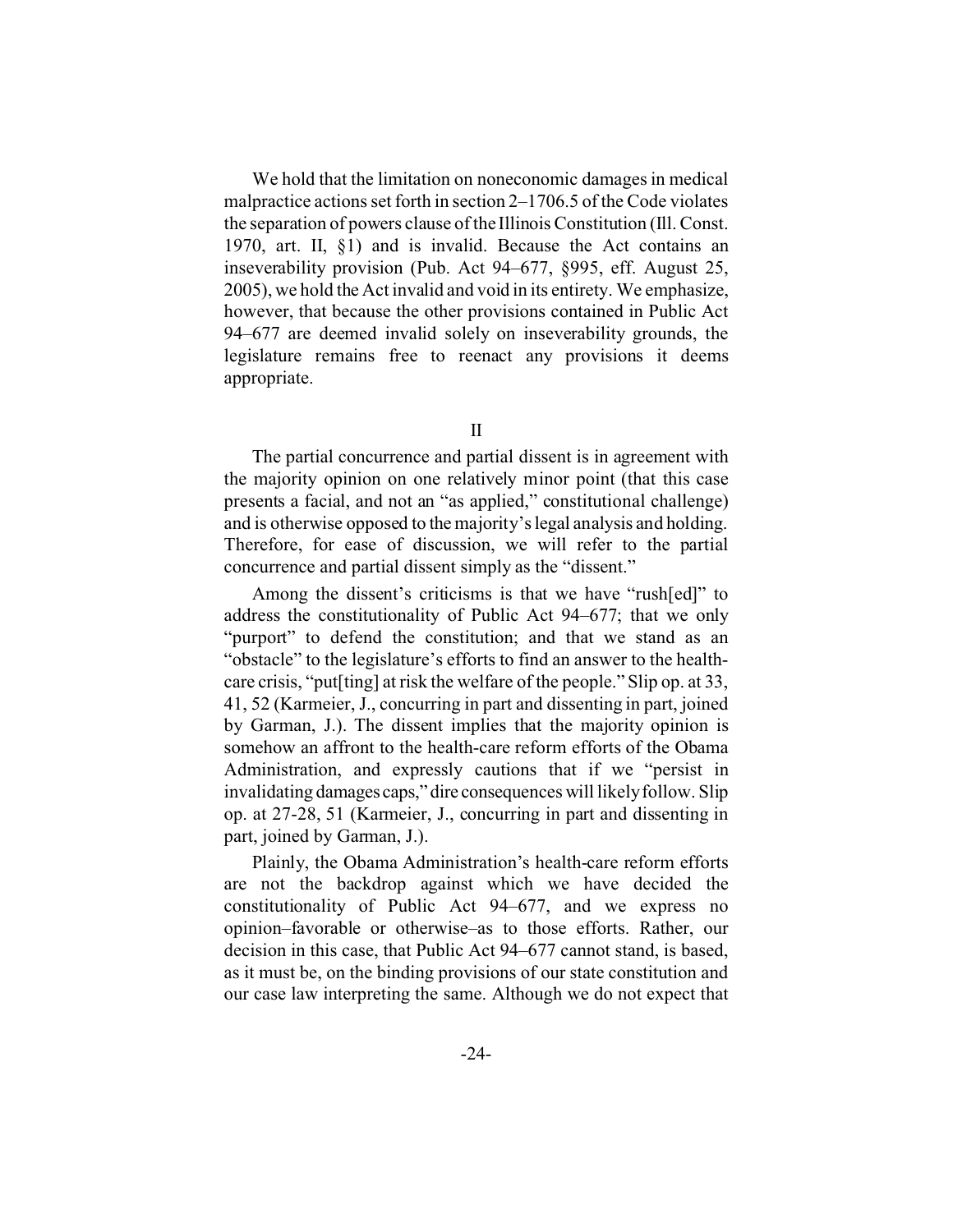We hold that the limitation on noneconomic damages in medical malpractice actions set forth in section 2–1706.5 of the Code violates the separation of powers clause of the Illinois Constitution (Ill. Const. 1970, art. II, §1) and is invalid. Because the Act contains an inseverability provision (Pub. Act 94–677, §995, eff. August 25, 2005), we hold the Act invalid and void in its entirety. We emphasize, however, that because the other provisions contained in Public Act 94–677 are deemed invalid solely on inseverability grounds, the legislature remains free to reenact any provisions it deems appropriate.

## II

The partial concurrence and partial dissent is in agreement with the majority opinion on one relatively minor point (that this case presents a facial, and not an "as applied," constitutional challenge) and is otherwise opposed to the majority's legal analysis and holding. Therefore, for ease of discussion, we will refer to the partial concurrence and partial dissent simply as the "dissent."

Among the dissent's criticisms is that we have "rush[ed]" to address the constitutionality of Public Act 94–677; that we only "purport" to defend the constitution; and that we stand as an "obstacle" to the legislature's efforts to find an answer to the health-care crisis, "put[ting] at risk the welfare of the people." Slip op. at 33, 41, 52 (Karmeier, J., concurring in part and dissenting in part, joined by Garman, J.). The dissent implies that the majority opinion is somehow an affront to the health-care reform efforts of the Obama Administration, and expressly cautions that if we "persist in invalidating damages caps," dire consequences will likely follow. Slip op. at 27-28, 51 (Karmeier, J., concurring in part and dissenting in part, joined by Garman, J.).

Plainly, the Obama Administration's health-care reform efforts are not the backdrop against which we have decided the constitutionality of Public Act 94–677, and we express no opinion–favorable or otherwise–as to those efforts. Rather, our decision in this case, that Public Act 94–677 cannot stand, is based, as it must be, on the binding provisions of our state constitution and our case law interpreting the same. Although we do not expect that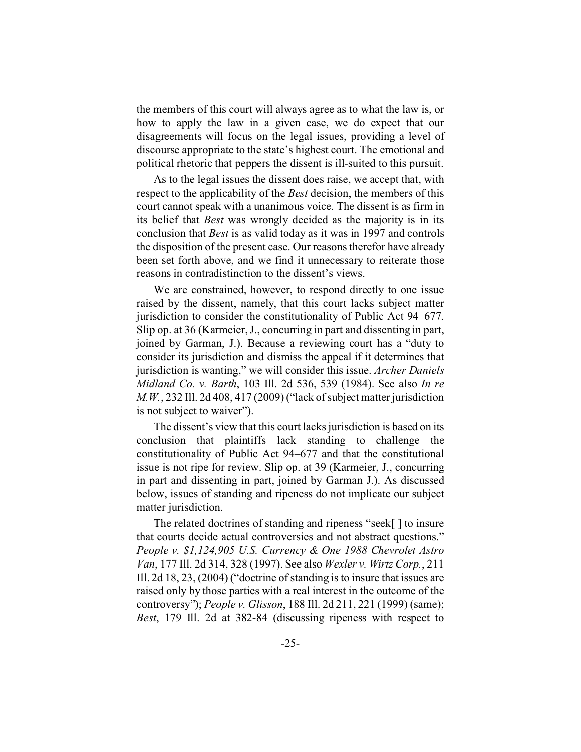the members of this court will always agree as to what the law is, or how to apply the law in a given case, we do expect that our disagreements will focus on the legal issues, providing a level of discourse appropriate to the state's highest court. The emotional and political rhetoric that peppers the dissent is ill-suited to this pursuit.

As to the legal issues the dissent does raise, we accept that, with respect to the applicability of the *Best* decision, the members of this court cannot speak with a unanimous voice. The dissent is as firm in its belief that *Best* was wrongly decided as the majority is in its conclusion that *Best* is as valid today as it was in 1997 and controls the disposition of the present case. Our reasons therefor have already been set forth above, and we find it unnecessary to reiterate those reasons in contradistinction to the dissent's views.

We are constrained, however, to respond directly to one issue raised by the dissent, namely, that this court lacks subject matter jurisdiction to consider the constitutionality of Public Act 94–677. Slip op. at 36 (Karmeier, J., concurring in part and dissenting in part, joined by Garman, J.). Because a reviewing court has a "duty to consider its jurisdiction and dismiss the appeal if it determines that jurisdiction is wanting," we will consider this issue. *Archer Daniels Midland Co. v. Barth*, 103 Ill. 2d 536, 539 (1984). See also *In re M.W.*, 232 Ill. 2d 408, 417 (2009) ("lack of subject matter jurisdiction is not subject to waiver").

The dissent's view that this court lacks jurisdiction is based on its conclusion that plaintiffs lack standing to challenge the constitutionality of Public Act 94–677 and that the constitutional issue is not ripe for review. Slip op. at 39 (Karmeier, J., concurring in part and dissenting in part, joined by Garman J.). As discussed below, issues of standing and ripeness do not implicate our subject matter jurisdiction.

The related doctrines of standing and ripeness "seek[ ] to insure that courts decide actual controversies and not abstract questions." *People v. $1,124,905 U.S. Currency & One 1988 Chevrolet Astro Van*, 177 Ill. 2d 314, 328 (1997). See also *Wexler v. Wirtz Corp.*, 211 Ill. 2d 18, 23, (2004) ("doctrine of standing is to insure that issues are raised only by those parties with a real interest in the outcome of the controversy"); *People v. Glisson*, 188 Ill. 2d 211, 221 (1999) (same); *Best*, 179 Ill. 2d at 382-84 (discussing ripeness with respect to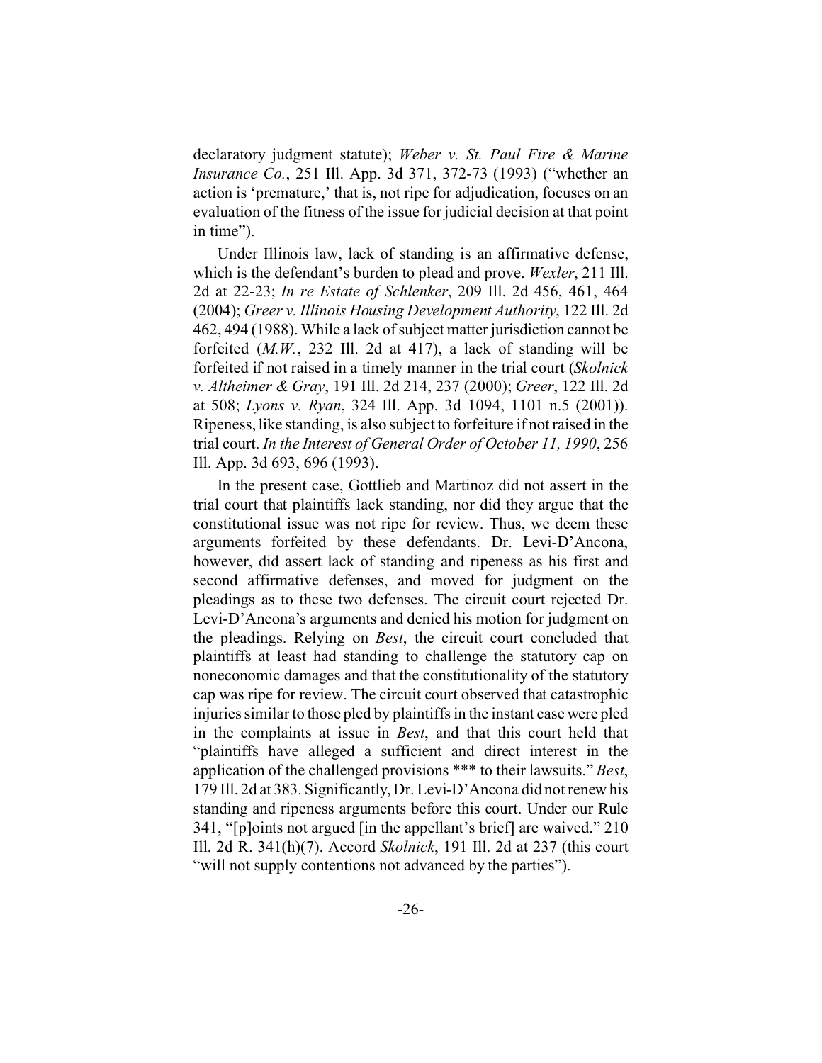declaratory judgment statute); *Weber v. St. Paul Fire & Marine Insurance Co.*, 251 Ill. App. 3d 371, 372-73 (1993) ("whether an action is 'premature,' that is, not ripe for adjudication, focuses on an evaluation of the fitness of the issue for judicial decision at that point in time").

Under Illinois law, lack of standing is an affirmative defense, which is the defendant's burden to plead and prove. *Wexler*, 211 Ill. 2d at 22-23; *In re Estate of Schlenker*, 209 Ill. 2d 456, 461, 464 (2004); *Greer v. Illinois Housing Development Authority*, 122 Ill. 2d 462, 494 (1988). While a lack of subject matter jurisdiction cannot be forfeited (*M.W.*, 232 Ill. 2d at 417), a lack of standing will be forfeited if not raised in a timely manner in the trial court (*Skolnick v. Altheimer & Gray*, 191 Ill. 2d 214, 237 (2000); *Greer*, 122 Ill. 2d at 508; *Lyons v. Ryan*, 324 Ill. App. 3d 1094, 1101 n.5 (2001)). Ripeness, like standing, is also subject to forfeiture if not raised in the trial court. *In the Interest of General Order of October 11, 1990*, 256 Ill. App. 3d 693, 696 (1993).

In the present case, Gottlieb and Martinoz did not assert in the trial court that plaintiffs lack standing, nor did they argue that the constitutional issue was not ripe for review. Thus, we deem these arguments forfeited by these defendants. Dr. Levi-D'Ancona, however, did assert lack of standing and ripeness as his first and second affirmative defenses, and moved for judgment on the pleadings as to these two defenses. The circuit court rejected Dr. Levi-D'Ancona's arguments and denied his motion for judgment on the pleadings. Relying on *Best*, the circuit court concluded that plaintiffs at least had standing to challenge the statutory cap on noneconomic damages and that the constitutionality of the statutory cap was ripe for review. The circuit court observed that catastrophic injuries similar to those pled by plaintiffs in the instant case were pled in the complaints at issue in *Best*, and that this court held that "plaintiffs have alleged a sufficient and direct interest in the application of the challenged provisions *** to their lawsuits." *Best*, 179 Ill. 2d at 383. Significantly, Dr. Levi-D'Ancona did not renew his standing and ripeness arguments before this court. Under our Rule 341, "[p]oints not argued [in the appellant's brief] are waived." 210 Ill. 2d R. 341(h)(7). Accord *Skolnick*, 191 Ill. 2d at 237 (this court "will not supply contentions not advanced by the parties").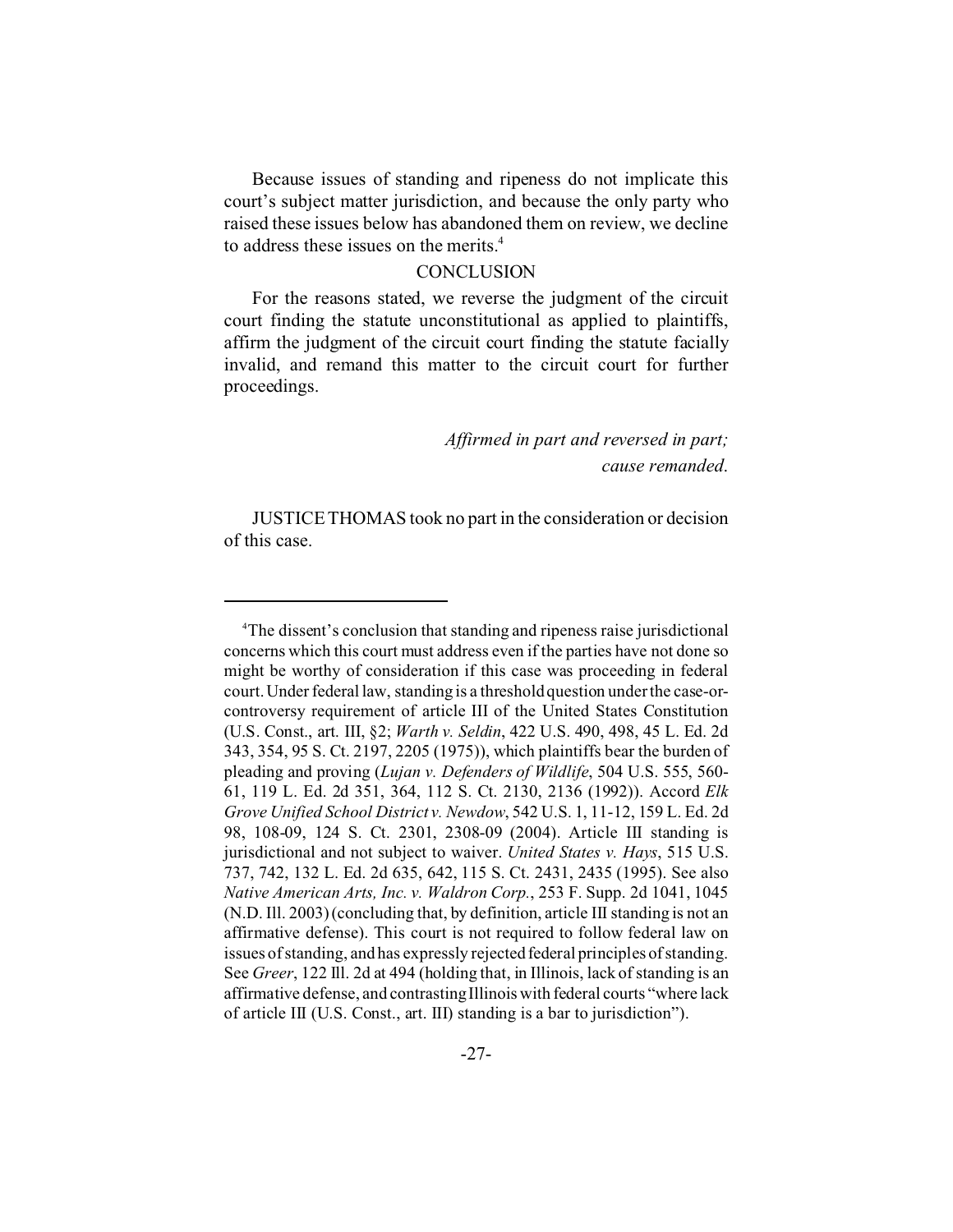Because issues of standing and ripeness do not implicate this court's subject matter jurisdiction, and because the only party who raised these issues below has abandoned them on review, we decline to address these issues on the merits.[4]

## CONCLUSION

For the reasons stated, we reverse the judgment of the circuit court finding the statute unconstitutional as applied to plaintiffs, affirm the judgment of the circuit court finding the statute facially invalid, and remand this matter to the circuit court for further proceedings.

*Affirmed in part and reversed in part; cause remanded.*

JUSTICE THOMAS took no part in the consideration or decision of this case.

---

[4]The dissent's conclusion that standing and ripeness raise jurisdictional concerns which this court must address even if the parties have not done so might be worthy of consideration if this case was proceeding in federal court. Under federal law, standing is a threshold question under the case-or-controversy requirement of article III of the United States Constitution (U.S. Const., art. III, §2; *Warth v. Seldin*, 422 U.S. 490, 498, 45 L. Ed. 2d 343, 354, 95 S. Ct. 2197, 2205 (1975)), which plaintiffs bear the burden of pleading and proving (*Lujan v. Defenders of Wildlife*, 504 U.S. 555, 560-61, 119 L. Ed. 2d 351, 364, 112 S. Ct. 2130, 2136 (1992)). Accord *Elk Grove Unified School District v. Newdow*, 542 U.S. 1, 11-12, 159 L. Ed. 2d 98, 108-09, 124 S. Ct. 2301, 2308-09 (2004). Article III standing is jurisdictional and not subject to waiver. *United States v. Hays*, 515 U.S. 737, 742, 132 L. Ed. 2d 635, 642, 115 S. Ct. 2431, 2435 (1995). See also *Native American Arts, Inc. v. Waldron Corp.*, 253 F. Supp. 2d 1041, 1045 (N.D. Ill. 2003) (concluding that, by definition, article III standing is not an affirmative defense). This court is not required to follow federal law on issues of standing, and has expressly rejected federal principles of standing. See *Greer*, 122 Ill. 2d at 494 (holding that, in Illinois, lack of standing is an affirmative defense, and contrasting Illinois with federal courts "where lack of article III (U.S. Const., art. III) standing is a bar to jurisdiction").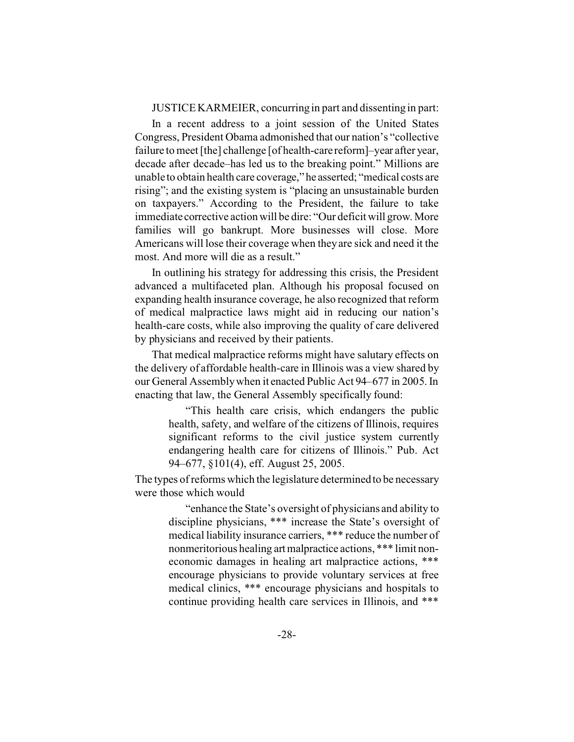JUSTICE KARMEIER, concurring in part and dissenting in part:

In a recent address to a joint session of the United States Congress, President Obama admonished that our nation's "collective failure to meet [the] challenge [of health-care reform]–year after year, decade after decade–has led us to the breaking point." Millions are unable to obtain health care coverage," he asserted; "medical costs are rising"; and the existing system is "placing an unsustainable burden on taxpayers." According to the President, the failure to take immediate corrective action will be dire: "Our deficit will grow. More families will go bankrupt. More businesses will close. More Americans will lose their coverage when they are sick and need it the most. And more will die as a result."

In outlining his strategy for addressing this crisis, the President advanced a multifaceted plan. Although his proposal focused on expanding health insurance coverage, he also recognized that reform of medical malpractice laws might aid in reducing our nation's health-care costs, while also improving the quality of care delivered by physicians and received by their patients.

That medical malpractice reforms might have salutary effects on the delivery of affordable health-care in Illinois was a view shared by our General Assembly when it enacted Public Act 94–677 in 2005. In enacting that law, the General Assembly specifically found:

> "This health care crisis, which endangers the public health, safety, and welfare of the citizens of Illinois, requires significant reforms to the civil justice system currently endangering health care for citizens of Illinois." Pub. Act 94–677, §101(4), eff. August 25, 2005.

The types of reforms which the legislature determined to be necessary were those which would

> "enhance the State's oversight of physicians and ability to discipline physicians, *** increase the State's oversight of medical liability insurance carriers, *** reduce the number of nonmeritorious healing art malpractice actions, *** limit non-economic damages in healing art malpractice actions, *** encourage physicians to provide voluntary services at free medical clinics, *** encourage physicians and hospitals to continue providing health care services in Illinois, and ***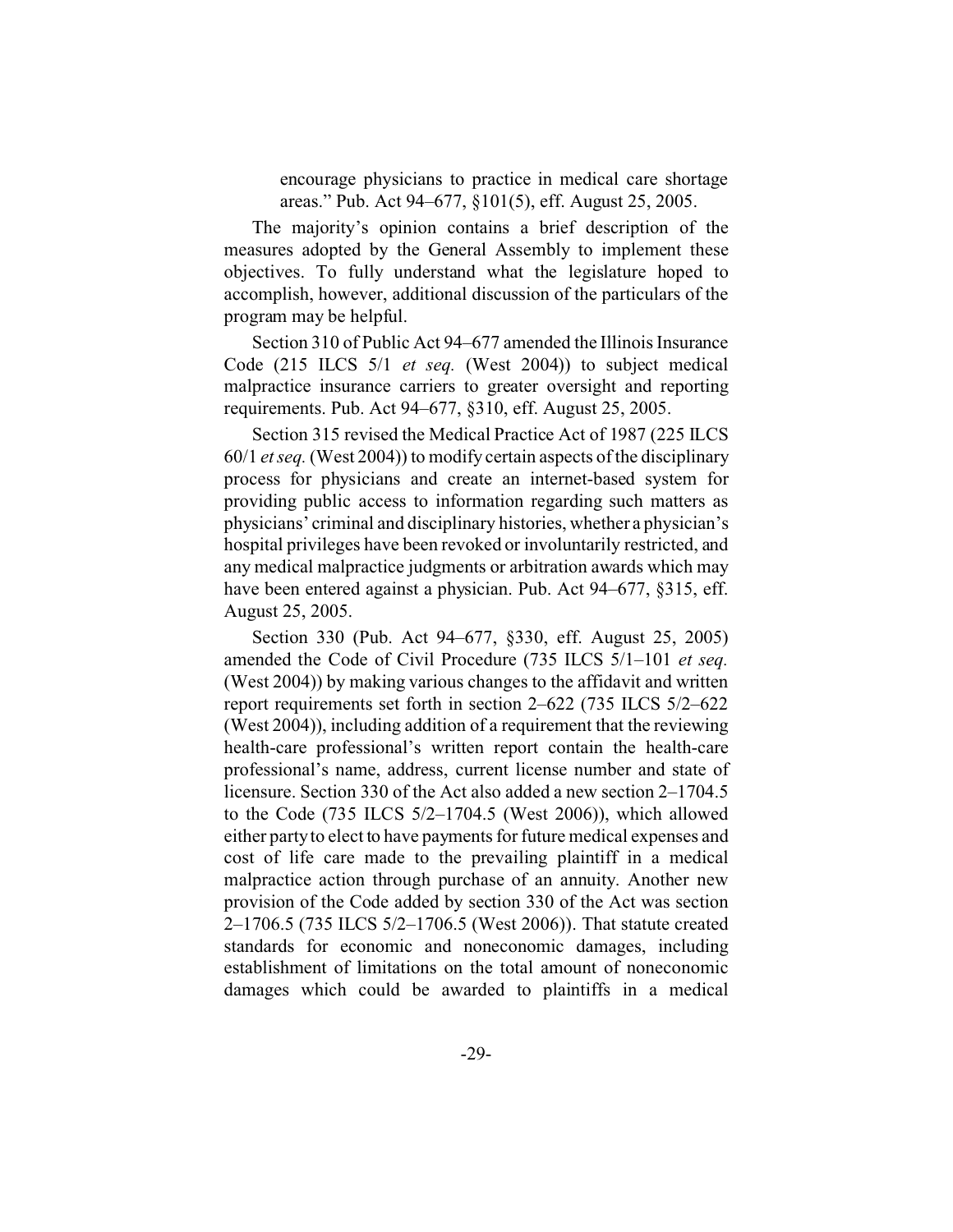> encourage physicians to practice in medical care shortage areas." Pub. Act 94–677, §101(5), eff. August 25, 2005.

The majority's opinion contains a brief description of the measures adopted by the General Assembly to implement these objectives. To fully understand what the legislature hoped to accomplish, however, additional discussion of the particulars of the program may be helpful.

Section 310 of Public Act 94–677 amended the Illinois Insurance Code (215 ILCS 5/1 *et seq.* (West 2004)) to subject medical malpractice insurance carriers to greater oversight and reporting requirements. Pub. Act 94–677, §310, eff. August 25, 2005.

Section 315 revised the Medical Practice Act of 1987 (225 ILCS 60/1 *et seq.* (West 2004)) to modify certain aspects of the disciplinary process for physicians and create an internet-based system for providing public access to information regarding such matters as physicians' criminal and disciplinary histories, whether a physician's hospital privileges have been revoked or involuntarily restricted, and any medical malpractice judgments or arbitration awards which may have been entered against a physician. Pub. Act 94–677, §315, eff. August 25, 2005.

Section 330 (Pub. Act 94–677, §330, eff. August 25, 2005) amended the Code of Civil Procedure (735 ILCS 5/1–101 *et seq.* (West 2004)) by making various changes to the affidavit and written report requirements set forth in section 2–622 (735 ILCS 5/2–622 (West 2004)), including addition of a requirement that the reviewing health-care professional's written report contain the health-care professional's name, address, current license number and state of licensure. Section 330 of the Act also added a new section 2–1704.5 to the Code (735 ILCS 5/2–1704.5 (West 2006)), which allowed either party to elect to have payments for future medical expenses and cost of life care made to the prevailing plaintiff in a medical malpractice action through purchase of an annuity. Another new provision of the Code added by section 330 of the Act was section 2–1706.5 (735 ILCS 5/2–1706.5 (West 2006)). That statute created standards for economic and noneconomic damages, including establishment of limitations on the total amount of noneconomic damages which could be awarded to plaintiffs in a medical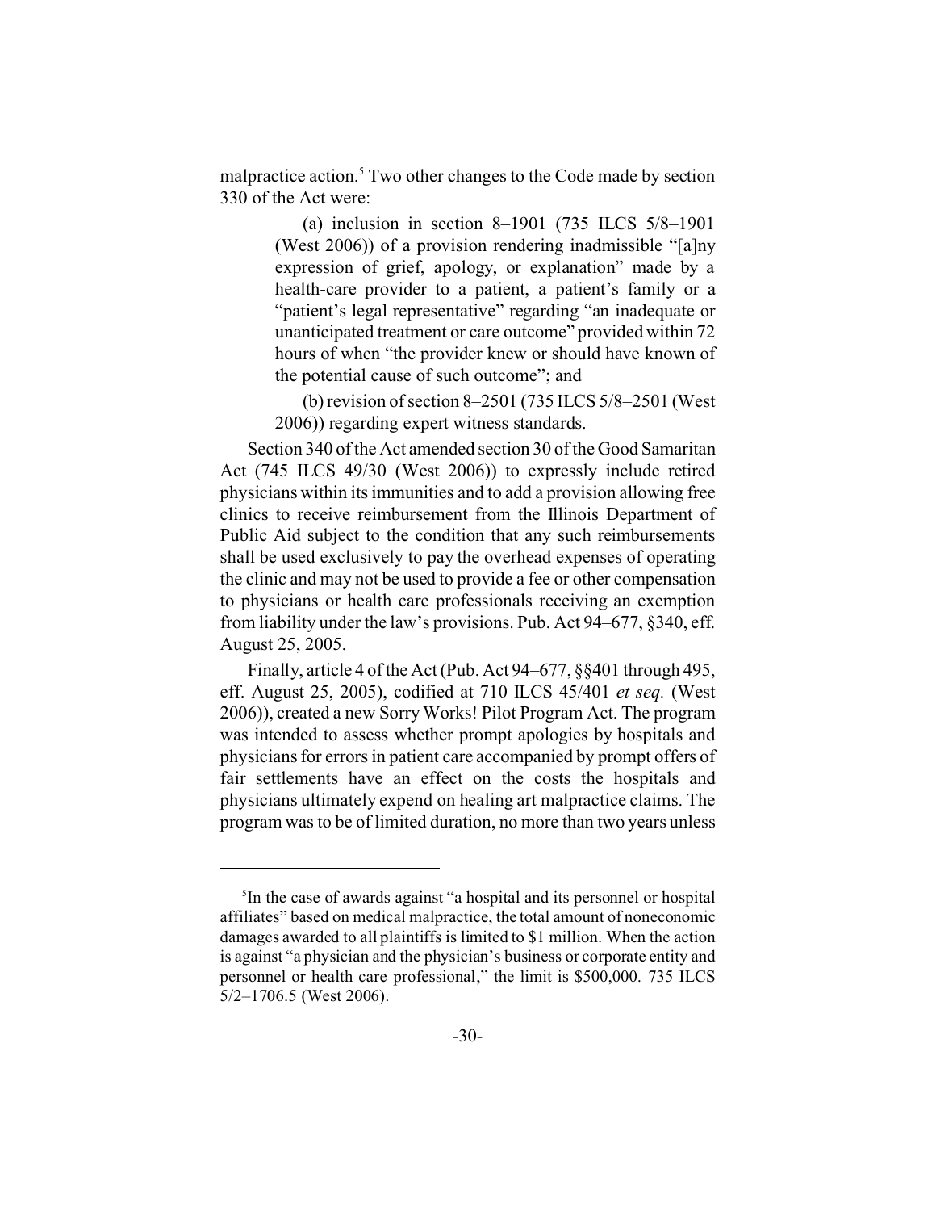malpractice action.[5] Two other changes to the Code made by section 330 of the Act were:

> (a) inclusion in section 8–1901 (735 ILCS 5/8–1901 (West 2006)) of a provision rendering inadmissible "[a]ny expression of grief, apology, or explanation" made by a health-care provider to a patient, a patient's family or a "patient's legal representative" regarding "an inadequate or unanticipated treatment or care outcome" provided within 72 hours of when "the provider knew or should have known of the potential cause of such outcome"; and
>
> (b) revision of section 8–2501 (735 ILCS 5/8–2501 (West 2006)) regarding expert witness standards.

Section 340 of the Act amended section 30 of the Good Samaritan Act (745 ILCS 49/30 (West 2006)) to expressly include retired physicians within its immunities and to add a provision allowing free clinics to receive reimbursement from the Illinois Department of Public Aid subject to the condition that any such reimbursements shall be used exclusively to pay the overhead expenses of operating the clinic and may not be used to provide a fee or other compensation to physicians or health care professionals receiving an exemption from liability under the law's provisions. Pub. Act 94–677, §340, eff. August 25, 2005.

Finally, article 4 of the Act (Pub. Act 94–677, §§401 through 495, eff. August 25, 2005), codified at 710 ILCS 45/401 *et seq.* (West 2006)), created a new Sorry Works! Pilot Program Act. The program was intended to assess whether prompt apologies by hospitals and physicians for errors in patient care accompanied by prompt offers of fair settlements have an effect on the costs the hospitals and physicians ultimately expend on healing art malpractice claims. The program was to be of limited duration, no more than two years unless

---

[5] In the case of awards against "a hospital and its personnel or hospital affiliates" based on medical malpractice, the total amount of noneconomic damages awarded to all plaintiffs is limited to $1 million. When the action is against "a physician and the physician's business or corporate entity and personnel or health care professional," the limit is $500,000. 735 ILCS 5/2–1706.5 (West 2006).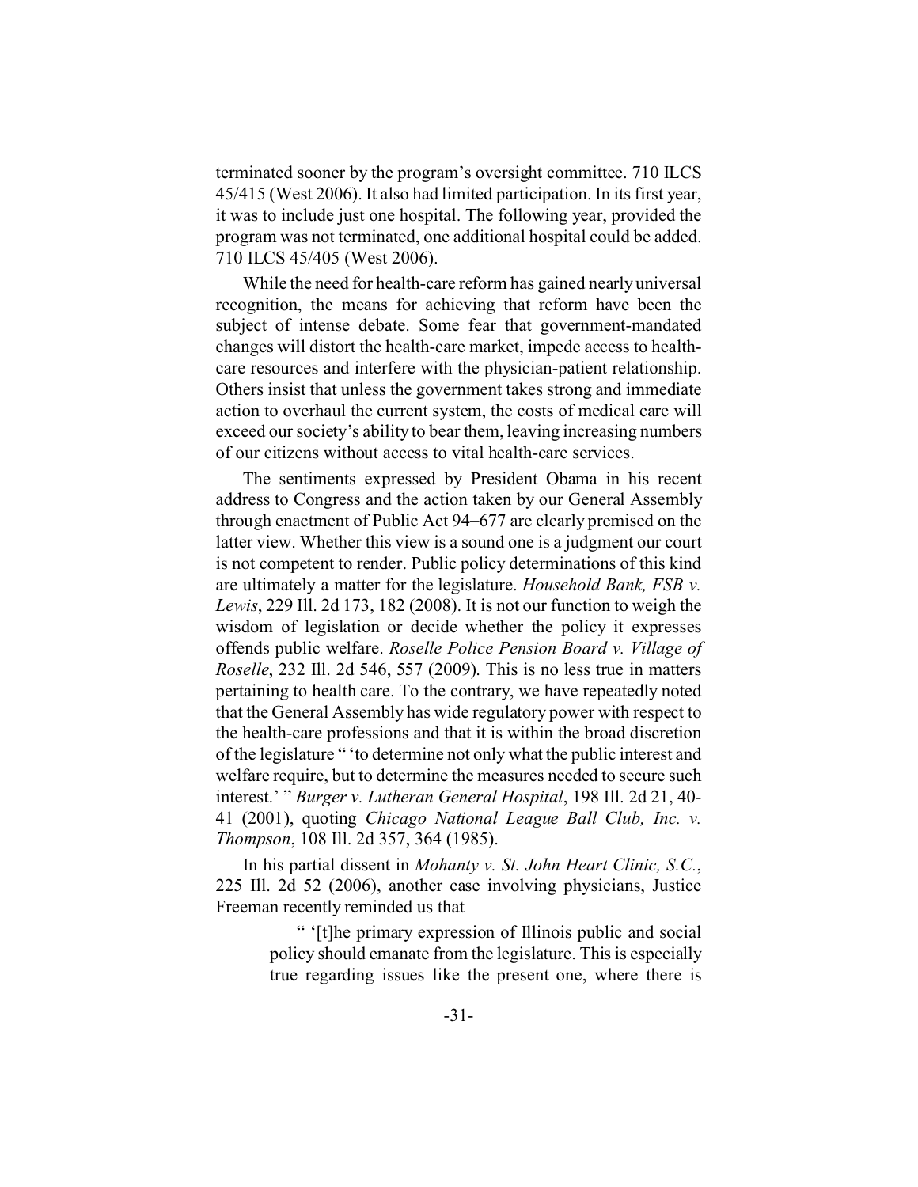terminated sooner by the program's oversight committee. 710 ILCS 45/415 (West 2006). It also had limited participation. In its first year, it was to include just one hospital. The following year, provided the program was not terminated, one additional hospital could be added. 710 ILCS 45/405 (West 2006).

While the need for health-care reform has gained nearly universal recognition, the means for achieving that reform have been the subject of intense debate. Some fear that government-mandated changes will distort the health-care market, impede access to health-care resources and interfere with the physician-patient relationship. Others insist that unless the government takes strong and immediate action to overhaul the current system, the costs of medical care will exceed our society's ability to bear them, leaving increasing numbers of our citizens without access to vital health-care services.

The sentiments expressed by President Obama in his recent address to Congress and the action taken by our General Assembly through enactment of Public Act 94–677 are clearly premised on the latter view. Whether this view is a sound one is a judgment our court is not competent to render. Public policy determinations of this kind are ultimately a matter for the legislature. *Household Bank, FSB v. Lewis*, 229 Ill. 2d 173, 182 (2008). It is not our function to weigh the wisdom of legislation or decide whether the policy it expresses offends public welfare. *Roselle Police Pension Board v. Village of Roselle*, 232 Ill. 2d 546, 557 (2009). This is no less true in matters pertaining to health care. To the contrary, we have repeatedly noted that the General Assembly has wide regulatory power with respect to the health-care professions and that it is within the broad discretion of the legislature " 'to determine not only what the public interest and welfare require, but to determine the measures needed to secure such interest.' " *Burger v. Lutheran General Hospital*, 198 Ill. 2d 21, 40-41 (2001), quoting *Chicago National League Ball Club, Inc. v. Thompson*, 108 Ill. 2d 357, 364 (1985).

In his partial dissent in *Mohanty v. St. John Heart Clinic, S.C.*, 225 Ill. 2d 52 (2006), another case involving physicians, Justice Freeman recently reminded us that

> " '[t]he primary expression of Illinois public and social policy should emanate from the legislature. This is especially true regarding issues like the present one, where there is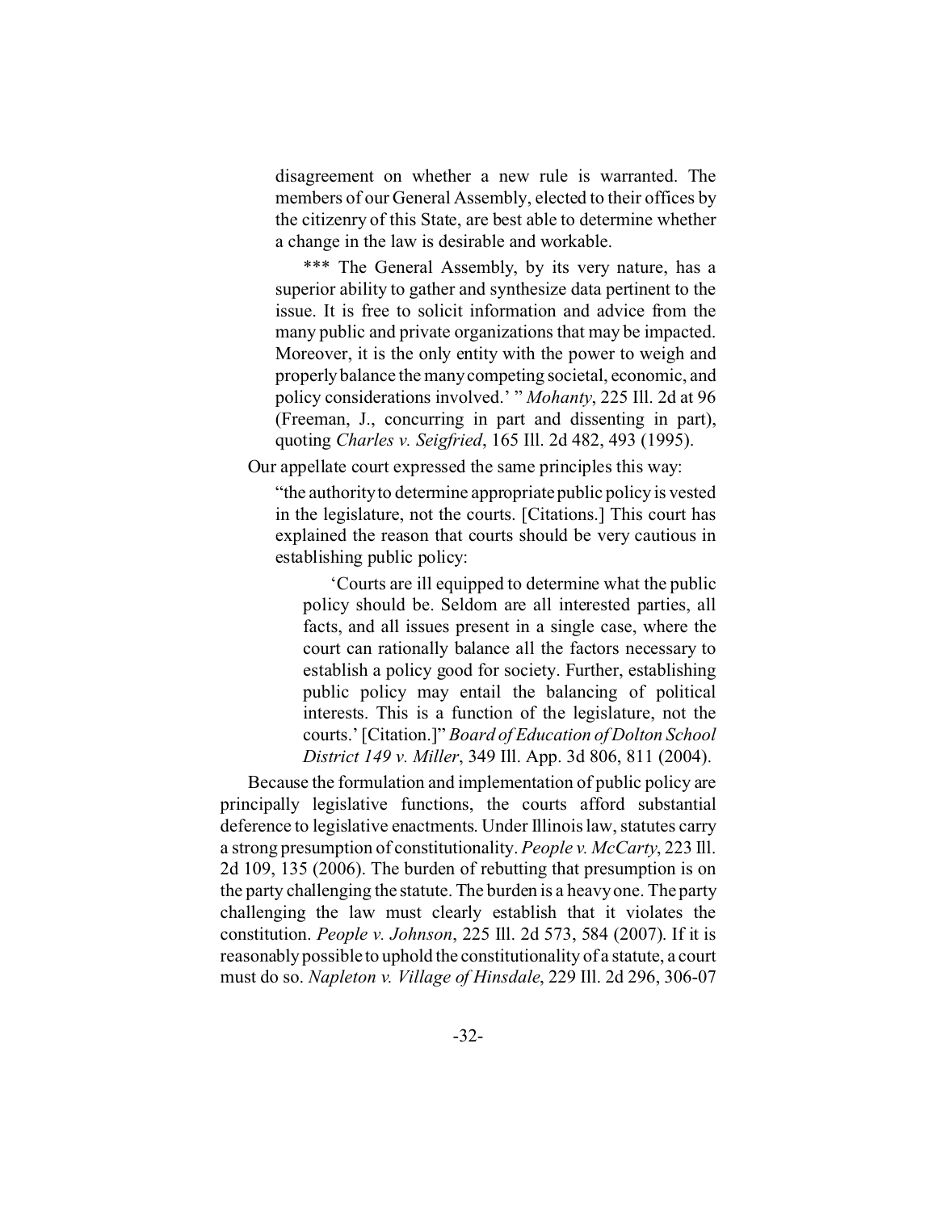> disagreement on whether a new rule is warranted. The members of our General Assembly, elected to their offices by the citizenry of this State, are best able to determine whether a change in the law is desirable and workable.
>
> *** The General Assembly, by its very nature, has a superior ability to gather and synthesize data pertinent to the issue. It is free to solicit information and advice from the many public and private organizations that may be impacted. Moreover, it is the only entity with the power to weigh and properly balance the many competing societal, economic, and policy considerations involved.' " *Mohanty*, 225 Ill. 2d at 96 (Freeman, J., concurring in part and dissenting in part), quoting *Charles v. Seigfried*, 165 Ill. 2d 482, 493 (1995).

Our appellate court expressed the same principles this way:

> "the authority to determine appropriate public policy is vested in the legislature, not the courts. [Citations.] This court has explained the reason that courts should be very cautious in establishing public policy:
>
> > 'Courts are ill equipped to determine what the public policy should be. Seldom are all interested parties, all facts, and all issues present in a single case, where the court can rationally balance all the factors necessary to establish a policy good for society. Further, establishing public policy may entail the balancing of political interests. This is a function of the legislature, not the courts.' [Citation.]" *Board of Education of Dolton School District 149 v. Miller*, 349 Ill. App. 3d 806, 811 (2004).

Because the formulation and implementation of public policy are principally legislative functions, the courts afford substantial deference to legislative enactments. Under Illinois law, statutes carry a strong presumption of constitutionality. *People v. McCarty*, 223 Ill. 2d 109, 135 (2006). The burden of rebutting that presumption is on the party challenging the statute. The burden is a heavy one. The party challenging the law must clearly establish that it violates the constitution. *People v. Johnson*, 225 Ill. 2d 573, 584 (2007). If it is reasonably possible to uphold the constitutionality of a statute, a court must do so. *Napleton v. Village of Hinsdale*, 229 Ill. 2d 296, 306-07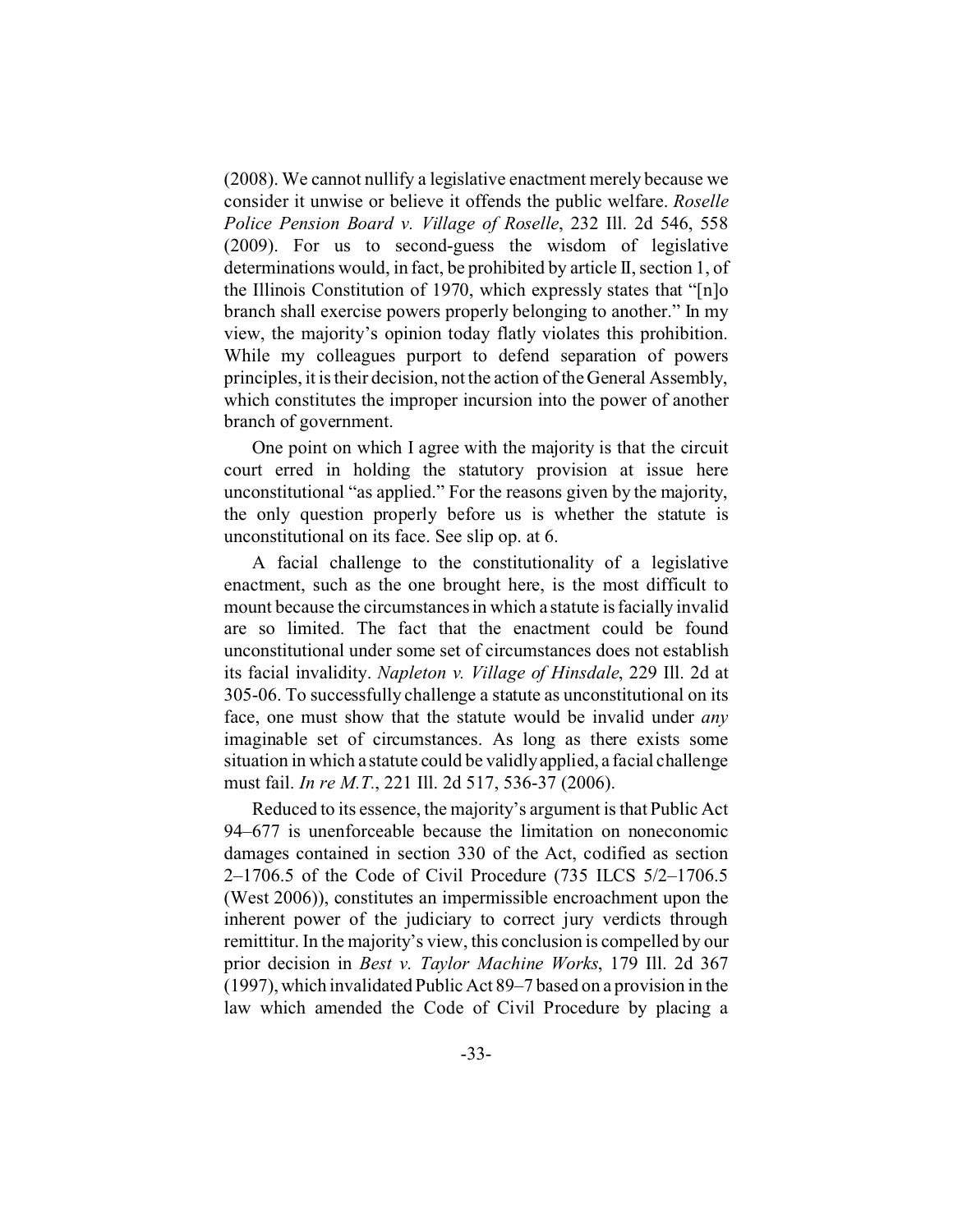(2008). We cannot nullify a legislative enactment merely because we consider it unwise or believe it offends the public welfare. *Roselle Police Pension Board v. Village of Roselle*, 232 Ill. 2d 546, 558 (2009). For us to second-guess the wisdom of legislative determinations would, in fact, be prohibited by article II, section 1, of the Illinois Constitution of 1970, which expressly states that "[n]o branch shall exercise powers properly belonging to another." In my view, the majority's opinion today flatly violates this prohibition. While my colleagues purport to defend separation of powers principles, it is their decision, not the action of the General Assembly, which constitutes the improper incursion into the power of another branch of government.

One point on which I agree with the majority is that the circuit court erred in holding the statutory provision at issue here unconstitutional "as applied." For the reasons given by the majority, the only question properly before us is whether the statute is unconstitutional on its face. See slip op. at 6.

A facial challenge to the constitutionality of a legislative enactment, such as the one brought here, is the most difficult to mount because the circumstances in which a statute is facially invalid are so limited. The fact that the enactment could be found unconstitutional under some set of circumstances does not establish its facial invalidity. *Napleton v. Village of Hinsdale*, 229 Ill. 2d at 305-06. To successfully challenge a statute as unconstitutional on its face, one must show that the statute would be invalid under *any* imaginable set of circumstances. As long as there exists some situation in which a statute could be validly applied, a facial challenge must fail. *In re M.T.*, 221 Ill. 2d 517, 536-37 (2006).

Reduced to its essence, the majority's argument is that Public Act 94–677 is unenforceable because the limitation on noneconomic damages contained in section 330 of the Act, codified as section 2–1706.5 of the Code of Civil Procedure (735 ILCS 5/2–1706.5 (West 2006)), constitutes an impermissible encroachment upon the inherent power of the judiciary to correct jury verdicts through remittitur. In the majority's view, this conclusion is compelled by our prior decision in *Best v. Taylor Machine Works*, 179 Ill. 2d 367 (1997), which invalidated Public Act 89–7 based on a provision in the law which amended the Code of Civil Procedure by placing a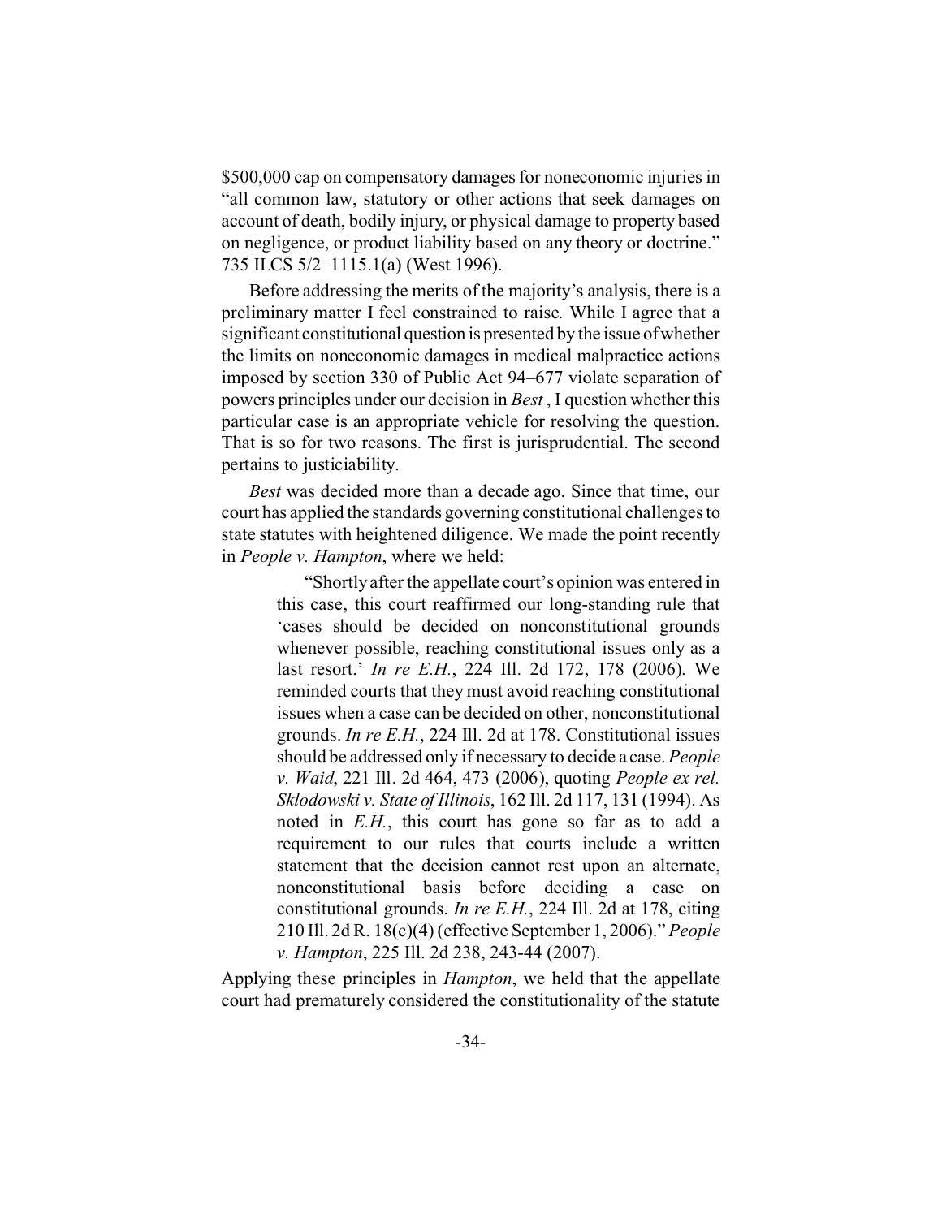$500,000 cap on compensatory damages for noneconomic injuries in "all common law, statutory or other actions that seek damages on account of death, bodily injury, or physical damage to property based on negligence, or product liability based on any theory or doctrine." 735 ILCS 5/2–1115.1(a) (West 1996).

Before addressing the merits of the majority's analysis, there is a preliminary matter I feel constrained to raise. While I agree that a significant constitutional question is presented by the issue of whether the limits on noneconomic damages in medical malpractice actions imposed by section 330 of Public Act 94–677 violate separation of powers principles under our decision in *Best*, I question whether this particular case is an appropriate vehicle for resolving the question. That is so for two reasons. The first is jurisprudential. The second pertains to justiciability.

*Best* was decided more than a decade ago. Since that time, our court has applied the standards governing constitutional challenges to state statutes with heightened diligence. We made the point recently in *People v. Hampton*, where we held:

> "Shortly after the appellate court's opinion was entered in this case, this court reaffirmed our long-standing rule that 'cases should be decided on nonconstitutional grounds whenever possible, reaching constitutional issues only as a last resort.' *In re E.H.*, 224 Ill. 2d 172, 178 (2006). We reminded courts that they must avoid reaching constitutional issues when a case can be decided on other, nonconstitutional grounds. *In re E.H.*, 224 Ill. 2d at 178. Constitutional issues should be addressed only if necessary to decide a case. *People v. Waid*, 221 Ill. 2d 464, 473 (2006), quoting *People ex rel. Sklodowski v. State of Illinois*, 162 Ill. 2d 117, 131 (1994). As noted in *E.H.*, this court has gone so far as to add a requirement to our rules that courts include a written statement that the decision cannot rest upon an alternate, nonconstitutional basis before deciding a case on constitutional grounds. *In re E.H.*, 224 Ill. 2d at 178, citing 210 Ill. 2d R. 18(c)(4) (effective September 1, 2006)." *People v. Hampton*, 225 Ill. 2d 238, 243-44 (2007).

Applying these principles in *Hampton*, we held that the appellate court had prematurely considered the constitutionality of the statute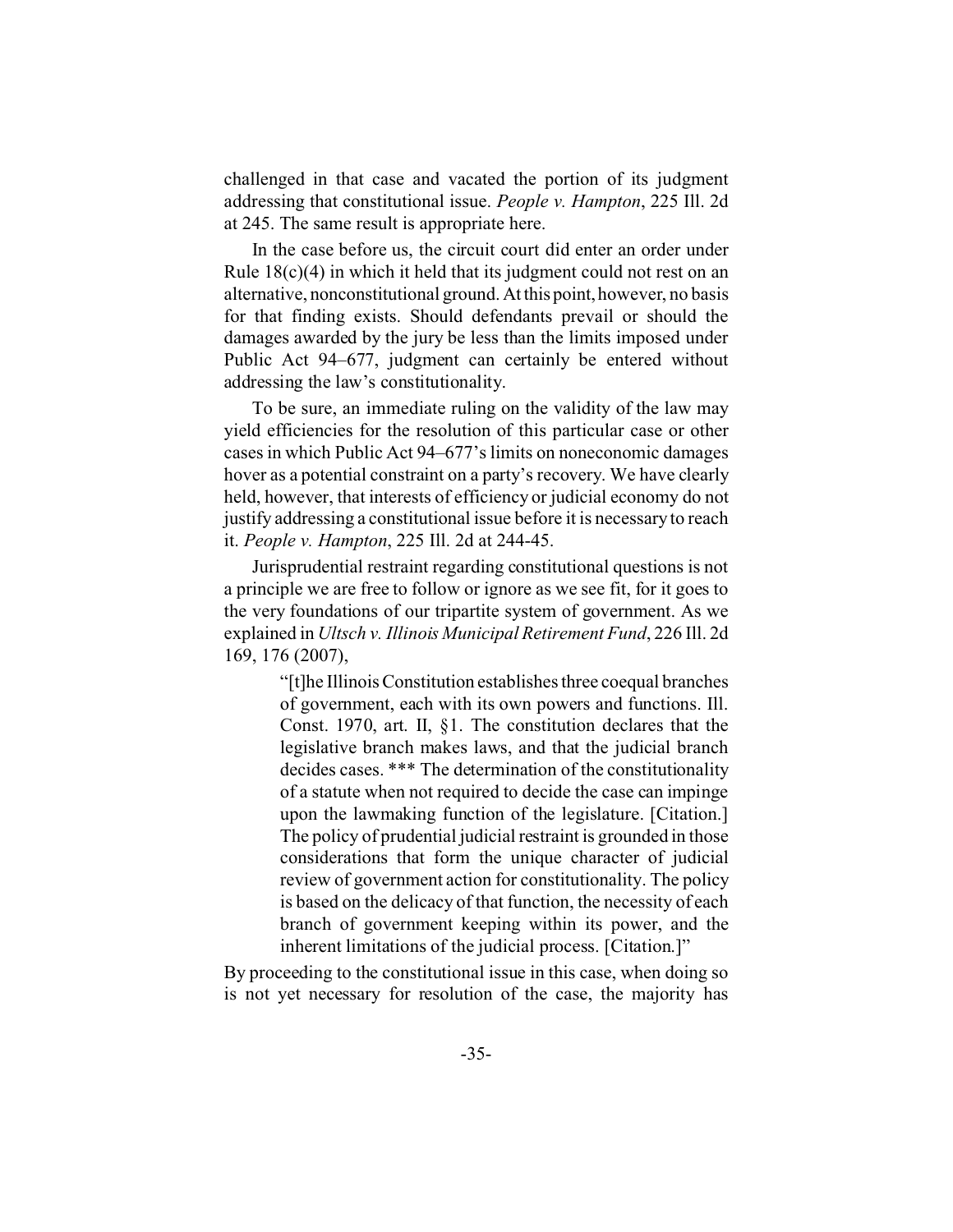challenged in that case and vacated the portion of its judgment addressing that constitutional issue. *People v. Hampton*, 225 Ill. 2d at 245. The same result is appropriate here.

In the case before us, the circuit court did enter an order under Rule 18(c)(4) in which it held that its judgment could not rest on an alternative, nonconstitutional ground. At this point, however, no basis for that finding exists. Should defendants prevail or should the damages awarded by the jury be less than the limits imposed under Public Act 94–677, judgment can certainly be entered without addressing the law's constitutionality.

To be sure, an immediate ruling on the validity of the law may yield efficiencies for the resolution of this particular case or other cases in which Public Act 94–677's limits on noneconomic damages hover as a potential constraint on a party's recovery. We have clearly held, however, that interests of efficiency or judicial economy do not justify addressing a constitutional issue before it is necessary to reach it. *People v. Hampton*, 225 Ill. 2d at 244-45.

Jurisprudential restraint regarding constitutional questions is not a principle we are free to follow or ignore as we see fit, for it goes to the very foundations of our tripartite system of government. As we explained in *Ultsch v. Illinois Municipal Retirement Fund*, 226 Ill. 2d 169, 176 (2007),

> "[t]he Illinois Constitution establishes three coequal branches of government, each with its own powers and functions. Ill. Const. 1970, art. II, §1. The constitution declares that the legislative branch makes laws, and that the judicial branch decides cases. *** The determination of the constitutionality of a statute when not required to decide the case can impinge upon the lawmaking function of the legislature. [Citation.] The policy of prudential judicial restraint is grounded in those considerations that form the unique character of judicial review of government action for constitutionality. The policy is based on the delicacy of that function, the necessity of each branch of government keeping within its power, and the inherent limitations of the judicial process. [Citation.]"

By proceeding to the constitutional issue in this case, when doing so is not yet necessary for resolution of the case, the majority has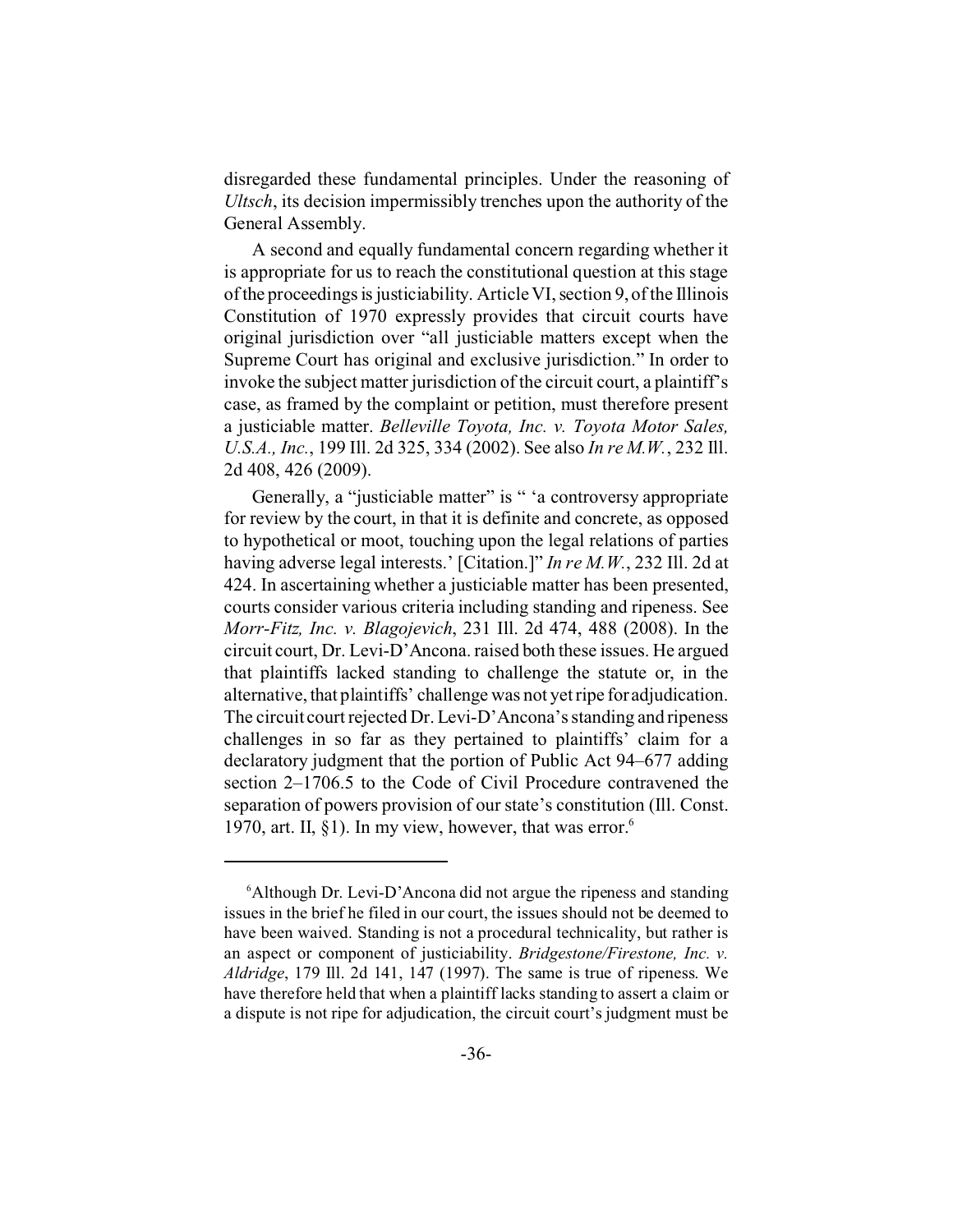disregarded these fundamental principles. Under the reasoning of *Ultsch*, its decision impermissibly trenches upon the authority of the General Assembly.

A second and equally fundamental concern regarding whether it is appropriate for us to reach the constitutional question at this stage of the proceedings is justiciability. Article VI, section 9, of the Illinois Constitution of 1970 expressly provides that circuit courts have original jurisdiction over "all justiciable matters except when the Supreme Court has original and exclusive jurisdiction." In order to invoke the subject matter jurisdiction of the circuit court, a plaintiff's case, as framed by the complaint or petition, must therefore present a justiciable matter. *Belleville Toyota, Inc. v. Toyota Motor Sales, U.S.A., Inc.*, 199 Ill. 2d 325, 334 (2002). See also *In re M.W.*, 232 Ill. 2d 408, 426 (2009).

Generally, a "justiciable matter" is " 'a controversy appropriate for review by the court, in that it is definite and concrete, as opposed to hypothetical or moot, touching upon the legal relations of parties having adverse legal interests.' [Citation.]" *In re M.W.*, 232 Ill. 2d at 424. In ascertaining whether a justiciable matter has been presented, courts consider various criteria including standing and ripeness. See *Morr-Fitz, Inc. v. Blagojevich*, 231 Ill. 2d 474, 488 (2008). In the circuit court, Dr. Levi-D'Ancona. raised both these issues. He argued that plaintiffs lacked standing to challenge the statute or, in the alternative, that plaintiffs' challenge was not yet ripe for adjudication. The circuit court rejected Dr. Levi-D'Ancona's standing and ripeness challenges in so far as they pertained to plaintiffs' claim for a declaratory judgment that the portion of Public Act 94–677 adding section 2–1706.5 to the Code of Civil Procedure contravened the separation of powers provision of our state's constitution (Ill. Const. 1970, art. II, §1). In my view, however, that was error.[6]

---

[6]Although Dr. Levi-D'Ancona did not argue the ripeness and standing issues in the brief he filed in our court, the issues should not be deemed to have been waived. Standing is not a procedural technicality, but rather is an aspect or component of justiciability. *Bridgestone/Firestone, Inc. v. Aldridge*, 179 Ill. 2d 141, 147 (1997). The same is true of ripeness. We have therefore held that when a plaintiff lacks standing to assert a claim or a dispute is not ripe for adjudication, the circuit court's judgment must be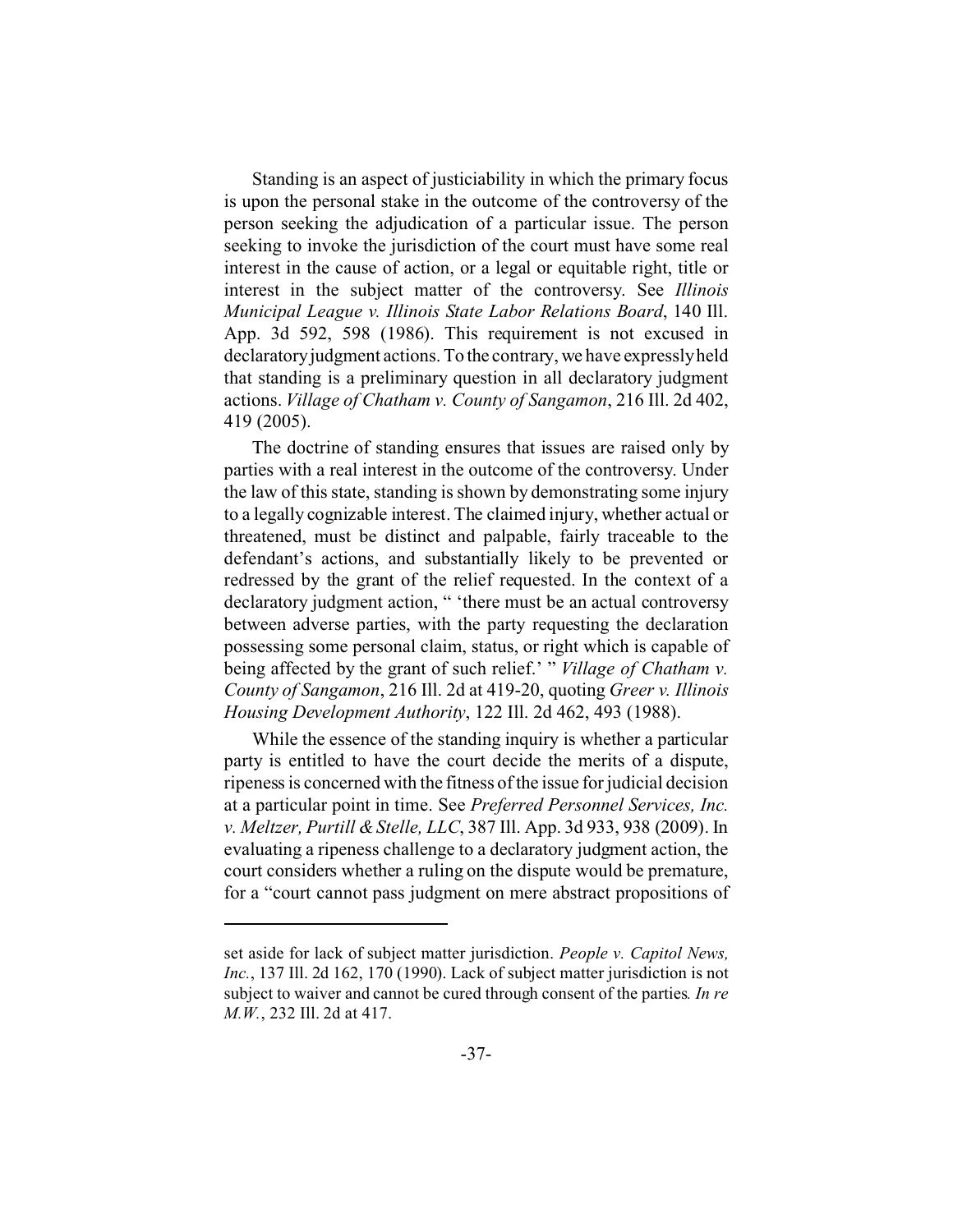Standing is an aspect of justiciability in which the primary focus is upon the personal stake in the outcome of the controversy of the person seeking the adjudication of a particular issue. The person seeking to invoke the jurisdiction of the court must have some real interest in the cause of action, or a legal or equitable right, title or interest in the subject matter of the controversy. See *Illinois Municipal League v. Illinois State Labor Relations Board*, 140 Ill. App. 3d 592, 598 (1986). This requirement is not excused in declaratory judgment actions. To the contrary, we have expressly held that standing is a preliminary question in all declaratory judgment actions. *Village of Chatham v. County of Sangamon*, 216 Ill. 2d 402, 419 (2005).

The doctrine of standing ensures that issues are raised only by parties with a real interest in the outcome of the controversy. Under the law of this state, standing is shown by demonstrating some injury to a legally cognizable interest. The claimed injury, whether actual or threatened, must be distinct and palpable, fairly traceable to the defendant's actions, and substantially likely to be prevented or redressed by the grant of the relief requested. In the context of a declaratory judgment action, " 'there must be an actual controversy between adverse parties, with the party requesting the declaration possessing some personal claim, status, or right which is capable of being affected by the grant of such relief.' " *Village of Chatham v. County of Sangamon*, 216 Ill. 2d at 419-20, quoting *Greer v. Illinois Housing Development Authority*, 122 Ill. 2d 462, 493 (1988).

While the essence of the standing inquiry is whether a particular party is entitled to have the court decide the merits of a dispute, ripeness is concerned with the fitness of the issue for judicial decision at a particular point in time. See *Preferred Personnel Services, Inc. v. Meltzer, Purtill & Stelle, LLC*, 387 Ill. App. 3d 933, 938 (2009). In evaluating a ripeness challenge to a declaratory judgment action, the court considers whether a ruling on the dispute would be premature, for a "court cannot pass judgment on mere abstract propositions of

---

set aside for lack of subject matter jurisdiction. *People v. Capitol News, Inc.*, 137 Ill. 2d 162, 170 (1990). Lack of subject matter jurisdiction is not subject to waiver and cannot be cured through consent of the parties. *In re M.W.*, 232 Ill. 2d at 417.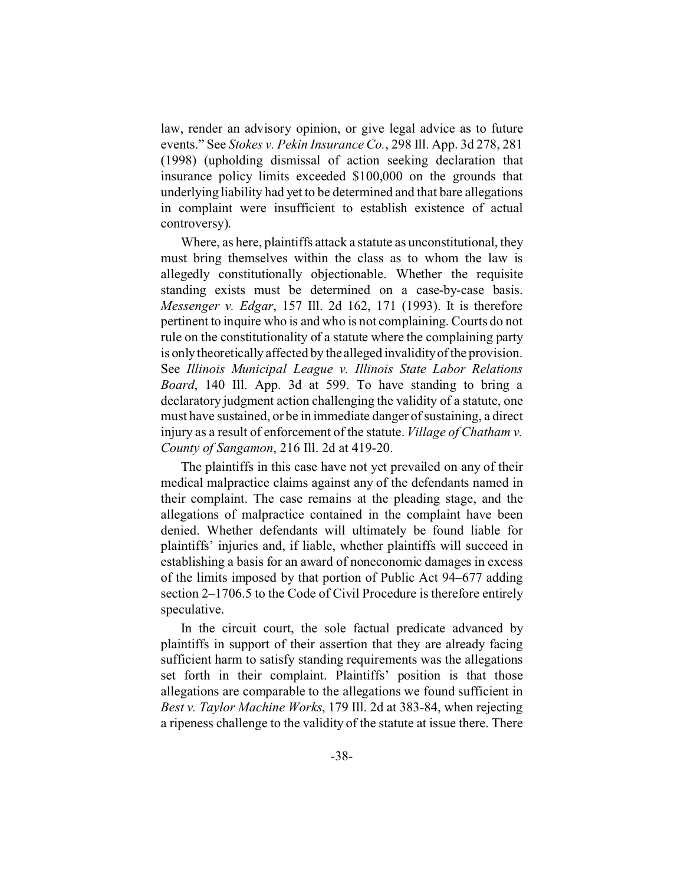law, render an advisory opinion, or give legal advice as to future events." See *Stokes v. Pekin Insurance Co.*, 298 Ill. App. 3d 278, 281 (1998) (upholding dismissal of action seeking declaration that insurance policy limits exceeded $100,000 on the grounds that underlying liability had yet to be determined and that bare allegations in complaint were insufficient to establish existence of actual controversy).

Where, as here, plaintiffs attack a statute as unconstitutional, they must bring themselves within the class as to whom the law is allegedly constitutionally objectionable. Whether the requisite standing exists must be determined on a case-by-case basis. *Messenger v. Edgar*, 157 Ill. 2d 162, 171 (1993). It is therefore pertinent to inquire who is and who is not complaining. Courts do not rule on the constitutionality of a statute where the complaining party is only theoretically affected by the alleged invalidity of the provision. See *Illinois Municipal League v. Illinois State Labor Relations Board*, 140 Ill. App. 3d at 599. To have standing to bring a declaratory judgment action challenging the validity of a statute, one must have sustained, or be in immediate danger of sustaining, a direct injury as a result of enforcement of the statute. *Village of Chatham v. County of Sangamon*, 216 Ill. 2d at 419-20.

The plaintiffs in this case have not yet prevailed on any of their medical malpractice claims against any of the defendants named in their complaint. The case remains at the pleading stage, and the allegations of malpractice contained in the complaint have been denied. Whether defendants will ultimately be found liable for plaintiffs' injuries and, if liable, whether plaintiffs will succeed in establishing a basis for an award of noneconomic damages in excess of the limits imposed by that portion of Public Act 94–677 adding section 2–1706.5 to the Code of Civil Procedure is therefore entirely speculative.

In the circuit court, the sole factual predicate advanced by plaintiffs in support of their assertion that they are already facing sufficient harm to satisfy standing requirements was the allegations set forth in their complaint. Plaintiffs' position is that those allegations are comparable to the allegations we found sufficient in *Best v. Taylor Machine Works*, 179 Ill. 2d at 383-84, when rejecting a ripeness challenge to the validity of the statute at issue there. There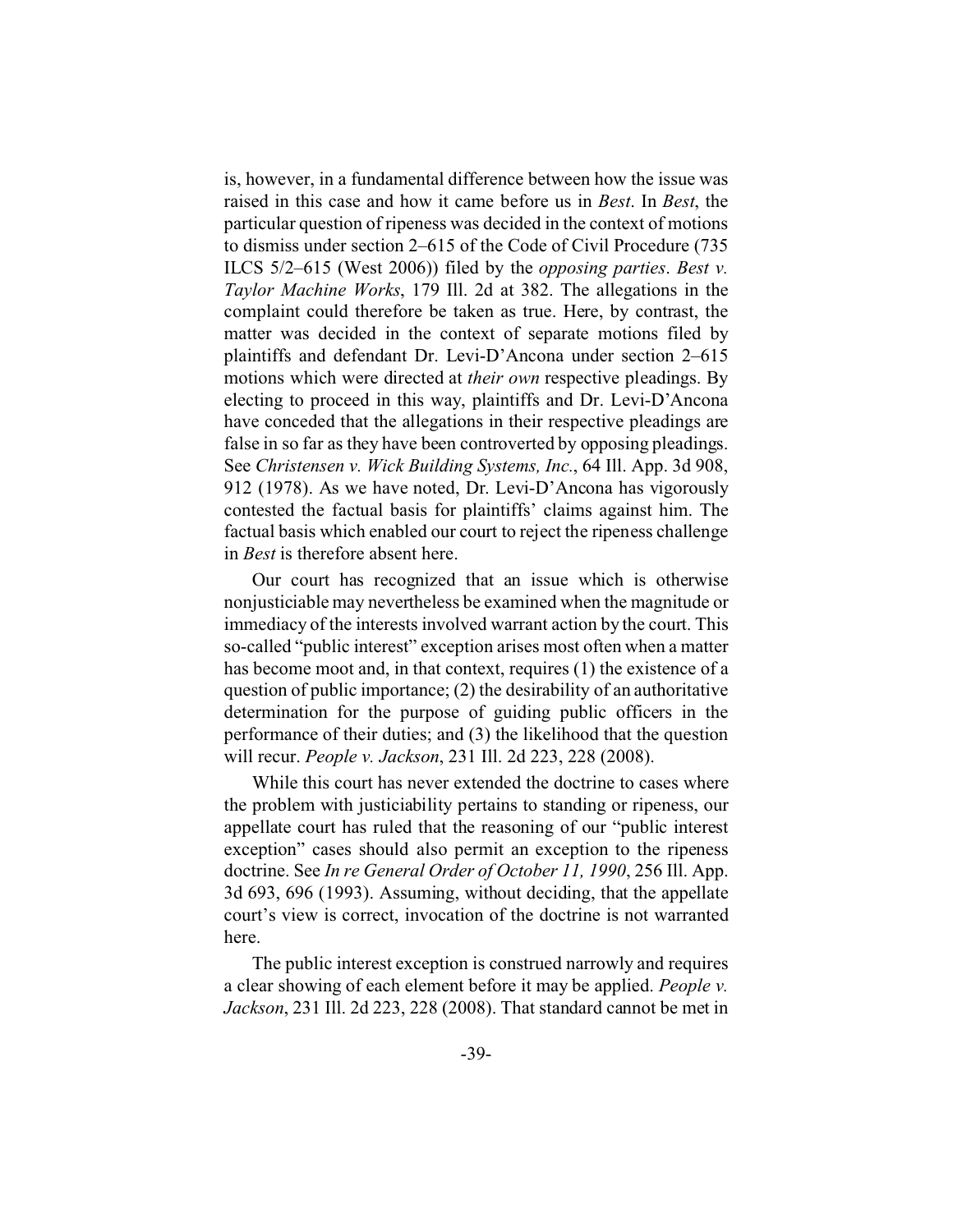is, however, in a fundamental difference between how the issue was raised in this case and how it came before us in *Best*. In *Best*, the particular question of ripeness was decided in the context of motions to dismiss under section 2–615 of the Code of Civil Procedure (735 ILCS 5/2–615 (West 2006)) filed by the *opposing parties*. *Best v. Taylor Machine Works*, 179 Ill. 2d at 382. The allegations in the complaint could therefore be taken as true. Here, by contrast, the matter was decided in the context of separate motions filed by plaintiffs and defendant Dr. Levi-D'Ancona under section 2–615 motions which were directed at *their own* respective pleadings. By electing to proceed in this way, plaintiffs and Dr. Levi-D'Ancona have conceded that the allegations in their respective pleadings are false in so far as they have been controverted by opposing pleadings. See *Christensen v. Wick Building Systems, Inc.*, 64 Ill. App. 3d 908, 912 (1978). As we have noted, Dr. Levi-D'Ancona has vigorously contested the factual basis for plaintiffs' claims against him. The factual basis which enabled our court to reject the ripeness challenge in *Best* is therefore absent here.

Our court has recognized that an issue which is otherwise nonjusticiable may nevertheless be examined when the magnitude or immediacy of the interests involved warrant action by the court. This so-called "public interest" exception arises most often when a matter has become moot and, in that context, requires (1) the existence of a question of public importance; (2) the desirability of an authoritative determination for the purpose of guiding public officers in the performance of their duties; and (3) the likelihood that the question will recur. *People v. Jackson*, 231 Ill. 2d 223, 228 (2008).

While this court has never extended the doctrine to cases where the problem with justiciability pertains to standing or ripeness, our appellate court has ruled that the reasoning of our "public interest exception" cases should also permit an exception to the ripeness doctrine. See *In re General Order of October 11, 1990*, 256 Ill. App. 3d 693, 696 (1993). Assuming, without deciding, that the appellate court's view is correct, invocation of the doctrine is not warranted here.

The public interest exception is construed narrowly and requires a clear showing of each element before it may be applied. *People v. Jackson*, 231 Ill. 2d 223, 228 (2008). That standard cannot be met in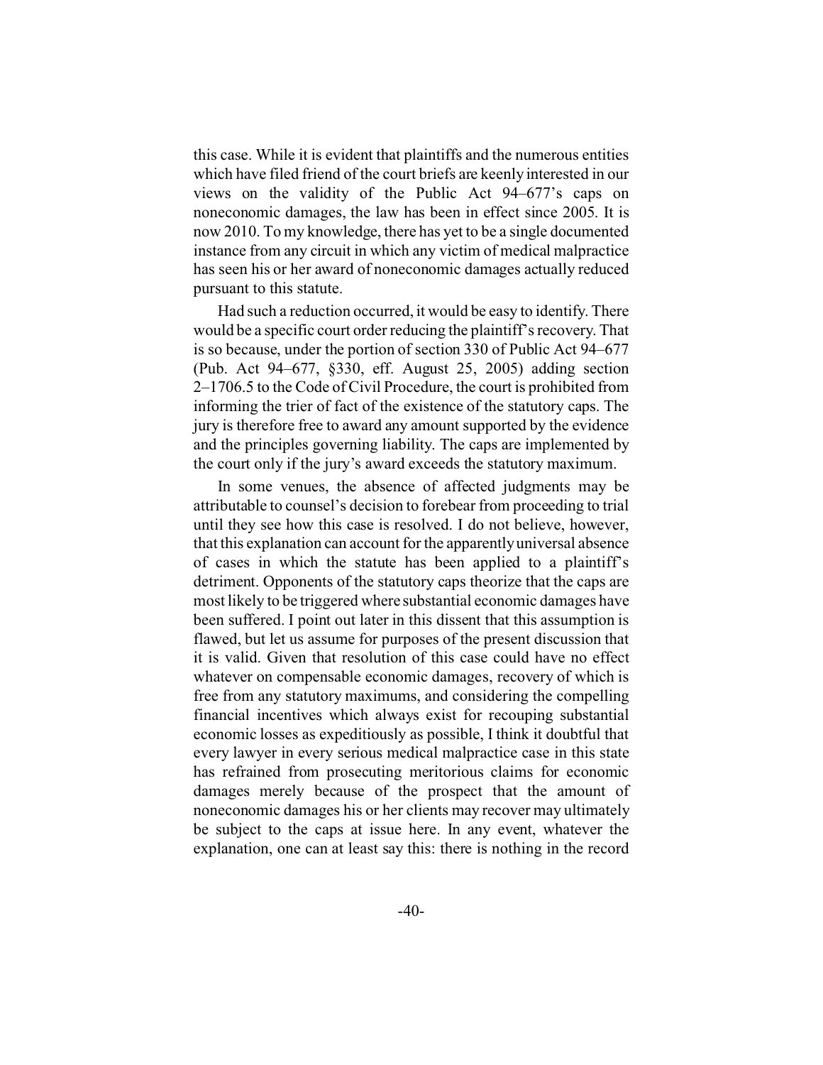this case. While it is evident that plaintiffs and the numerous entities which have filed friend of the court briefs are keenly interested in our views on the validity of the Public Act 94–677's caps on noneconomic damages, the law has been in effect since 2005. It is now 2010. To my knowledge, there has yet to be a single documented instance from any circuit in which any victim of medical malpractice has seen his or her award of noneconomic damages actually reduced pursuant to this statute.

Had such a reduction occurred, it would be easy to identify. There would be a specific court order reducing the plaintiff's recovery. That is so because, under the portion of section 330 of Public Act 94–677 (Pub. Act 94–677, §330, eff. August 25, 2005) adding section 2–1706.5 to the Code of Civil Procedure, the court is prohibited from informing the trier of fact of the existence of the statutory caps. The jury is therefore free to award any amount supported by the evidence and the principles governing liability. The caps are implemented by the court only if the jury's award exceeds the statutory maximum.

In some venues, the absence of affected judgments may be attributable to counsel's decision to forebear from proceeding to trial until they see how this case is resolved. I do not believe, however, that this explanation can account for the apparently universal absence of cases in which the statute has been applied to a plaintiff's detriment. Opponents of the statutory caps theorize that the caps are most likely to be triggered where substantial economic damages have been suffered. I point out later in this dissent that this assumption is flawed, but let us assume for purposes of the present discussion that it is valid. Given that resolution of this case could have no effect whatever on compensable economic damages, recovery of which is free from any statutory maximums, and considering the compelling financial incentives which always exist for recouping substantial economic losses as expeditiously as possible, I think it doubtful that every lawyer in every serious medical malpractice case in this state has refrained from prosecuting meritorious claims for economic damages merely because of the prospect that the amount of noneconomic damages his or her clients may recover may ultimately be subject to the caps at issue here. In any event, whatever the explanation, one can at least say this: there is nothing in the record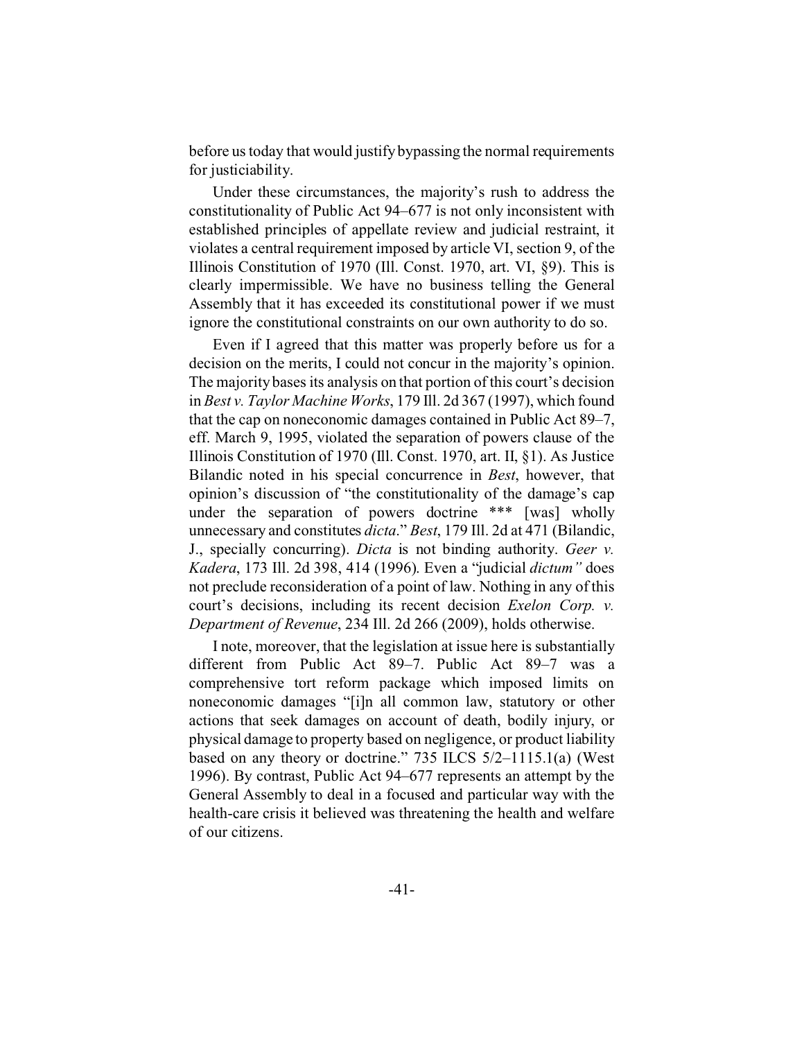before us today that would justify bypassing the normal requirements for justiciability.

Under these circumstances, the majority's rush to address the constitutionality of Public Act 94–677 is not only inconsistent with established principles of appellate review and judicial restraint, it violates a central requirement imposed by article VI, section 9, of the Illinois Constitution of 1970 (Ill. Const. 1970, art. VI, §9). This is clearly impermissible. We have no business telling the General Assembly that it has exceeded its constitutional power if we must ignore the constitutional constraints on our own authority to do so.

Even if I agreed that this matter was properly before us for a decision on the merits, I could not concur in the majority's opinion. The majority bases its analysis on that portion of this court's decision in *Best v. Taylor Machine Works*, 179 Ill. 2d 367 (1997), which found that the cap on noneconomic damages contained in Public Act 89–7, eff. March 9, 1995, violated the separation of powers clause of the Illinois Constitution of 1970 (Ill. Const. 1970, art. II, §1). As Justice Bilandic noted in his special concurrence in *Best*, however, that opinion's discussion of "the constitutionality of the damage's cap under the separation of powers doctrine *** [was] wholly unnecessary and constitutes *dicta*." *Best*, 179 Ill. 2d at 471 (Bilandic, J., specially concurring). *Dicta* is not binding authority. *Geer v. Kadera*, 173 Ill. 2d 398, 414 (1996). Even a "judicial *dictum*" does not preclude reconsideration of a point of law. Nothing in any of this court's decisions, including its recent decision *Exelon Corp. v. Department of Revenue*, 234 Ill. 2d 266 (2009), holds otherwise.

I note, moreover, that the legislation at issue here is substantially different from Public Act 89–7. Public Act 89–7 was a comprehensive tort reform package which imposed limits on noneconomic damages "[i]n all common law, statutory or other actions that seek damages on account of death, bodily injury, or physical damage to property based on negligence, or product liability based on any theory or doctrine." 735 ILCS 5/2–1115.1(a) (West 1996). By contrast, Public Act 94–677 represents an attempt by the General Assembly to deal in a focused and particular way with the health-care crisis it believed was threatening the health and welfare of our citizens.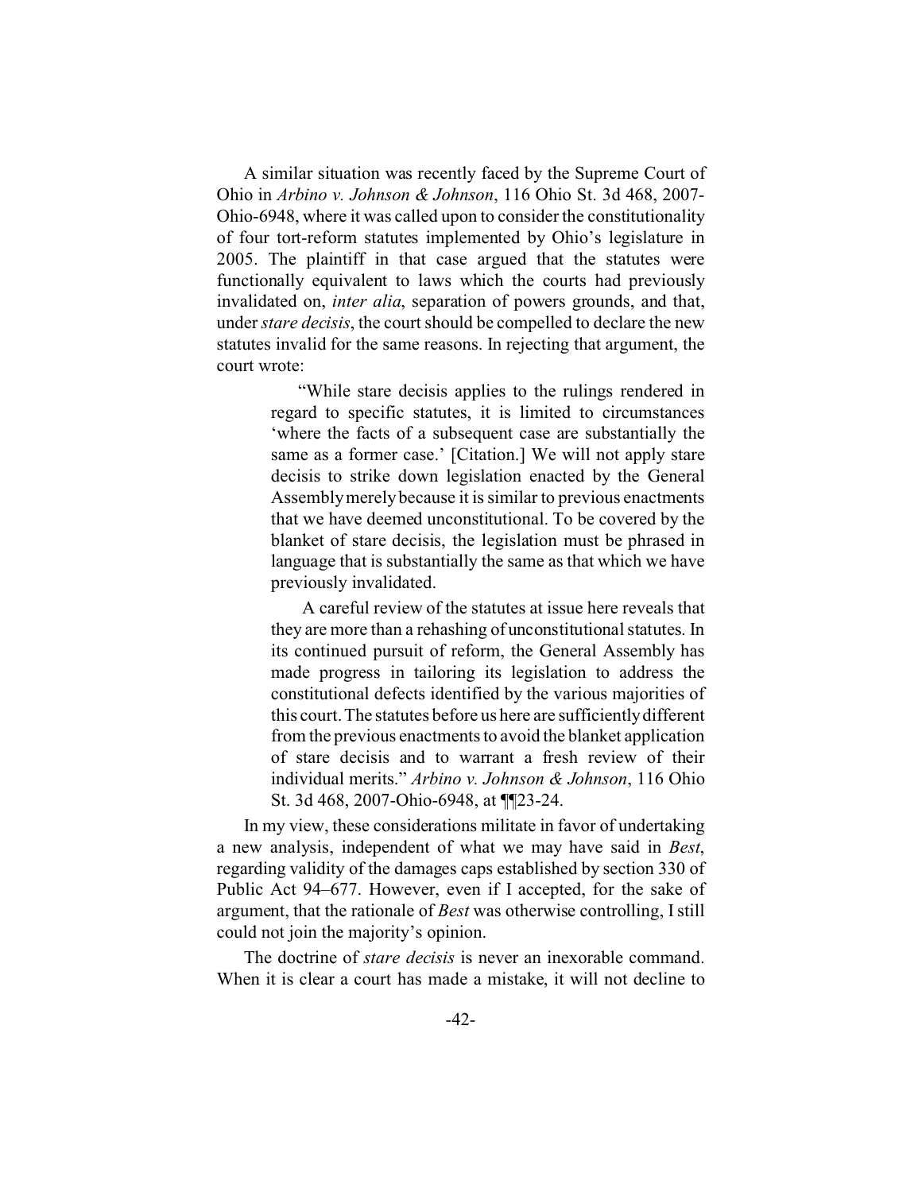A similar situation was recently faced by the Supreme Court of Ohio in *Arbino v. Johnson & Johnson*, 116 Ohio St. 3d 468, 2007-Ohio-6948, where it was called upon to consider the constitutionality of four tort-reform statutes implemented by Ohio's legislature in 2005. The plaintiff in that case argued that the statutes were functionally equivalent to laws which the courts had previously invalidated on, *inter alia*, separation of powers grounds, and that, under *stare decisis*, the court should be compelled to declare the new statutes invalid for the same reasons. In rejecting that argument, the court wrote:

> "While stare decisis applies to the rulings rendered in regard to specific statutes, it is limited to circumstances 'where the facts of a subsequent case are substantially the same as a former case.' [Citation.] We will not apply stare decisis to strike down legislation enacted by the General Assembly merely because it is similar to previous enactments that we have deemed unconstitutional. To be covered by the blanket of stare decisis, the legislation must be phrased in language that is substantially the same as that which we have previously invalidated.
>
> A careful review of the statutes at issue here reveals that they are more than a rehashing of unconstitutional statutes. In its continued pursuit of reform, the General Assembly has made progress in tailoring its legislation to address the constitutional defects identified by the various majorities of this court. The statutes before us here are sufficiently different from the previous enactments to avoid the blanket application of stare decisis and to warrant a fresh review of their individual merits." *Arbino v. Johnson & Johnson*, 116 Ohio St. 3d 468, 2007-Ohio-6948, at ¶¶23-24.

In my view, these considerations militate in favor of undertaking a new analysis, independent of what we may have said in *Best*, regarding validity of the damages caps established by section 330 of Public Act 94–677. However, even if I accepted, for the sake of argument, that the rationale of *Best* was otherwise controlling, I still could not join the majority's opinion.

The doctrine of *stare decisis* is never an inexorable command. When it is clear a court has made a mistake, it will not decline to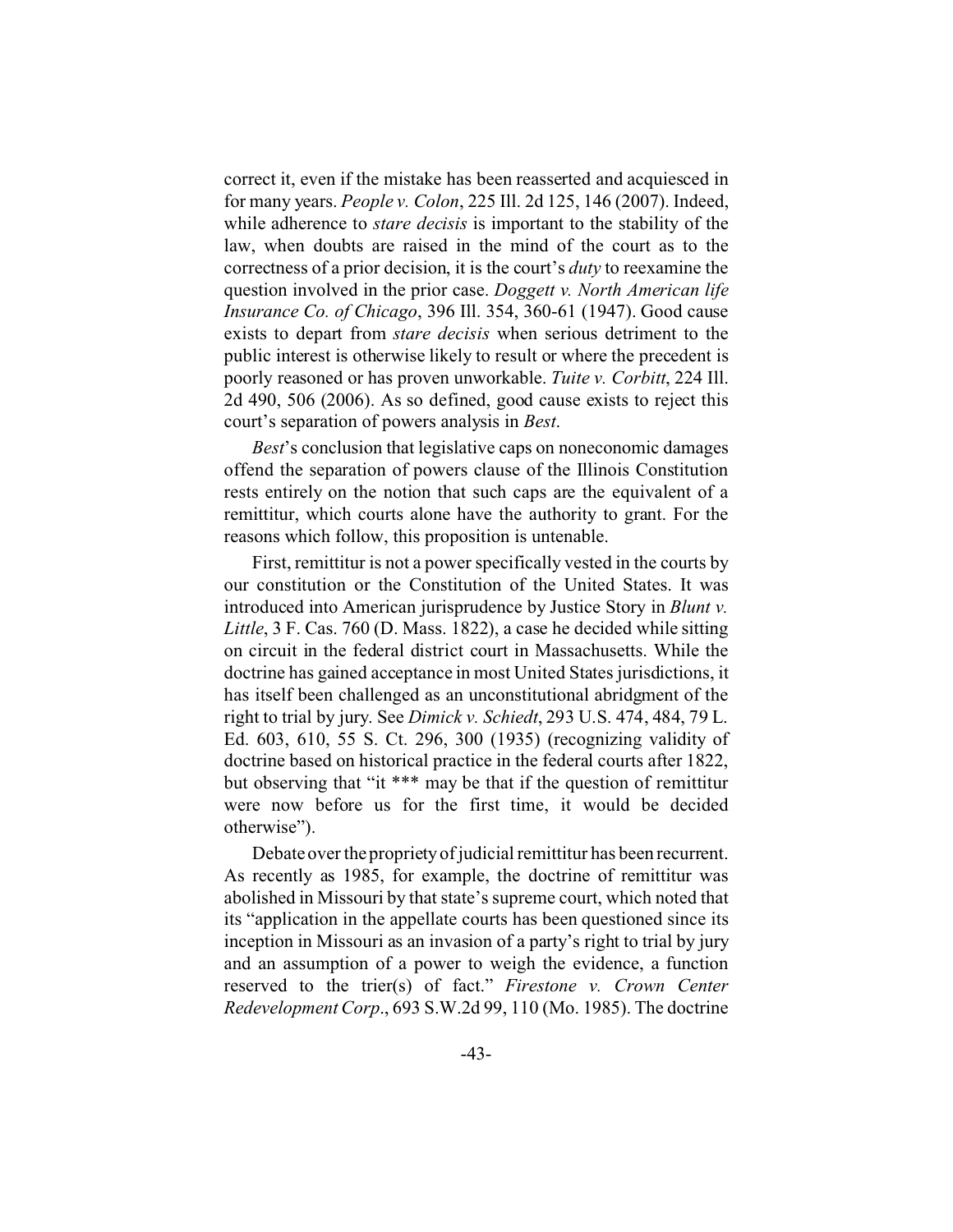correct it, even if the mistake has been reasserted and acquiesced in for many years. *People v. Colon*, 225 Ill. 2d 125, 146 (2007). Indeed, while adherence to *stare decisis* is important to the stability of the law, when doubts are raised in the mind of the court as to the correctness of a prior decision, it is the court's *duty* to reexamine the question involved in the prior case. *Doggett v. North American life Insurance Co. of Chicago*, 396 Ill. 354, 360-61 (1947). Good cause exists to depart from *stare decisis* when serious detriment to the public interest is otherwise likely to result or where the precedent is poorly reasoned or has proven unworkable. *Tuite v. Corbitt*, 224 Ill. 2d 490, 506 (2006). As so defined, good cause exists to reject this court's separation of powers analysis in *Best*.

*Best*'s conclusion that legislative caps on noneconomic damages offend the separation of powers clause of the Illinois Constitution rests entirely on the notion that such caps are the equivalent of a remittitur, which courts alone have the authority to grant. For the reasons which follow, this proposition is untenable.

First, remittitur is not a power specifically vested in the courts by our constitution or the Constitution of the United States. It was introduced into American jurisprudence by Justice Story in *Blunt v. Little*, 3 F. Cas. 760 (D. Mass. 1822), a case he decided while sitting on circuit in the federal district court in Massachusetts. While the doctrine has gained acceptance in most United States jurisdictions, it has itself been challenged as an unconstitutional abridgment of the right to trial by jury. See *Dimick v. Schiedt*, 293 U.S. 474, 484, 79 L. Ed. 603, 610, 55 S. Ct. 296, 300 (1935) (recognizing validity of doctrine based on historical practice in the federal courts after 1822, but observing that "it *** may be that if the question of remittitur were now before us for the first time, it would be decided otherwise").

Debate over the propriety of judicial remittitur has been recurrent. As recently as 1985, for example, the doctrine of remittitur was abolished in Missouri by that state's supreme court, which noted that its "application in the appellate courts has been questioned since its inception in Missouri as an invasion of a party's right to trial by jury and an assumption of a power to weigh the evidence, a function reserved to the trier(s) of fact." *Firestone v. Crown Center Redevelopment Corp.*, 693 S.W.2d 99, 110 (Mo. 1985). The doctrine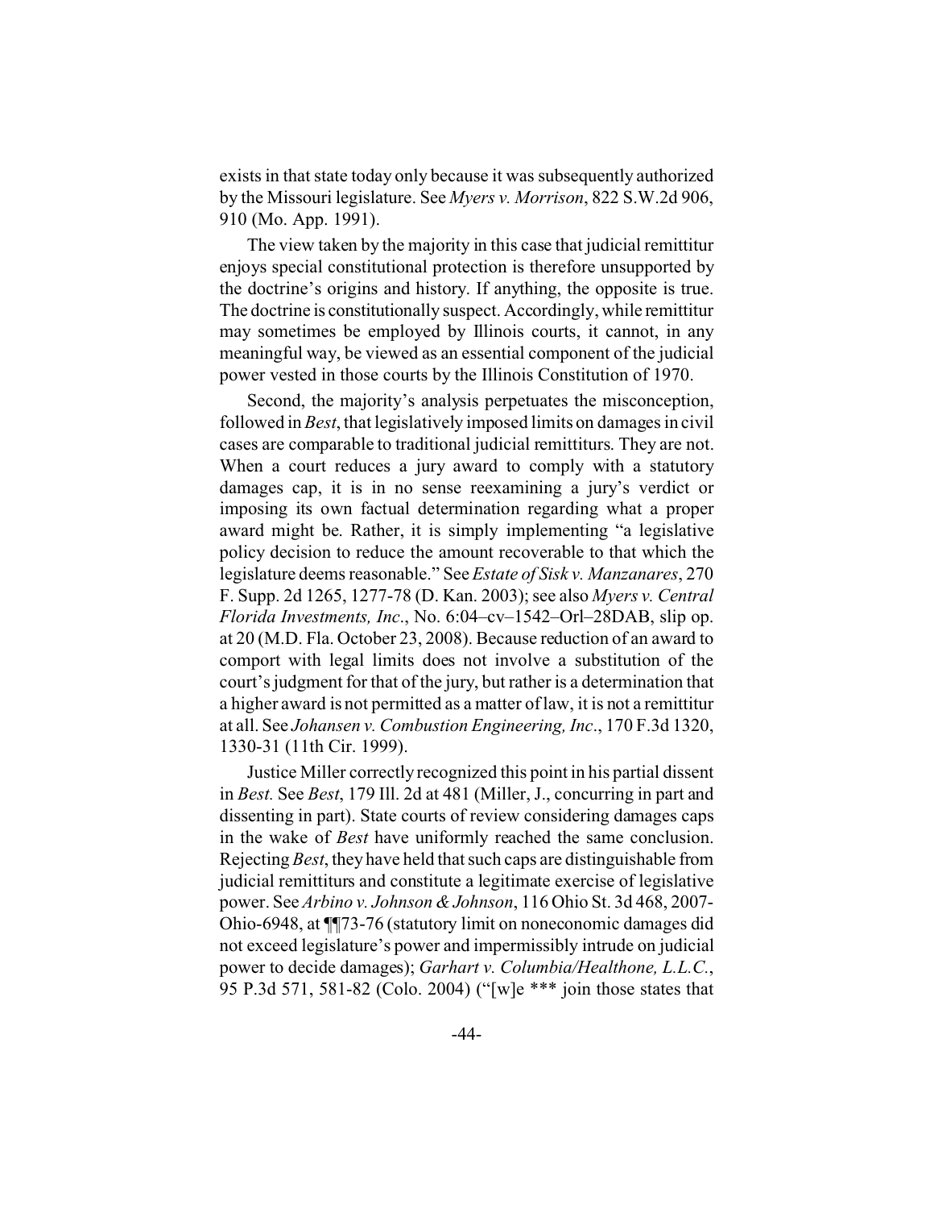exists in that state today only because it was subsequently authorized by the Missouri legislature. See *Myers v. Morrison*, 822 S.W.2d 906, 910 (Mo. App. 1991).

The view taken by the majority in this case that judicial remittitur enjoys special constitutional protection is therefore unsupported by the doctrine's origins and history. If anything, the opposite is true. The doctrine is constitutionally suspect. Accordingly, while remittitur may sometimes be employed by Illinois courts, it cannot, in any meaningful way, be viewed as an essential component of the judicial power vested in those courts by the Illinois Constitution of 1970.

Second, the majority's analysis perpetuates the misconception, followed in *Best*, that legislatively imposed limits on damages in civil cases are comparable to traditional judicial remittiturs. They are not. When a court reduces a jury award to comply with a statutory damages cap, it is in no sense reexamining a jury's verdict or imposing its own factual determination regarding what a proper award might be. Rather, it is simply implementing "a legislative policy decision to reduce the amount recoverable to that which the legislature deems reasonable." See *Estate of Sisk v. Manzanares*, 270 F. Supp. 2d 1265, 1277-78 (D. Kan. 2003); see also *Myers v. Central Florida Investments, Inc*., No. 6:04–cv–1542–Orl–28DAB, slip op. at 20 (M.D. Fla. October 23, 2008). Because reduction of an award to comport with legal limits does not involve a substitution of the court's judgment for that of the jury, but rather is a determination that a higher award is not permitted as a matter of law, it is not a remittitur at all. See *Johansen v. Combustion Engineering, Inc*., 170 F.3d 1320, 1330-31 (11th Cir. 1999).

Justice Miller correctly recognized this point in his partial dissent in *Best.* See *Best*, 179 Ill. 2d at 481 (Miller, J., concurring in part and dissenting in part). State courts of review considering damages caps in the wake of *Best* have uniformly reached the same conclusion. Rejecting *Best*, they have held that such caps are distinguishable from judicial remittiturs and constitute a legitimate exercise of legislative power. See *Arbino v. Johnson & Johnson*, 116 Ohio St. 3d 468, 2007-Ohio-6948, at ¶¶73-76 (statutory limit on noneconomic damages did not exceed legislature's power and impermissibly intrude on judicial power to decide damages); *Garhart v. Columbia/Healthone, L.L.C.*, 95 P.3d 571, 581-82 (Colo. 2004) ("[w]e *** join those states that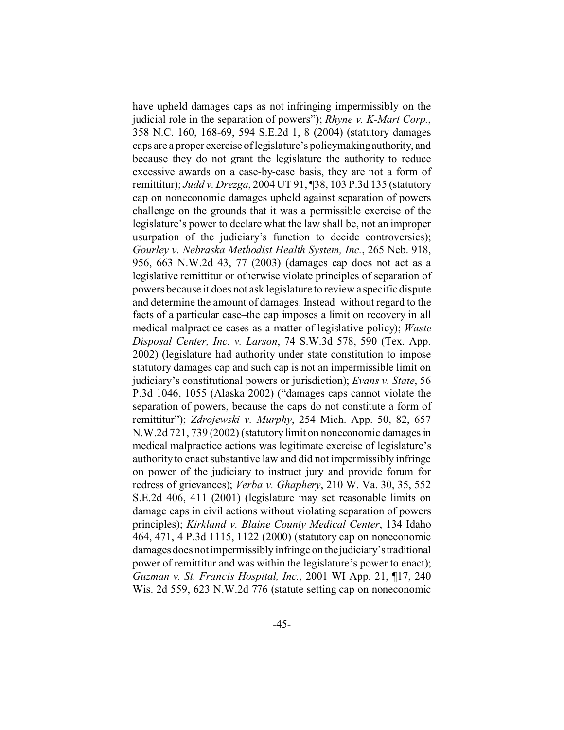have upheld damages caps as not infringing impermissibly on the judicial role in the separation of powers"); *Rhyne v. K-Mart Corp.*, 358 N.C. 160, 168-69, 594 S.E.2d 1, 8 (2004) (statutory damages caps are a proper exercise of legislature's policymaking authority, and because they do not grant the legislature the authority to reduce excessive awards on a case-by-case basis, they are not a form of remittitur); *Judd v. Drezga*, 2004 UT 91, ¶38, 103 P.3d 135 (statutory cap on noneconomic damages upheld against separation of powers challenge on the grounds that it was a permissible exercise of the legislature's power to declare what the law shall be, not an improper usurpation of the judiciary's function to decide controversies); *Gourley v. Nebraska Methodist Health System, Inc.*, 265 Neb. 918, 956, 663 N.W.2d 43, 77 (2003) (damages cap does not act as a legislative remittitur or otherwise violate principles of separation of powers because it does not ask legislature to review a specific dispute and determine the amount of damages. Instead–without regard to the facts of a particular case–the cap imposes a limit on recovery in all medical malpractice cases as a matter of legislative policy); *Waste Disposal Center, Inc. v. Larson*, 74 S.W.3d 578, 590 (Tex. App. 2002) (legislature had authority under state constitution to impose statutory damages cap and such cap is not an impermissible limit on judiciary's constitutional powers or jurisdiction); *Evans v. State*, 56 P.3d 1046, 1055 (Alaska 2002) ("damages caps cannot violate the separation of powers, because the caps do not constitute a form of remittitur"); *Zdrojewski v. Murphy*, 254 Mich. App. 50, 82, 657 N.W.2d 721, 739 (2002) (statutory limit on noneconomic damages in medical malpractice actions was legitimate exercise of legislature's authority to enact substantive law and did not impermissibly infringe on power of the judiciary to instruct jury and provide forum for redress of grievances); *Verba v. Ghaphery*, 210 W. Va. 30, 35, 552 S.E.2d 406, 411 (2001) (legislature may set reasonable limits on damage caps in civil actions without violating separation of powers principles); *Kirkland v. Blaine County Medical Center*, 134 Idaho 464, 471, 4 P.3d 1115, 1122 (2000) (statutory cap on noneconomic damages does not impermissibly infringe on the judiciary's traditional power of remittitur and was within the legislature's power to enact); *Guzman v. St. Francis Hospital, Inc.*, 2001 WI App. 21, ¶17, 240 Wis. 2d 559, 623 N.W.2d 776 (statute setting cap on noneconomic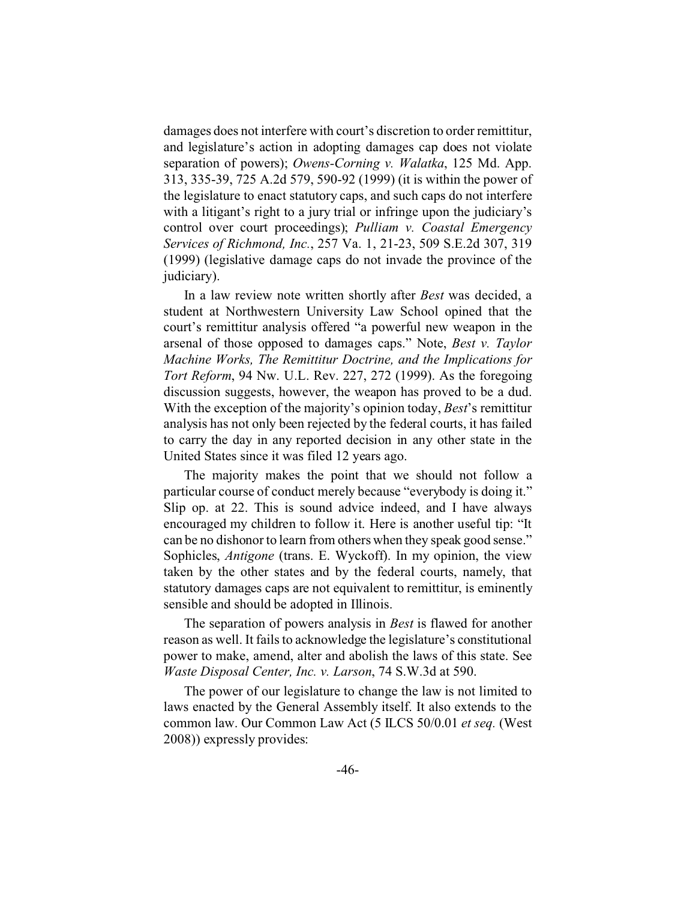damages does not interfere with court's discretion to order remittitur, and legislature's action in adopting damages cap does not violate separation of powers); *Owens-Corning v. Walatka*, 125 Md. App. 313, 335-39, 725 A.2d 579, 590-92 (1999) (it is within the power of the legislature to enact statutory caps, and such caps do not interfere with a litigant's right to a jury trial or infringe upon the judiciary's control over court proceedings); *Pulliam v. Coastal Emergency Services of Richmond, Inc.*, 257 Va. 1, 21-23, 509 S.E.2d 307, 319 (1999) (legislative damage caps do not invade the province of the judiciary).

In a law review note written shortly after *Best* was decided, a student at Northwestern University Law School opined that the court's remittitur analysis offered "a powerful new weapon in the arsenal of those opposed to damages caps." Note, *Best v. Taylor Machine Works, The Remittitur Doctrine, and the Implications for Tort Reform*, 94 Nw. U.L. Rev. 227, 272 (1999). As the foregoing discussion suggests, however, the weapon has proved to be a dud. With the exception of the majority's opinion today, *Best*'s remittitur analysis has not only been rejected by the federal courts, it has failed to carry the day in any reported decision in any other state in the United States since it was filed 12 years ago.

The majority makes the point that we should not follow a particular course of conduct merely because "everybody is doing it." Slip op. at 22. This is sound advice indeed, and I have always encouraged my children to follow it. Here is another useful tip: "It can be no dishonor to learn from others when they speak good sense." Sophicles, *Antigone* (trans. E. Wyckoff). In my opinion, the view taken by the other states and by the federal courts, namely, that statutory damages caps are not equivalent to remittitur, is eminently sensible and should be adopted in Illinois.

The separation of powers analysis in *Best* is flawed for another reason as well. It fails to acknowledge the legislature's constitutional power to make, amend, alter and abolish the laws of this state. See *Waste Disposal Center, Inc. v. Larson*, 74 S.W.3d at 590.

The power of our legislature to change the law is not limited to laws enacted by the General Assembly itself. It also extends to the common law. Our Common Law Act (5 ILCS 50/0.01 *et seq.* (West 2008)) expressly provides: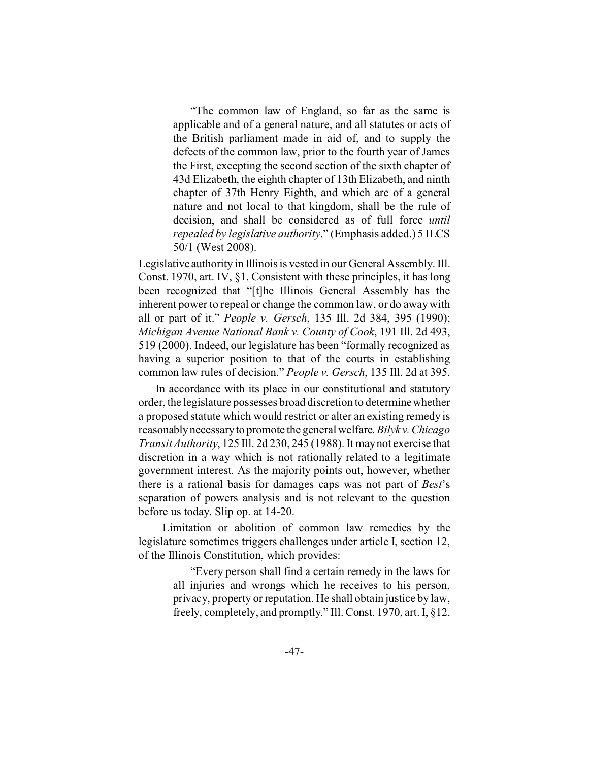> "The common law of England, so far as the same is applicable and of a general nature, and all statutes or acts of the British parliament made in aid of, and to supply the defects of the common law, prior to the fourth year of James the First, excepting the second section of the sixth chapter of 43d Elizabeth, the eighth chapter of 13th Elizabeth, and ninth chapter of 37th Henry Eighth, and which are of a general nature and not local to that kingdom, shall be the rule of decision, and shall be considered as of full force *until repealed by legislative authority*." (Emphasis added.) 5 ILCS 50/1 (West 2008).

Legislative authority in Illinois is vested in our General Assembly. Ill. Const. 1970, art. IV, §1. Consistent with these principles, it has long been recognized that "[t]he Illinois General Assembly has the inherent power to repeal or change the common law, or do away with all or part of it." *People v. Gersch*, 135 Ill. 2d 384, 395 (1990); *Michigan Avenue National Bank v. County of Cook*, 191 Ill. 2d 493, 519 (2000). Indeed, our legislature has been "formally recognized as having a superior position to that of the courts in establishing common law rules of decision." *People v. Gersch*, 135 Ill. 2d at 395.

In accordance with its place in our constitutional and statutory order, the legislature possesses broad discretion to determine whether a proposed statute which would restrict or alter an existing remedy is reasonably necessary to promote the general welfare. *Bilyk v. Chicago Transit Authority*, 125 Ill. 2d 230, 245 (1988). It may not exercise that discretion in a way which is not rationally related to a legitimate government interest. As the majority points out, however, whether there is a rational basis for damages caps was not part of *Best*'s separation of powers analysis and is not relevant to the question before us today. Slip op. at 14-20.

Limitation or abolition of common law remedies by the legislature sometimes triggers challenges under article I, section 12, of the Illinois Constitution, which provides:

> "Every person shall find a certain remedy in the laws for all injuries and wrongs which he receives to his person, privacy, property or reputation. He shall obtain justice by law, freely, completely, and promptly." Ill. Const. 1970, art. I, §12.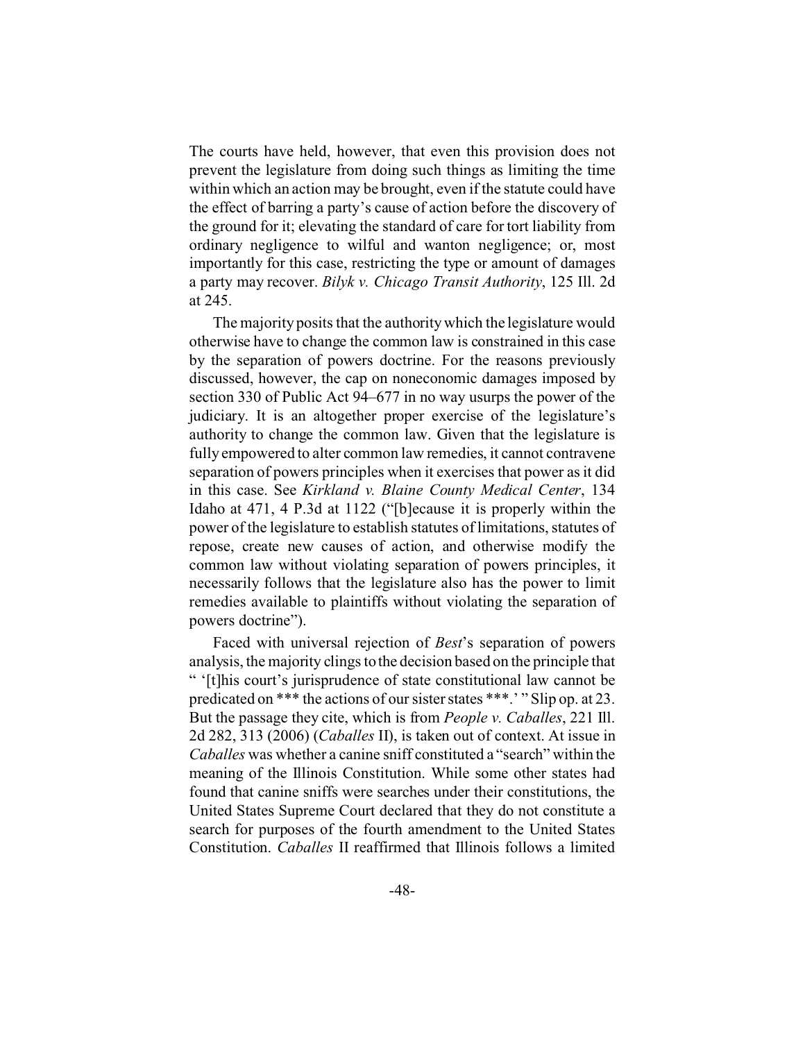The courts have held, however, that even this provision does not prevent the legislature from doing such things as limiting the time within which an action may be brought, even if the statute could have the effect of barring a party's cause of action before the discovery of the ground for it; elevating the standard of care for tort liability from ordinary negligence to wilful and wanton negligence; or, most importantly for this case, restricting the type or amount of damages a party may recover. *Bilyk v. Chicago Transit Authority*, 125 Ill. 2d at 245.

The majority posits that the authority which the legislature would otherwise have to change the common law is constrained in this case by the separation of powers doctrine. For the reasons previously discussed, however, the cap on noneconomic damages imposed by section 330 of Public Act 94–677 in no way usurps the power of the judiciary. It is an altogether proper exercise of the legislature's authority to change the common law. Given that the legislature is fully empowered to alter common law remedies, it cannot contravene separation of powers principles when it exercises that power as it did in this case. See *Kirkland v. Blaine County Medical Center*, 134 Idaho at 471, 4 P.3d at 1122 ("[b]ecause it is properly within the power of the legislature to establish statutes of limitations, statutes of repose, create new causes of action, and otherwise modify the common law without violating separation of powers principles, it necessarily follows that the legislature also has the power to limit remedies available to plaintiffs without violating the separation of powers doctrine").

Faced with universal rejection of *Best*'s separation of powers analysis, the majority clings to the decision based on the principle that " '[t]his court's jurisprudence of state constitutional law cannot be predicated on *** the actions of our sister states ***.' " Slip op. at 23. But the passage they cite, which is from *People v. Caballes*, 221 Ill. 2d 282, 313 (2006) (*Caballes* II), is taken out of context. At issue in *Caballes* was whether a canine sniff constituted a "search" within the meaning of the Illinois Constitution. While some other states had found that canine sniffs were searches under their constitutions, the United States Supreme Court declared that they do not constitute a search for purposes of the fourth amendment to the United States Constitution. *Caballes* II reaffirmed that Illinois follows a limited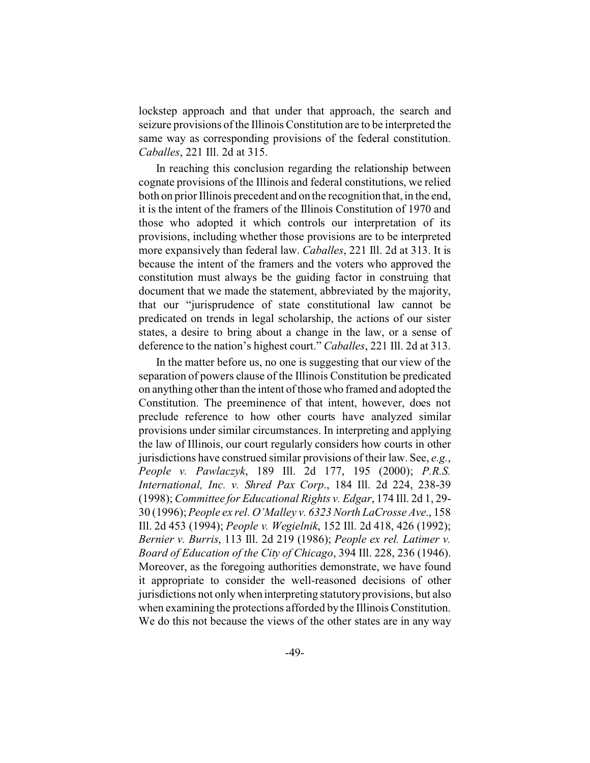lockstep approach and that under that approach, the search and seizure provisions of the Illinois Constitution are to be interpreted the same way as corresponding provisions of the federal constitution. *Caballes*, 221 Ill. 2d at 315.

In reaching this conclusion regarding the relationship between cognate provisions of the Illinois and federal constitutions, we relied both on prior Illinois precedent and on the recognition that, in the end, it is the intent of the framers of the Illinois Constitution of 1970 and those who adopted it which controls our interpretation of its provisions, including whether those provisions are to be interpreted more expansively than federal law. *Caballes*, 221 Ill. 2d at 313. It is because the intent of the framers and the voters who approved the constitution must always be the guiding factor in construing that document that we made the statement, abbreviated by the majority, that our "jurisprudence of state constitutional law cannot be predicated on trends in legal scholarship, the actions of our sister states, a desire to bring about a change in the law, or a sense of deference to the nation's highest court." *Caballes*, 221 Ill. 2d at 313.

In the matter before us, no one is suggesting that our view of the separation of powers clause of the Illinois Constitution be predicated on anything other than the intent of those who framed and adopted the Constitution. The preeminence of that intent, however, does not preclude reference to how other courts have analyzed similar provisions under similar circumstances. In interpreting and applying the law of Illinois, our court regularly considers how courts in other jurisdictions have construed similar provisions of their law. See, *e.g.*, *People v. Pawlaczyk*, 189 Ill. 2d 177, 195 (2000); *P.R.S. International, Inc. v. Shred Pax Corp.*, 184 Ill. 2d 224, 238-39 (1998); *Committee for Educational Rights v. Edgar*, 174 Ill. 2d 1, 29-30 (1996); *People ex rel. O'Malley v. 6323 North LaCrosse Ave.*, 158 Ill. 2d 453 (1994); *People v. Wegielnik*, 152 Ill. 2d 418, 426 (1992); *Bernier v. Burris*, 113 Ill. 2d 219 (1986); *People ex rel. Latimer v. Board of Education of the City of Chicago*, 394 Ill. 228, 236 (1946). Moreover, as the foregoing authorities demonstrate, we have found it appropriate to consider the well-reasoned decisions of other jurisdictions not only when interpreting statutory provisions, but also when examining the protections afforded by the Illinois Constitution. We do this not because the views of the other states are in any way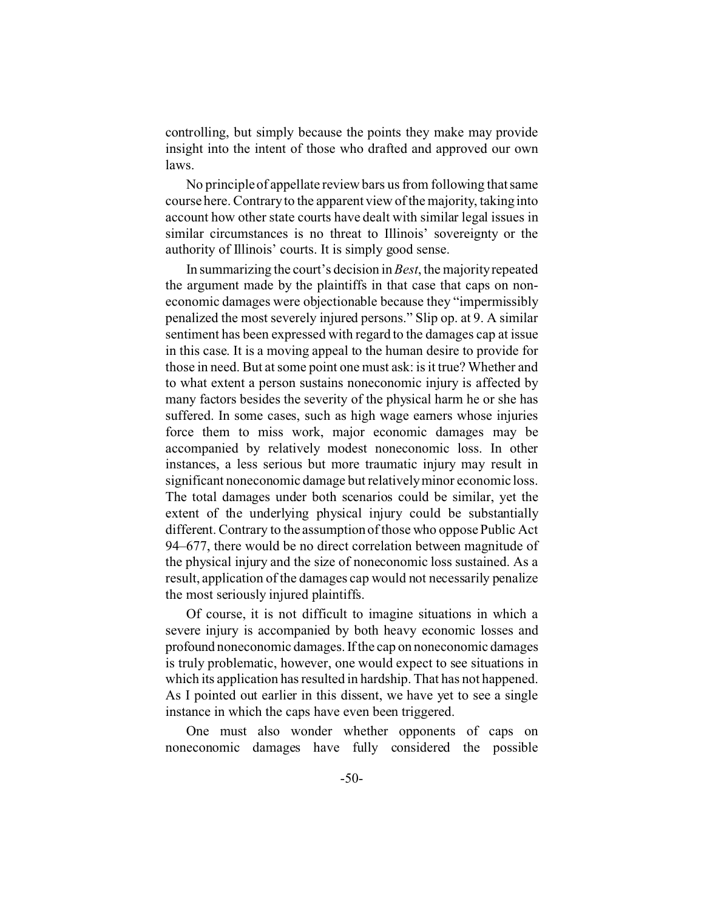controlling, but simply because the points they make may provide insight into the intent of those who drafted and approved our own laws.

No principle of appellate review bars us from following that same course here. Contrary to the apparent view of the majority, taking into account how other state courts have dealt with similar legal issues in similar circumstances is no threat to Illinois' sovereignty or the authority of Illinois' courts. It is simply good sense.

In summarizing the court's decision in *Best*, the majority repeated the argument made by the plaintiffs in that case that caps on non-economic damages were objectionable because they "impermissibly penalized the most severely injured persons." Slip op. at 9. A similar sentiment has been expressed with regard to the damages cap at issue in this case. It is a moving appeal to the human desire to provide for those in need. But at some point one must ask: is it true? Whether and to what extent a person sustains noneconomic injury is affected by many factors besides the severity of the physical harm he or she has suffered. In some cases, such as high wage earners whose injuries force them to miss work, major economic damages may be accompanied by relatively modest noneconomic loss. In other instances, a less serious but more traumatic injury may result in significant noneconomic damage but relatively minor economic loss. The total damages under both scenarios could be similar, yet the extent of the underlying physical injury could be substantially different. Contrary to the assumption of those who oppose Public Act 94–677, there would be no direct correlation between magnitude of the physical injury and the size of noneconomic loss sustained. As a result, application of the damages cap would not necessarily penalize the most seriously injured plaintiffs.

Of course, it is not difficult to imagine situations in which a severe injury is accompanied by both heavy economic losses and profound noneconomic damages. If the cap on noneconomic damages is truly problematic, however, one would expect to see situations in which its application has resulted in hardship. That has not happened. As I pointed out earlier in this dissent, we have yet to see a single instance in which the caps have even been triggered.

One must also wonder whether opponents of caps on noneconomic damages have fully considered the possible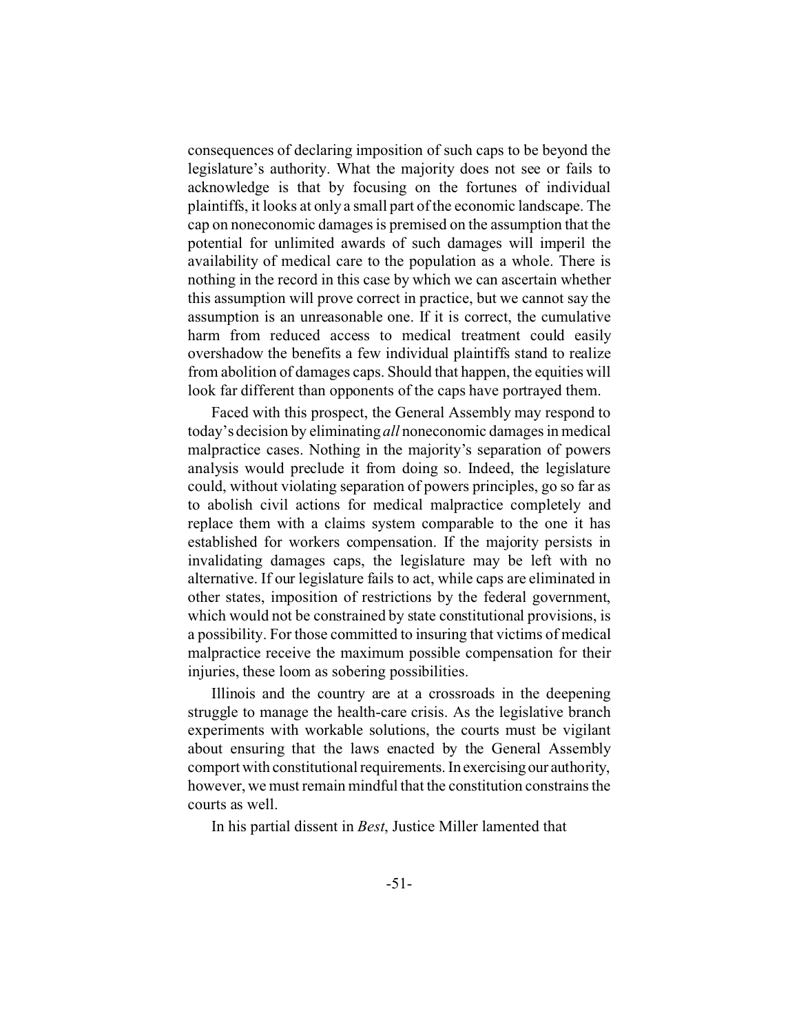consequences of declaring imposition of such caps to be beyond the legislature's authority. What the majority does not see or fails to acknowledge is that by focusing on the fortunes of individual plaintiffs, it looks at only a small part of the economic landscape. The cap on noneconomic damages is premised on the assumption that the potential for unlimited awards of such damages will imperil the availability of medical care to the population as a whole. There is nothing in the record in this case by which we can ascertain whether this assumption will prove correct in practice, but we cannot say the assumption is an unreasonable one. If it is correct, the cumulative harm from reduced access to medical treatment could easily overshadow the benefits a few individual plaintiffs stand to realize from abolition of damages caps. Should that happen, the equities will look far different than opponents of the caps have portrayed them.

Faced with this prospect, the General Assembly may respond to today's decision by eliminating *all* noneconomic damages in medical malpractice cases. Nothing in the majority's separation of powers analysis would preclude it from doing so. Indeed, the legislature could, without violating separation of powers principles, go so far as to abolish civil actions for medical malpractice completely and replace them with a claims system comparable to the one it has established for workers compensation. If the majority persists in invalidating damages caps, the legislature may be left with no alternative. If our legislature fails to act, while caps are eliminated in other states, imposition of restrictions by the federal government, which would not be constrained by state constitutional provisions, is a possibility. For those committed to insuring that victims of medical malpractice receive the maximum possible compensation for their injuries, these loom as sobering possibilities.

Illinois and the country are at a crossroads in the deepening struggle to manage the health-care crisis. As the legislative branch experiments with workable solutions, the courts must be vigilant about ensuring that the laws enacted by the General Assembly comport with constitutional requirements. In exercising our authority, however, we must remain mindful that the constitution constrains the courts as well.

In his partial dissent in *Best*, Justice Miller lamented that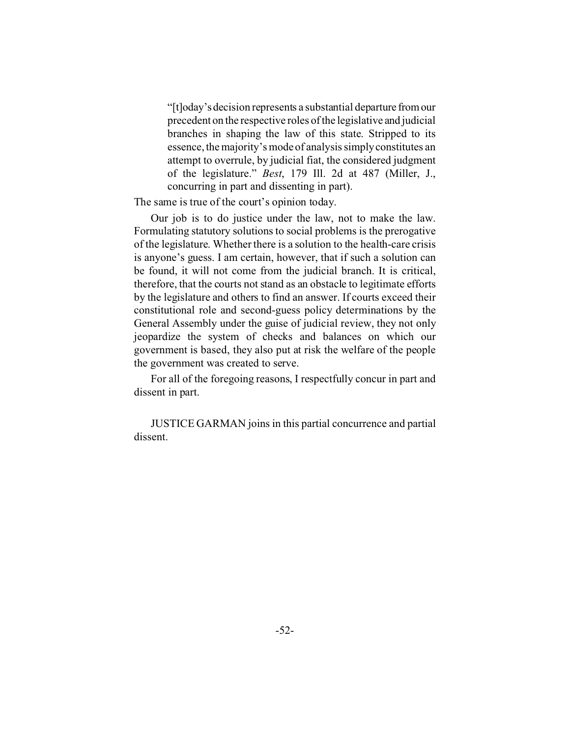> "[t]oday's decision represents a substantial departure from our precedent on the respective roles of the legislative and judicial branches in shaping the law of this state. Stripped to its essence, the majority's mode of analysis simply constitutes an attempt to overrule, by judicial fiat, the considered judgment of the legislature." *Best*, 179 Ill. 2d at 487 (Miller, J., concurring in part and dissenting in part).

The same is true of the court's opinion today.

Our job is to do justice under the law, not to make the law. Formulating statutory solutions to social problems is the prerogative of the legislature. Whether there is a solution to the health-care crisis is anyone's guess. I am certain, however, that if such a solution can be found, it will not come from the judicial branch. It is critical, therefore, that the courts not stand as an obstacle to legitimate efforts by the legislature and others to find an answer. If courts exceed their constitutional role and second-guess policy determinations by the General Assembly under the guise of judicial review, they not only jeopardize the system of checks and balances on which our government is based, they also put at risk the welfare of the people the government was created to serve.

For all of the foregoing reasons, I respectfully concur in part and dissent in part.

JUSTICE GARMAN joins in this partial concurrence and partial dissent.